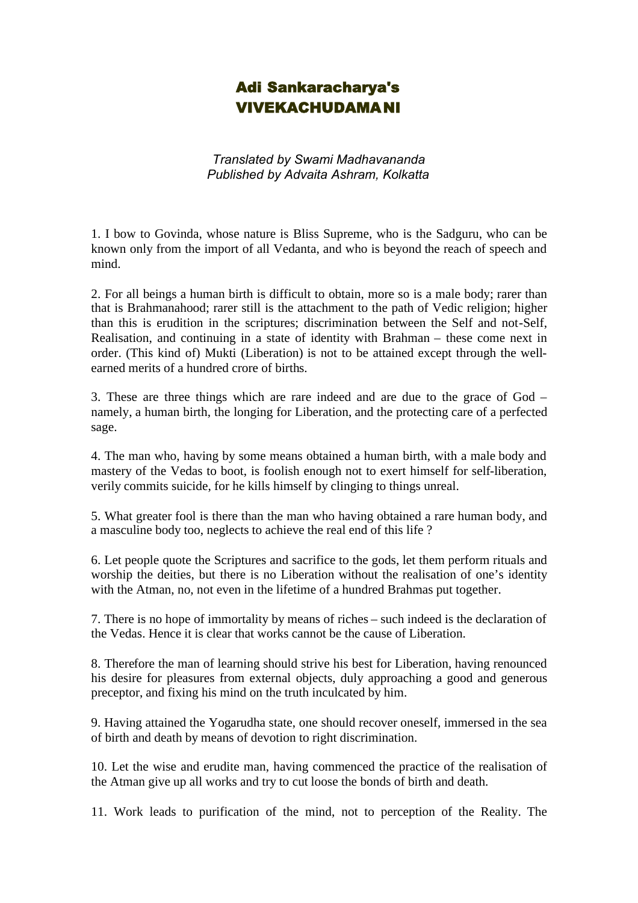# Adi Sankaracharya's VIVEKACHUDAMANI

*Translated by Swami Madhavananda*
*Published by Advaita Ashram, Kolkatta*

1. I bow to Govinda, whose nature is Bliss Supreme, who is the Sadguru, who can be known only from the import of all Vedanta, and who is beyond the reach of speech and mind.

2. For all beings a human birth is difficult to obtain, more so is a male body; rarer than that is Brahmanahood; rarer still is the attachment to the path of Vedic religion; higher than this is erudition in the scriptures; discrimination between the Self and not-Self, Realisation, and continuing in a state of identity with Brahman – these come next in order. (This kind of) Mukti (Liberation) is not to be attained except through the well-earned merits of a hundred crore of births.

3. These are three things which are rare indeed and are due to the grace of God – namely, a human birth, the longing for Liberation, and the protecting care of a perfected sage.

4. The man who, having by some means obtained a human birth, with a male body and mastery of the Vedas to boot, is foolish enough not to exert himself for self-liberation, verily commits suicide, for he kills himself by clinging to things unreal.

5. What greater fool is there than the man who having obtained a rare human body, and a masculine body too, neglects to achieve the real end of this life ?

6. Let people quote the Scriptures and sacrifice to the gods, let them perform rituals and worship the deities, but there is no Liberation without the realisation of one's identity with the Atman, no, not even in the lifetime of a hundred Brahmas put together.

7. There is no hope of immortality by means of riches – such indeed is the declaration of the Vedas. Hence it is clear that works cannot be the cause of Liberation.

8. Therefore the man of learning should strive his best for Liberation, having renounced his desire for pleasures from external objects, duly approaching a good and generous preceptor, and fixing his mind on the truth inculcated by him.

9. Having attained the Yogarudha state, one should recover oneself, immersed in the sea of birth and death by means of devotion to right discrimination.

10. Let the wise and erudite man, having commenced the practice of the realisation of the Atman give up all works and try to cut loose the bonds of birth and death.

11. Work leads to purification of the mind, not to perception of the Reality. The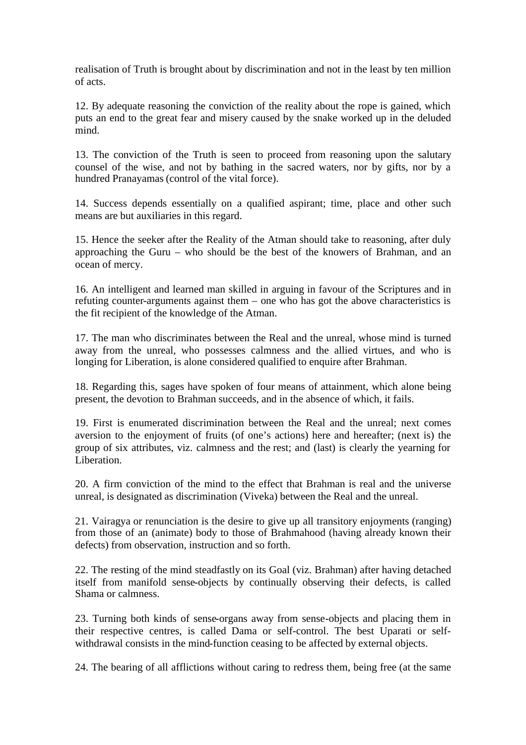realisation of Truth is brought about by discrimination and not in the least by ten million of acts.

12. By adequate reasoning the conviction of the reality about the rope is gained, which puts an end to the great fear and misery caused by the snake worked up in the deluded mind.

13. The conviction of the Truth is seen to proceed from reasoning upon the salutary counsel of the wise, and not by bathing in the sacred waters, nor by gifts, nor by a hundred Pranayamas (control of the vital force).

14. Success depends essentially on a qualified aspirant; time, place and other such means are but auxiliaries in this regard.

15. Hence the seeker after the Reality of the Atman should take to reasoning, after duly approaching the Guru – who should be the best of the knowers of Brahman, and an ocean of mercy.

16. An intelligent and learned man skilled in arguing in favour of the Scriptures and in refuting counter-arguments against them – one who has got the above characteristics is the fit recipient of the knowledge of the Atman.

17. The man who discriminates between the Real and the unreal, whose mind is turned away from the unreal, who possesses calmness and the allied virtues, and who is longing for Liberation, is alone considered qualified to enquire after Brahman.

18. Regarding this, sages have spoken of four means of attainment, which alone being present, the devotion to Brahman succeeds, and in the absence of which, it fails.

19. First is enumerated discrimination between the Real and the unreal; next comes aversion to the enjoyment of fruits (of one's actions) here and hereafter; (next is) the group of six attributes, viz. calmness and the rest; and (last) is clearly the yearning for Liberation.

20. A firm conviction of the mind to the effect that Brahman is real and the universe unreal, is designated as discrimination (Viveka) between the Real and the unreal.

21. Vairagya or renunciation is the desire to give up all transitory enjoyments (ranging) from those of an (animate) body to those of Brahmahood (having already known their defects) from observation, instruction and so forth.

22. The resting of the mind steadfastly on its Goal (viz. Brahman) after having detached itself from manifold sense-objects by continually observing their defects, is called Shama or calmness.

23. Turning both kinds of sense-organs away from sense-objects and placing them in their respective centres, is called Dama or self-control. The best Uparati or self-withdrawal consists in the mind-function ceasing to be affected by external objects.

24. The bearing of all afflictions without caring to redress them, being free (at the same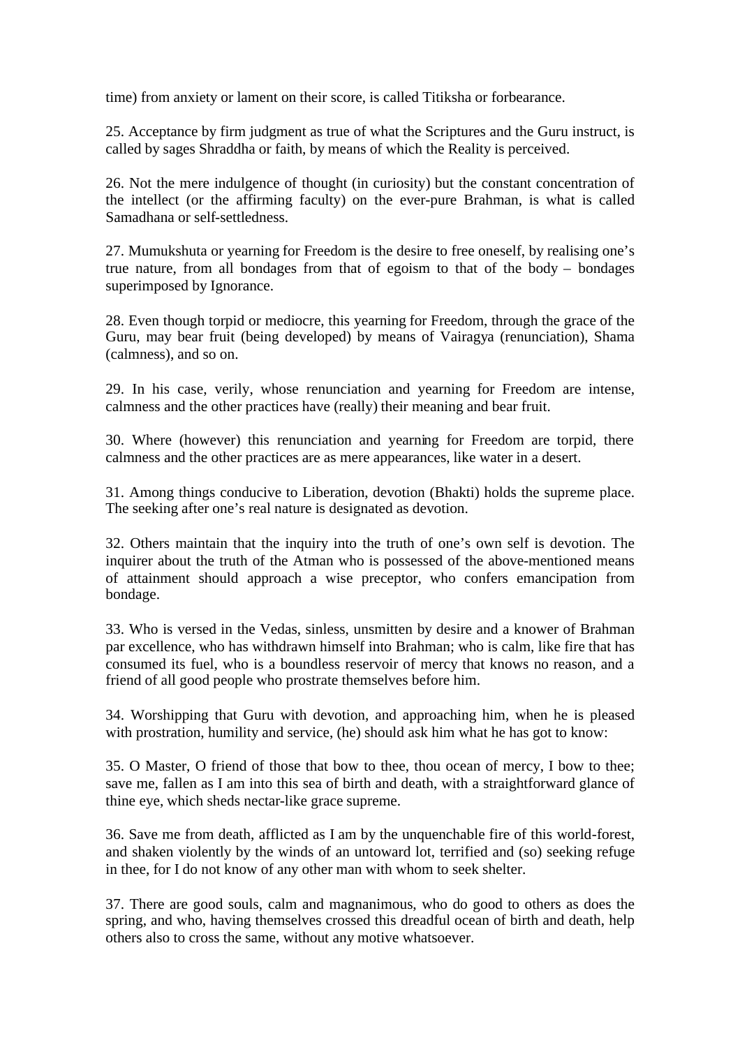time) from anxiety or lament on their score, is called Titiksha or forbearance.

25. Acceptance by firm judgment as true of what the Scriptures and the Guru instruct, is called by sages Shraddha or faith, by means of which the Reality is perceived.

26. Not the mere indulgence of thought (in curiosity) but the constant concentration of the intellect (or the affirming faculty) on the ever-pure Brahman, is what is called Samadhana or self-settledness.

27. Mumukshuta or yearning for Freedom is the desire to free oneself, by realising one's true nature, from all bondages from that of egoism to that of the body – bondages superimposed by Ignorance.

28. Even though torpid or mediocre, this yearning for Freedom, through the grace of the Guru, may bear fruit (being developed) by means of Vairagya (renunciation), Shama (calmness), and so on.

29. In his case, verily, whose renunciation and yearning for Freedom are intense, calmness and the other practices have (really) their meaning and bear fruit.

30. Where (however) this renunciation and yearning for Freedom are torpid, there calmness and the other practices are as mere appearances, like water in a desert.

31. Among things conducive to Liberation, devotion (Bhakti) holds the supreme place. The seeking after one's real nature is designated as devotion.

32. Others maintain that the inquiry into the truth of one's own self is devotion. The inquirer about the truth of the Atman who is possessed of the above-mentioned means of attainment should approach a wise preceptor, who confers emancipation from bondage.

33. Who is versed in the Vedas, sinless, unsmitten by desire and a knower of Brahman par excellence, who has withdrawn himself into Brahman; who is calm, like fire that has consumed its fuel, who is a boundless reservoir of mercy that knows no reason, and a friend of all good people who prostrate themselves before him.

34. Worshipping that Guru with devotion, and approaching him, when he is pleased with prostration, humility and service, (he) should ask him what he has got to know:

35. O Master, O friend of those that bow to thee, thou ocean of mercy, I bow to thee; save me, fallen as I am into this sea of birth and death, with a straightforward glance of thine eye, which sheds nectar-like grace supreme.

36. Save me from death, afflicted as I am by the unquenchable fire of this world-forest, and shaken violently by the winds of an untoward lot, terrified and (so) seeking refuge in thee, for I do not know of any other man with whom to seek shelter.

37. There are good souls, calm and magnanimous, who do good to others as does the spring, and who, having themselves crossed this dreadful ocean of birth and death, help others also to cross the same, without any motive whatsoever.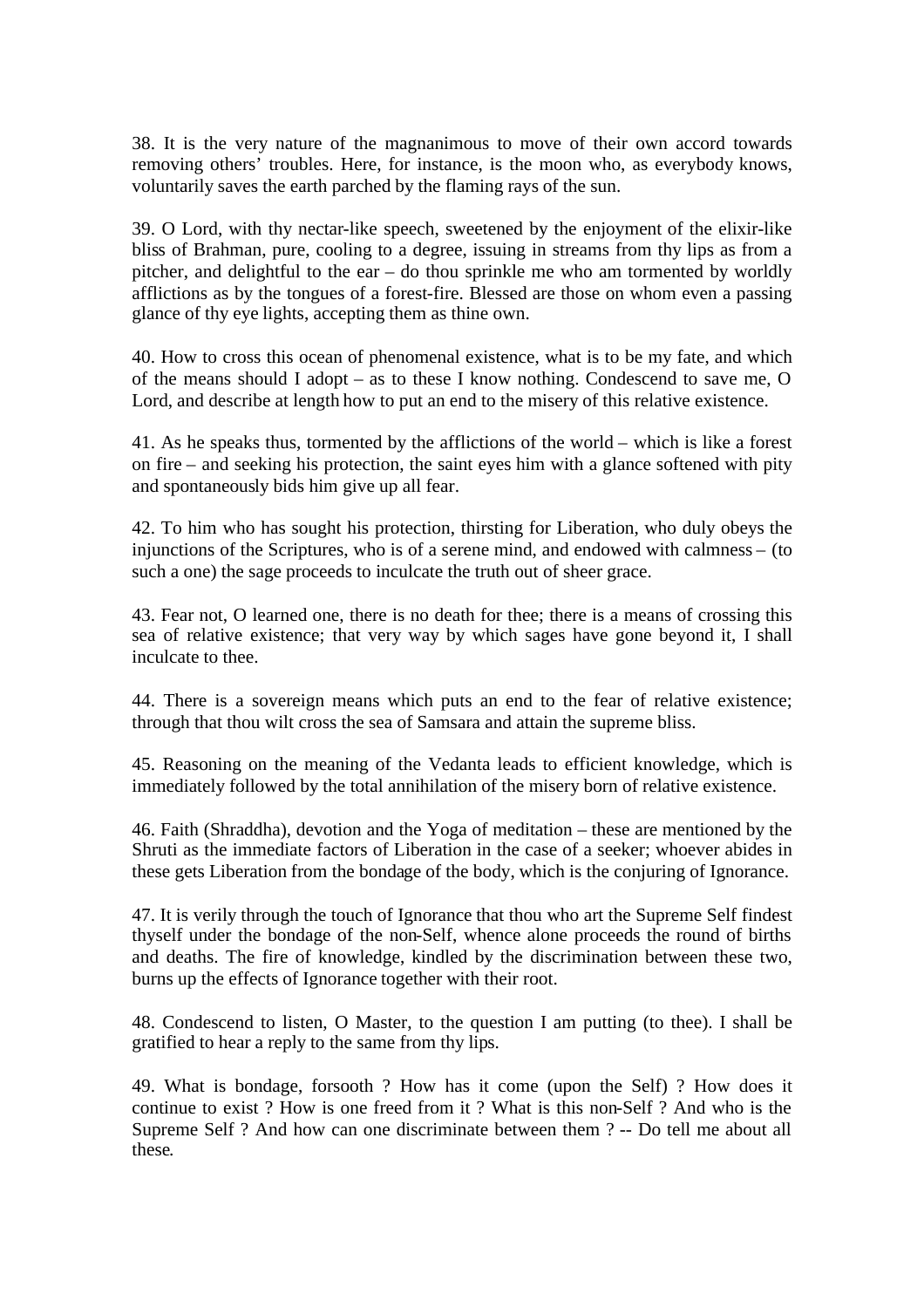38. It is the very nature of the magnanimous to move of their own accord towards removing others' troubles. Here, for instance, is the moon who, as everybody knows, voluntarily saves the earth parched by the flaming rays of the sun.

39. O Lord, with thy nectar-like speech, sweetened by the enjoyment of the elixir-like bliss of Brahman, pure, cooling to a degree, issuing in streams from thy lips as from a pitcher, and delightful to the ear – do thou sprinkle me who am tormented by worldly afflictions as by the tongues of a forest-fire. Blessed are those on whom even a passing glance of thy eye lights, accepting them as thine own.

40. How to cross this ocean of phenomenal existence, what is to be my fate, and which of the means should I adopt – as to these I know nothing. Condescend to save me, O Lord, and describe at length how to put an end to the misery of this relative existence.

41. As he speaks thus, tormented by the afflictions of the world – which is like a forest on fire – and seeking his protection, the saint eyes him with a glance softened with pity and spontaneously bids him give up all fear.

42. To him who has sought his protection, thirsting for Liberation, who duly obeys the injunctions of the Scriptures, who is of a serene mind, and endowed with calmness – (to such a one) the sage proceeds to inculcate the truth out of sheer grace.

43. Fear not, O learned one, there is no death for thee; there is a means of crossing this sea of relative existence; that very way by which sages have gone beyond it, I shall inculcate to thee.

44. There is a sovereign means which puts an end to the fear of relative existence; through that thou wilt cross the sea of Samsara and attain the supreme bliss.

45. Reasoning on the meaning of the Vedanta leads to efficient knowledge, which is immediately followed by the total annihilation of the misery born of relative existence.

46. Faith (Shraddha), devotion and the Yoga of meditation – these are mentioned by the Shruti as the immediate factors of Liberation in the case of a seeker; whoever abides in these gets Liberation from the bondage of the body, which is the conjuring of Ignorance.

47. It is verily through the touch of Ignorance that thou who art the Supreme Self findest thyself under the bondage of the non-Self, whence alone proceeds the round of births and deaths. The fire of knowledge, kindled by the discrimination between these two, burns up the effects of Ignorance together with their root.

48. Condescend to listen, O Master, to the question I am putting (to thee). I shall be gratified to hear a reply to the same from thy lips.

49. What is bondage, forsooth ? How has it come (upon the Self) ? How does it continue to exist ? How is one freed from it ? What is this non-Self ? And who is the Supreme Self ? And how can one discriminate between them ? -- Do tell me about all these.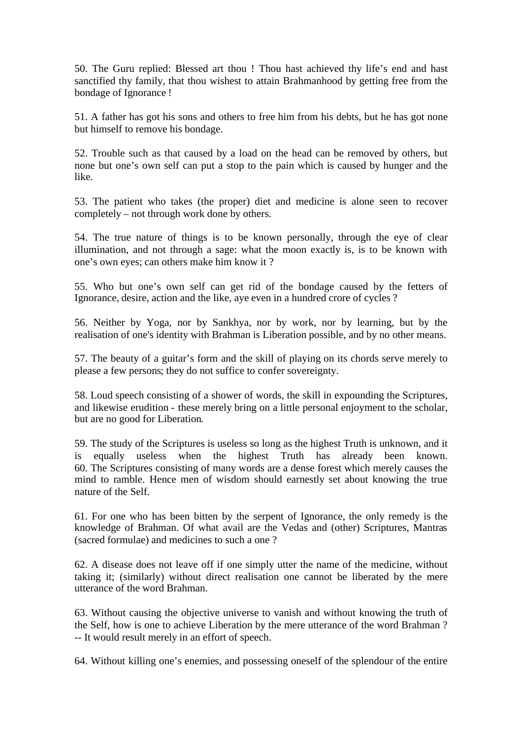50. The Guru replied: Blessed art thou ! Thou hast achieved thy life's end and hast sanctified thy family, that thou wishest to attain Brahmanhood by getting free from the bondage of Ignorance !

51. A father has got his sons and others to free him from his debts, but he has got none but himself to remove his bondage.

52. Trouble such as that caused by a load on the head can be removed by others, but none but one's own self can put a stop to the pain which is caused by hunger and the like.

53. The patient who takes (the proper) diet and medicine is alone seen to recover completely – not through work done by others.

54. The true nature of things is to be known personally, through the eye of clear illumination, and not through a sage: what the moon exactly is, is to be known with one's own eyes; can others make him know it ?

55. Who but one's own self can get rid of the bondage caused by the fetters of Ignorance, desire, action and the like, aye even in a hundred crore of cycles ?

56. Neither by Yoga, nor by Sankhya, nor by work, nor by learning, but by the realisation of one's identity with Brahman is Liberation possible, and by no other means.

57. The beauty of a guitar's form and the skill of playing on its chords serve merely to please a few persons; they do not suffice to confer sovereignty.

58. Loud speech consisting of a shower of words, the skill in expounding the Scriptures, and likewise erudition - these merely bring on a little personal enjoyment to the scholar, but are no good for Liberation.

59. The study of the Scriptures is useless so long as the highest Truth is unknown, and it is equally useless when the highest Truth has already been known.
60. The Scriptures consisting of many words are a dense forest which merely causes the mind to ramble. Hence men of wisdom should earnestly set about knowing the true nature of the Self.

61. For one who has been bitten by the serpent of Ignorance, the only remedy is the knowledge of Brahman. Of what avail are the Vedas and (other) Scriptures, Mantras (sacred formulae) and medicines to such a one ?

62. A disease does not leave off if one simply utter the name of the medicine, without taking it; (similarly) without direct realisation one cannot be liberated by the mere utterance of the word Brahman.

63. Without causing the objective universe to vanish and without knowing the truth of the Self, how is one to achieve Liberation by the mere utterance of the word Brahman ? -- It would result merely in an effort of speech.

64. Without killing one's enemies, and possessing oneself of the splendour of the entire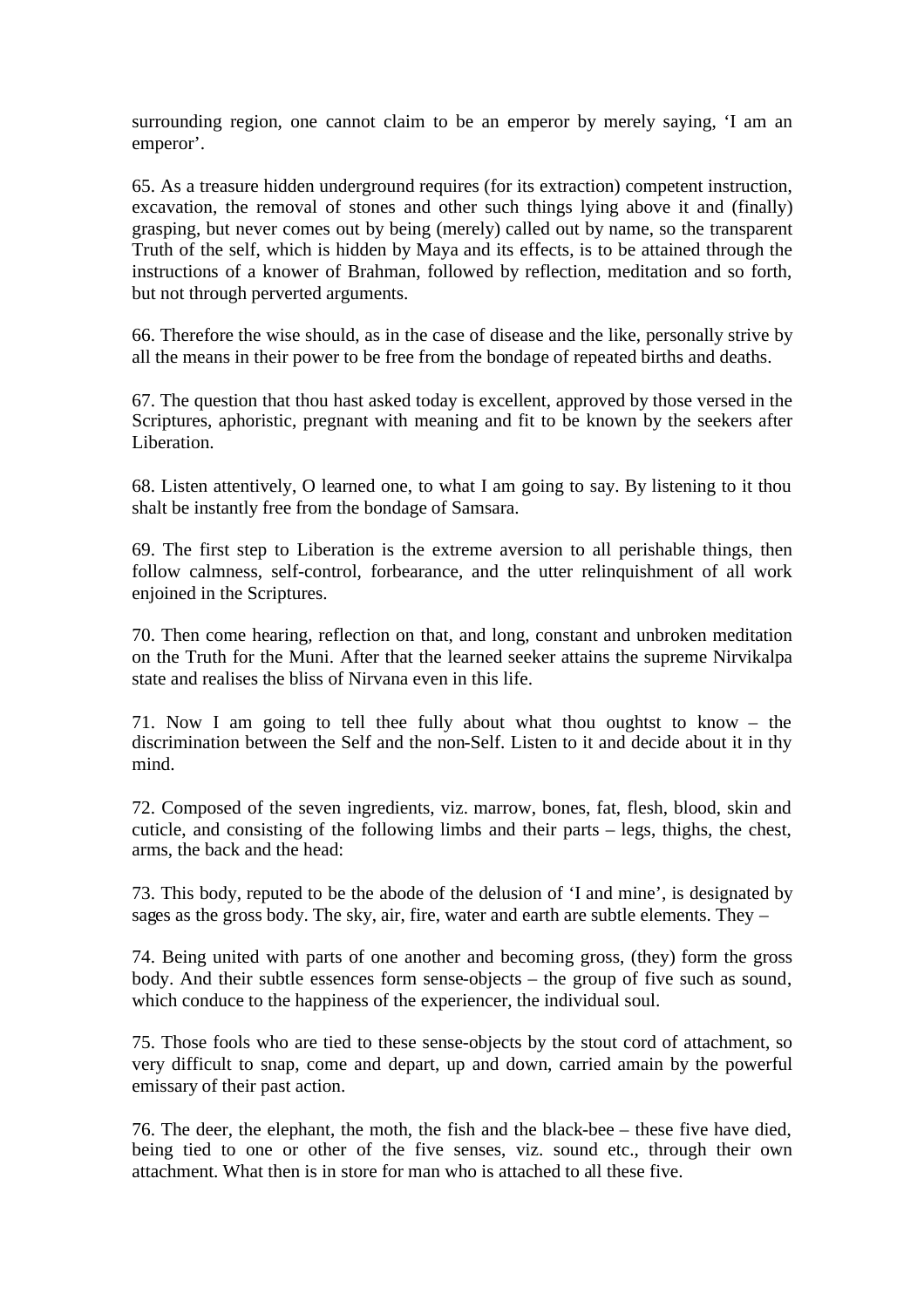surrounding region, one cannot claim to be an emperor by merely saying, 'I am an emperor'.

65. As a treasure hidden underground requires (for its extraction) competent instruction, excavation, the removal of stones and other such things lying above it and (finally) grasping, but never comes out by being (merely) called out by name, so the transparent Truth of the self, which is hidden by Maya and its effects, is to be attained through the instructions of a knower of Brahman, followed by reflection, meditation and so forth, but not through perverted arguments.

66. Therefore the wise should, as in the case of disease and the like, personally strive by all the means in their power to be free from the bondage of repeated births and deaths.

67. The question that thou hast asked today is excellent, approved by those versed in the Scriptures, aphoristic, pregnant with meaning and fit to be known by the seekers after Liberation.

68. Listen attentively, O learned one, to what I am going to say. By listening to it thou shalt be instantly free from the bondage of Samsara.

69. The first step to Liberation is the extreme aversion to all perishable things, then follow calmness, self-control, forbearance, and the utter relinquishment of all work enjoined in the Scriptures.

70. Then come hearing, reflection on that, and long, constant and unbroken meditation on the Truth for the Muni. After that the learned seeker attains the supreme Nirvikalpa state and realises the bliss of Nirvana even in this life.

71. Now I am going to tell thee fully about what thou oughtst to know – the discrimination between the Self and the non-Self. Listen to it and decide about it in thy mind.

72. Composed of the seven ingredients, viz. marrow, bones, fat, flesh, blood, skin and cuticle, and consisting of the following limbs and their parts – legs, thighs, the chest, arms, the back and the head:

73. This body, reputed to be the abode of the delusion of 'I and mine', is designated by sages as the gross body. The sky, air, fire, water and earth are subtle elements. They –

74. Being united with parts of one another and becoming gross, (they) form the gross body. And their subtle essences form sense-objects – the group of five such as sound, which conduce to the happiness of the experiencer, the individual soul.

75. Those fools who are tied to these sense-objects by the stout cord of attachment, so very difficult to snap, come and depart, up and down, carried amain by the powerful emissary of their past action.

76. The deer, the elephant, the moth, the fish and the black-bee – these five have died, being tied to one or other of the five senses, viz. sound etc., through their own attachment. What then is in store for man who is attached to all these five.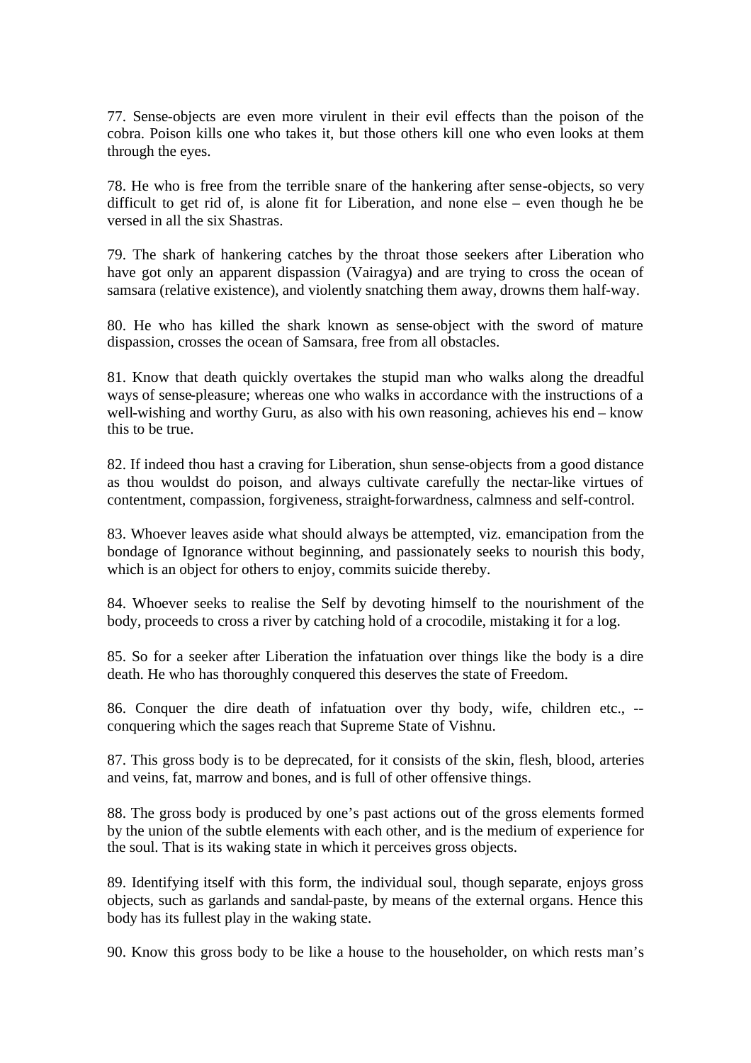77. Sense-objects are even more virulent in their evil effects than the poison of the cobra. Poison kills one who takes it, but those others kill one who even looks at them through the eyes.

78. He who is free from the terrible snare of the hankering after sense-objects, so very difficult to get rid of, is alone fit for Liberation, and none else – even though he be versed in all the six Shastras.

79. The shark of hankering catches by the throat those seekers after Liberation who have got only an apparent dispassion (Vairagya) and are trying to cross the ocean of samsara (relative existence), and violently snatching them away, drowns them half-way.

80. He who has killed the shark known as sense-object with the sword of mature dispassion, crosses the ocean of Samsara, free from all obstacles.

81. Know that death quickly overtakes the stupid man who walks along the dreadful ways of sense-pleasure; whereas one who walks in accordance with the instructions of a well-wishing and worthy Guru, as also with his own reasoning, achieves his end – know this to be true.

82. If indeed thou hast a craving for Liberation, shun sense-objects from a good distance as thou wouldst do poison, and always cultivate carefully the nectar-like virtues of contentment, compassion, forgiveness, straight-forwardness, calmness and self-control.

83. Whoever leaves aside what should always be attempted, viz. emancipation from the bondage of Ignorance without beginning, and passionately seeks to nourish this body, which is an object for others to enjoy, commits suicide thereby.

84. Whoever seeks to realise the Self by devoting himself to the nourishment of the body, proceeds to cross a river by catching hold of a crocodile, mistaking it for a log.

85. So for a seeker after Liberation the infatuation over things like the body is a dire death. He who has thoroughly conquered this deserves the state of Freedom.

86. Conquer the dire death of infatuation over thy body, wife, children etc., -- conquering which the sages reach that Supreme State of Vishnu.

87. This gross body is to be deprecated, for it consists of the skin, flesh, blood, arteries and veins, fat, marrow and bones, and is full of other offensive things.

88. The gross body is produced by one's past actions out of the gross elements formed by the union of the subtle elements with each other, and is the medium of experience for the soul. That is its waking state in which it perceives gross objects.

89. Identifying itself with this form, the individual soul, though separate, enjoys gross objects, such as garlands and sandal-paste, by means of the external organs. Hence this body has its fullest play in the waking state.

90. Know this gross body to be like a house to the householder, on which rests man's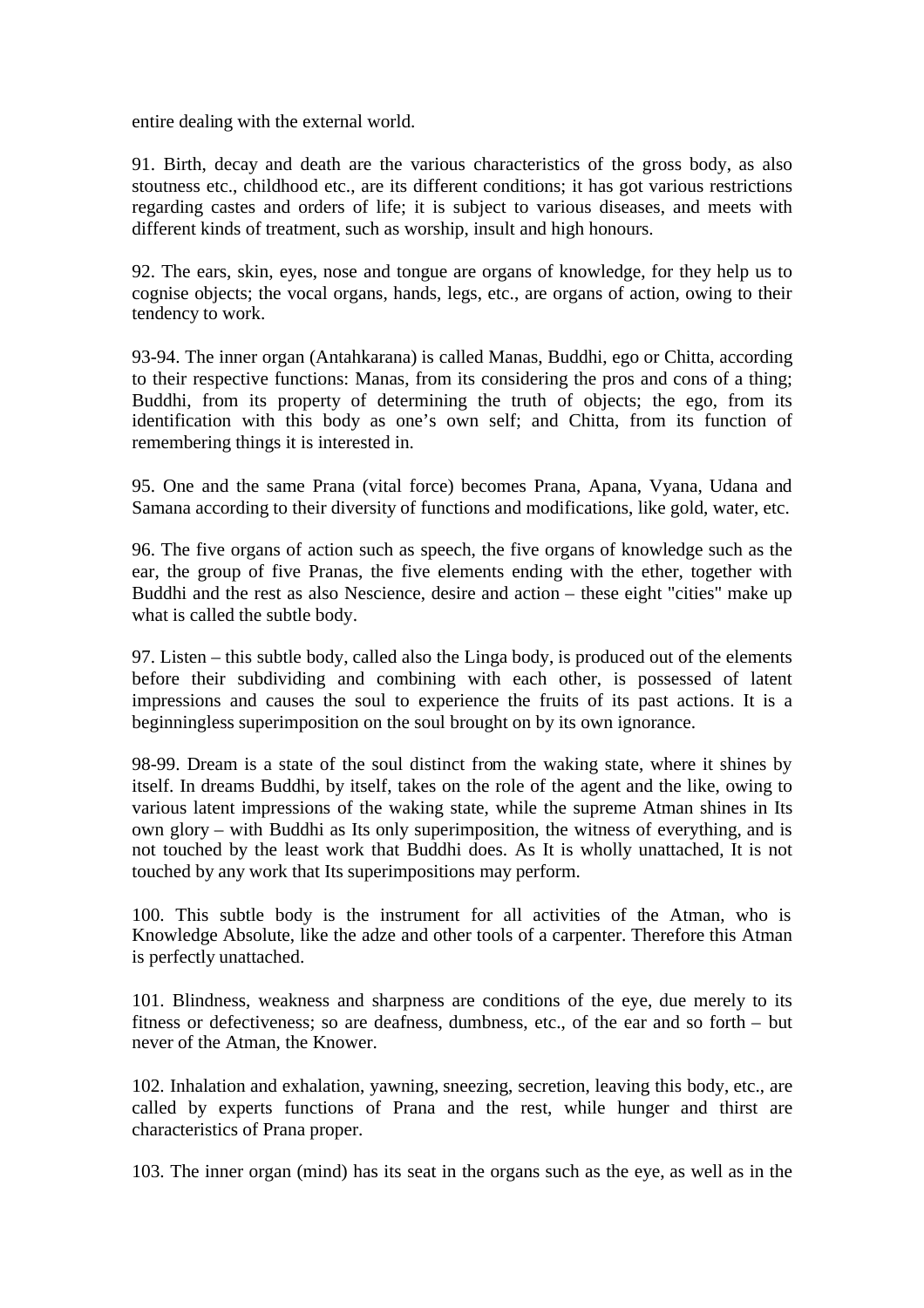entire dealing with the external world.

91. Birth, decay and death are the various characteristics of the gross body, as also stoutness etc., childhood etc., are its different conditions; it has got various restrictions regarding castes and orders of life; it is subject to various diseases, and meets with different kinds of treatment, such as worship, insult and high honours.

92. The ears, skin, eyes, nose and tongue are organs of knowledge, for they help us to cognise objects; the vocal organs, hands, legs, etc., are organs of action, owing to their tendency to work.

93-94. The inner organ (Antahkarana) is called Manas, Buddhi, ego or Chitta, according to their respective functions: Manas, from its considering the pros and cons of a thing; Buddhi, from its property of determining the truth of objects; the ego, from its identification with this body as one's own self; and Chitta, from its function of remembering things it is interested in.

95. One and the same Prana (vital force) becomes Prana, Apana, Vyana, Udana and Samana according to their diversity of functions and modifications, like gold, water, etc.

96. The five organs of action such as speech, the five organs of knowledge such as the ear, the group of five Pranas, the five elements ending with the ether, together with Buddhi and the rest as also Nescience, desire and action – these eight "cities" make up what is called the subtle body.

97. Listen – this subtle body, called also the Linga body, is produced out of the elements before their subdividing and combining with each other, is possessed of latent impressions and causes the soul to experience the fruits of its past actions. It is a beginningless superimposition on the soul brought on by its own ignorance.

98-99. Dream is a state of the soul distinct from the waking state, where it shines by itself. In dreams Buddhi, by itself, takes on the role of the agent and the like, owing to various latent impressions of the waking state, while the supreme Atman shines in Its own glory – with Buddhi as Its only superimposition, the witness of everything, and is not touched by the least work that Buddhi does. As It is wholly unattached, It is not touched by any work that Its superimpositions may perform.

100. This subtle body is the instrument for all activities of the Atman, who is Knowledge Absolute, like the adze and other tools of a carpenter. Therefore this Atman is perfectly unattached.

101. Blindness, weakness and sharpness are conditions of the eye, due merely to its fitness or defectiveness; so are deafness, dumbness, etc., of the ear and so forth – but never of the Atman, the Knower.

102. Inhalation and exhalation, yawning, sneezing, secretion, leaving this body, etc., are called by experts functions of Prana and the rest, while hunger and thirst are characteristics of Prana proper.

103. The inner organ (mind) has its seat in the organs such as the eye, as well as in the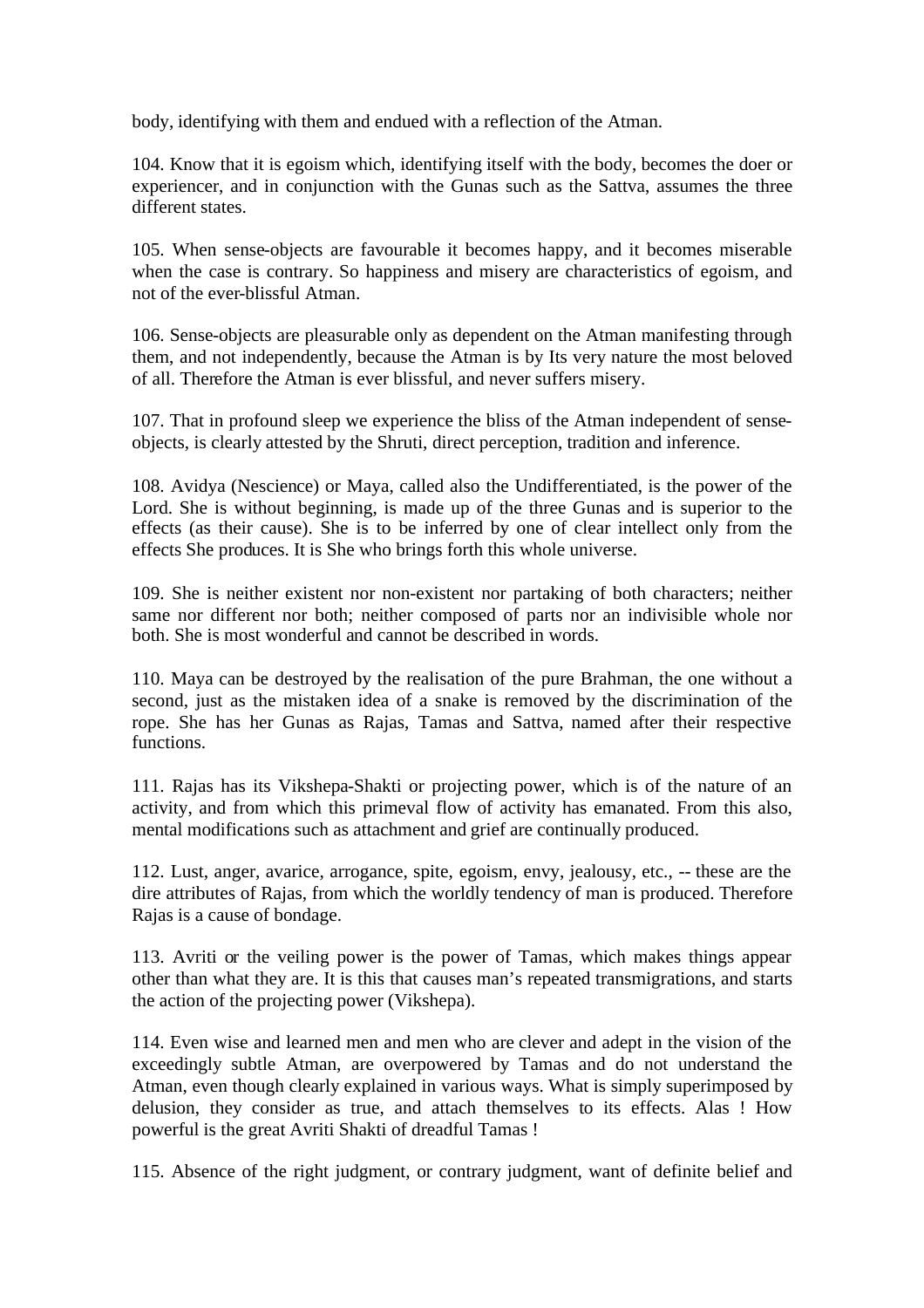body, identifying with them and endued with a reflection of the Atman.

104. Know that it is egoism which, identifying itself with the body, becomes the doer or experiencer, and in conjunction with the Gunas such as the Sattva, assumes the three different states.

105. When sense-objects are favourable it becomes happy, and it becomes miserable when the case is contrary. So happiness and misery are characteristics of egoism, and not of the ever-blissful Atman.

106. Sense-objects are pleasurable only as dependent on the Atman manifesting through them, and not independently, because the Atman is by Its very nature the most beloved of all. Therefore the Atman is ever blissful, and never suffers misery.

107. That in profound sleep we experience the bliss of the Atman independent of sense-objects, is clearly attested by the Shruti, direct perception, tradition and inference.

108. Avidya (Nescience) or Maya, called also the Undifferentiated, is the power of the Lord. She is without beginning, is made up of the three Gunas and is superior to the effects (as their cause). She is to be inferred by one of clear intellect only from the effects She produces. It is She who brings forth this whole universe.

109. She is neither existent nor non-existent nor partaking of both characters; neither same nor different nor both; neither composed of parts nor an indivisible whole nor both. She is most wonderful and cannot be described in words.

110. Maya can be destroyed by the realisation of the pure Brahman, the one without a second, just as the mistaken idea of a snake is removed by the discrimination of the rope. She has her Gunas as Rajas, Tamas and Sattva, named after their respective functions.

111. Rajas has its Vikshepa-Shakti or projecting power, which is of the nature of an activity, and from which this primeval flow of activity has emanated. From this also, mental modifications such as attachment and grief are continually produced.

112. Lust, anger, avarice, arrogance, spite, egoism, envy, jealousy, etc., -- these are the dire attributes of Rajas, from which the worldly tendency of man is produced. Therefore Rajas is a cause of bondage.

113. Avriti or the veiling power is the power of Tamas, which makes things appear other than what they are. It is this that causes man's repeated transmigrations, and starts the action of the projecting power (Vikshepa).

114. Even wise and learned men and men who are clever and adept in the vision of the exceedingly subtle Atman, are overpowered by Tamas and do not understand the Atman, even though clearly explained in various ways. What is simply superimposed by delusion, they consider as true, and attach themselves to its effects. Alas ! How powerful is the great Avriti Shakti of dreadful Tamas !

115. Absence of the right judgment, or contrary judgment, want of definite belief and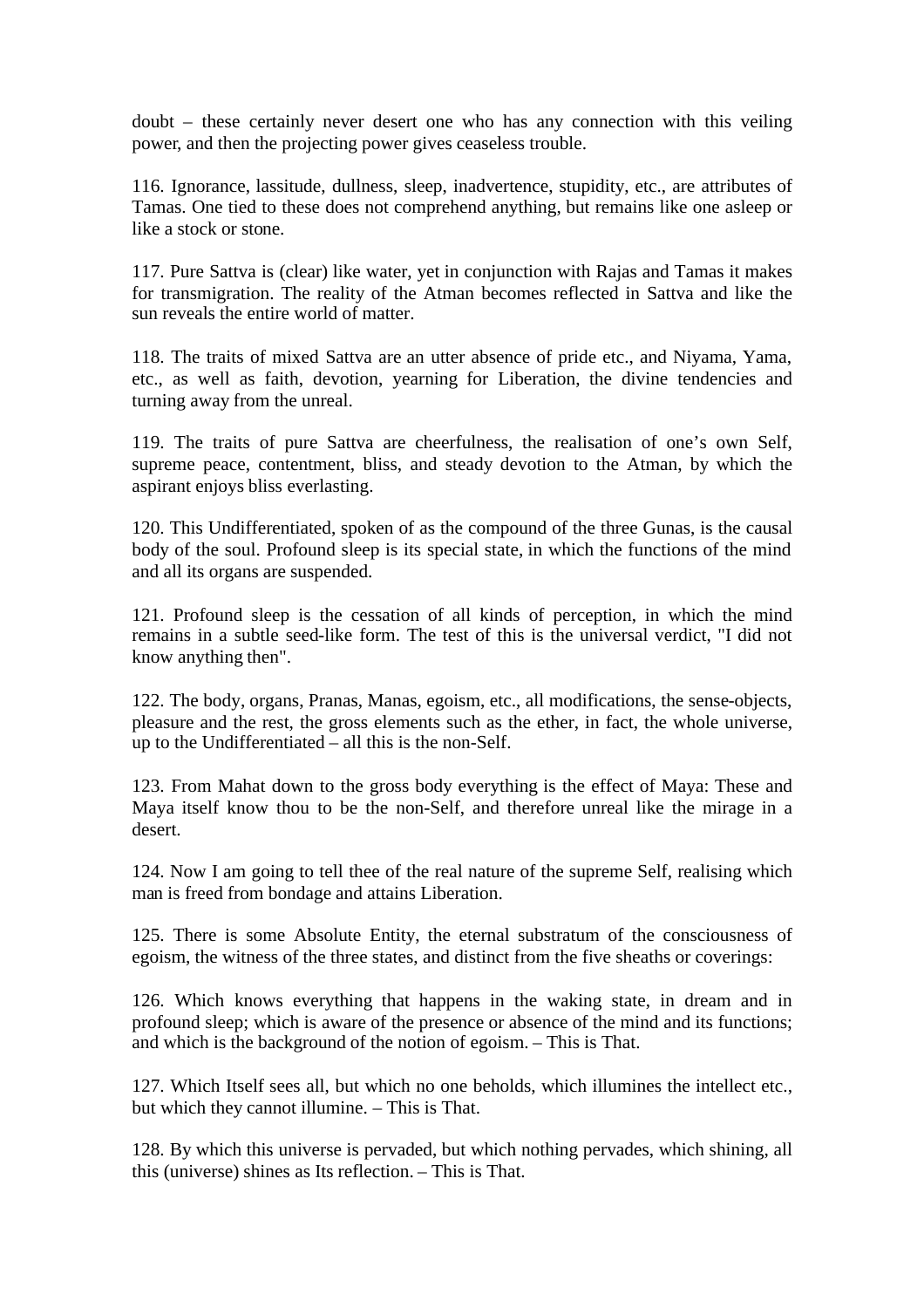doubt – these certainly never desert one who has any connection with this veiling power, and then the projecting power gives ceaseless trouble.

116. Ignorance, lassitude, dullness, sleep, inadvertence, stupidity, etc., are attributes of Tamas. One tied to these does not comprehend anything, but remains like one asleep or like a stock or stone.

117. Pure Sattva is (clear) like water, yet in conjunction with Rajas and Tamas it makes for transmigration. The reality of the Atman becomes reflected in Sattva and like the sun reveals the entire world of matter.

118. The traits of mixed Sattva are an utter absence of pride etc., and Niyama, Yama, etc., as well as faith, devotion, yearning for Liberation, the divine tendencies and turning away from the unreal.

119. The traits of pure Sattva are cheerfulness, the realisation of one's own Self, supreme peace, contentment, bliss, and steady devotion to the Atman, by which the aspirant enjoys bliss everlasting.

120. This Undifferentiated, spoken of as the compound of the three Gunas, is the causal body of the soul. Profound sleep is its special state, in which the functions of the mind and all its organs are suspended.

121. Profound sleep is the cessation of all kinds of perception, in which the mind remains in a subtle seed-like form. The test of this is the universal verdict, "I did not know anything then".

122. The body, organs, Pranas, Manas, egoism, etc., all modifications, the sense-objects, pleasure and the rest, the gross elements such as the ether, in fact, the whole universe, up to the Undifferentiated – all this is the non-Self.

123. From Mahat down to the gross body everything is the effect of Maya: These and Maya itself know thou to be the non-Self, and therefore unreal like the mirage in a desert.

124. Now I am going to tell thee of the real nature of the supreme Self, realising which man is freed from bondage and attains Liberation.

125. There is some Absolute Entity, the eternal substratum of the consciousness of egoism, the witness of the three states, and distinct from the five sheaths or coverings:

126. Which knows everything that happens in the waking state, in dream and in profound sleep; which is aware of the presence or absence of the mind and its functions; and which is the background of the notion of egoism. – This is That.

127. Which Itself sees all, but which no one beholds, which illumines the intellect etc., but which they cannot illumine. – This is That.

128. By which this universe is pervaded, but which nothing pervades, which shining, all this (universe) shines as Its reflection. – This is That.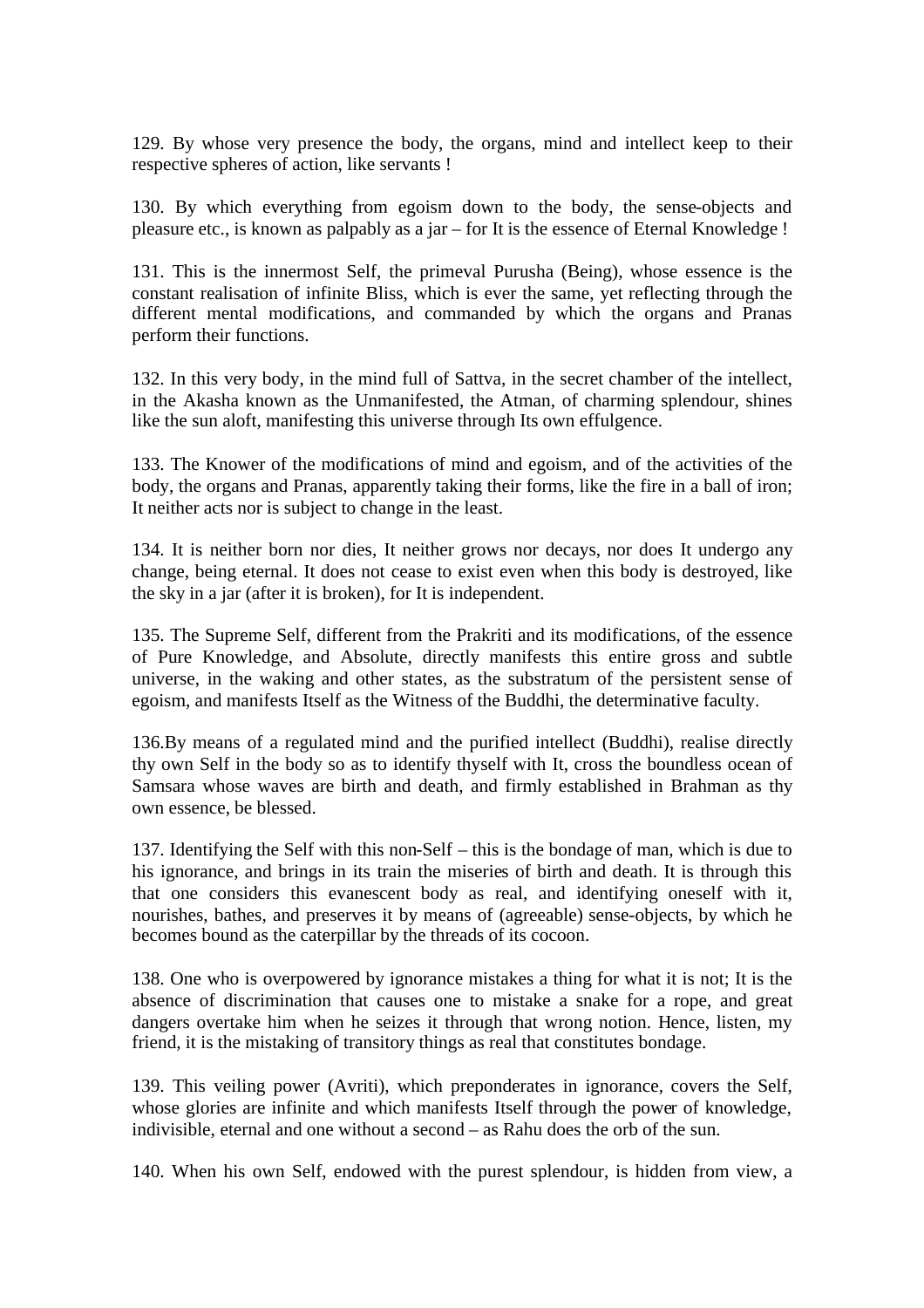129. By whose very presence the body, the organs, mind and intellect keep to their respective spheres of action, like servants !

130. By which everything from egoism down to the body, the sense-objects and pleasure etc., is known as palpably as a jar – for It is the essence of Eternal Knowledge !

131. This is the innermost Self, the primeval Purusha (Being), whose essence is the constant realisation of infinite Bliss, which is ever the same, yet reflecting through the different mental modifications, and commanded by which the organs and Pranas perform their functions.

132. In this very body, in the mind full of Sattva, in the secret chamber of the intellect, in the Akasha known as the Unmanifested, the Atman, of charming splendour, shines like the sun aloft, manifesting this universe through Its own effulgence.

133. The Knower of the modifications of mind and egoism, and of the activities of the body, the organs and Pranas, apparently taking their forms, like the fire in a ball of iron; It neither acts nor is subject to change in the least.

134. It is neither born nor dies, It neither grows nor decays, nor does It undergo any change, being eternal. It does not cease to exist even when this body is destroyed, like the sky in a jar (after it is broken), for It is independent.

135. The Supreme Self, different from the Prakriti and its modifications, of the essence of Pure Knowledge, and Absolute, directly manifests this entire gross and subtle universe, in the waking and other states, as the substratum of the persistent sense of egoism, and manifests Itself as the Witness of the Buddhi, the determinative faculty.

136.By means of a regulated mind and the purified intellect (Buddhi), realise directly thy own Self in the body so as to identify thyself with It, cross the boundless ocean of Samsara whose waves are birth and death, and firmly established in Brahman as thy own essence, be blessed.

137. Identifying the Self with this non-Self – this is the bondage of man, which is due to his ignorance, and brings in its train the miseries of birth and death. It is through this that one considers this evanescent body as real, and identifying oneself with it, nourishes, bathes, and preserves it by means of (agreeable) sense-objects, by which he becomes bound as the caterpillar by the threads of its cocoon.

138. One who is overpowered by ignorance mistakes a thing for what it is not; It is the absence of discrimination that causes one to mistake a snake for a rope, and great dangers overtake him when he seizes it through that wrong notion. Hence, listen, my friend, it is the mistaking of transitory things as real that constitutes bondage.

139. This veiling power (Avriti), which preponderates in ignorance, covers the Self, whose glories are infinite and which manifests Itself through the power of knowledge, indivisible, eternal and one without a second – as Rahu does the orb of the sun.

140. When his own Self, endowed with the purest splendour, is hidden from view, a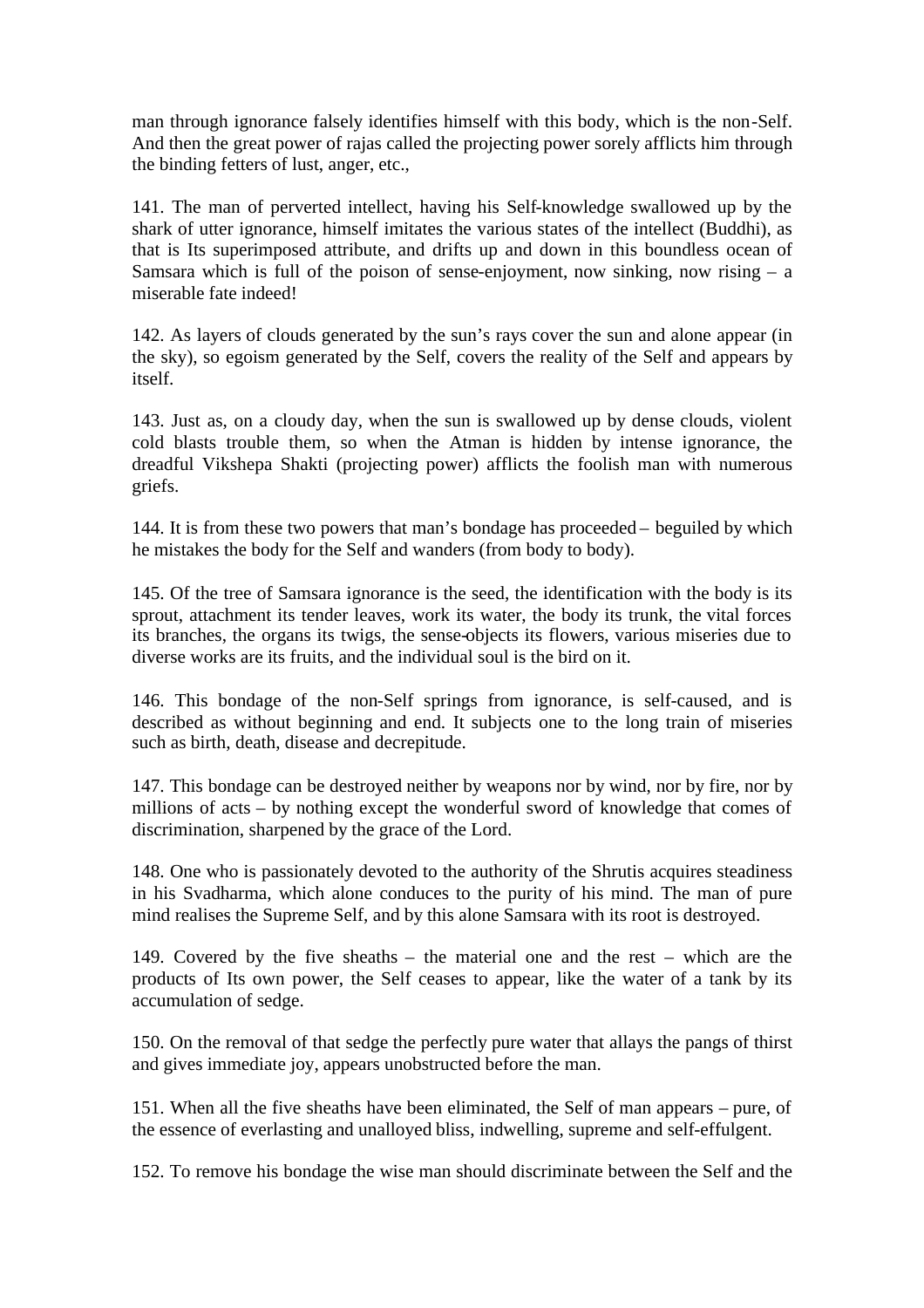man through ignorance falsely identifies himself with this body, which is the non-Self. And then the great power of rajas called the projecting power sorely afflicts him through the binding fetters of lust, anger, etc.,

141. The man of perverted intellect, having his Self-knowledge swallowed up by the shark of utter ignorance, himself imitates the various states of the intellect (Buddhi), as that is Its superimposed attribute, and drifts up and down in this boundless ocean of Samsara which is full of the poison of sense-enjoyment, now sinking, now rising – a miserable fate indeed!

142. As layers of clouds generated by the sun's rays cover the sun and alone appear (in the sky), so egoism generated by the Self, covers the reality of the Self and appears by itself.

143. Just as, on a cloudy day, when the sun is swallowed up by dense clouds, violent cold blasts trouble them, so when the Atman is hidden by intense ignorance, the dreadful Vikshepa Shakti (projecting power) afflicts the foolish man with numerous griefs.

144. It is from these two powers that man's bondage has proceeded – beguiled by which he mistakes the body for the Self and wanders (from body to body).

145. Of the tree of Samsara ignorance is the seed, the identification with the body is its sprout, attachment its tender leaves, work its water, the body its trunk, the vital forces its branches, the organs its twigs, the sense-objects its flowers, various miseries due to diverse works are its fruits, and the individual soul is the bird on it.

146. This bondage of the non-Self springs from ignorance, is self-caused, and is described as without beginning and end. It subjects one to the long train of miseries such as birth, death, disease and decrepitude.

147. This bondage can be destroyed neither by weapons nor by wind, nor by fire, nor by millions of acts – by nothing except the wonderful sword of knowledge that comes of discrimination, sharpened by the grace of the Lord.

148. One who is passionately devoted to the authority of the Shrutis acquires steadiness in his Svadharma, which alone conduces to the purity of his mind. The man of pure mind realises the Supreme Self, and by this alone Samsara with its root is destroyed.

149. Covered by the five sheaths – the material one and the rest – which are the products of Its own power, the Self ceases to appear, like the water of a tank by its accumulation of sedge.

150. On the removal of that sedge the perfectly pure water that allays the pangs of thirst and gives immediate joy, appears unobstructed before the man.

151. When all the five sheaths have been eliminated, the Self of man appears – pure, of the essence of everlasting and unalloyed bliss, indwelling, supreme and self-effulgent.

152. To remove his bondage the wise man should discriminate between the Self and the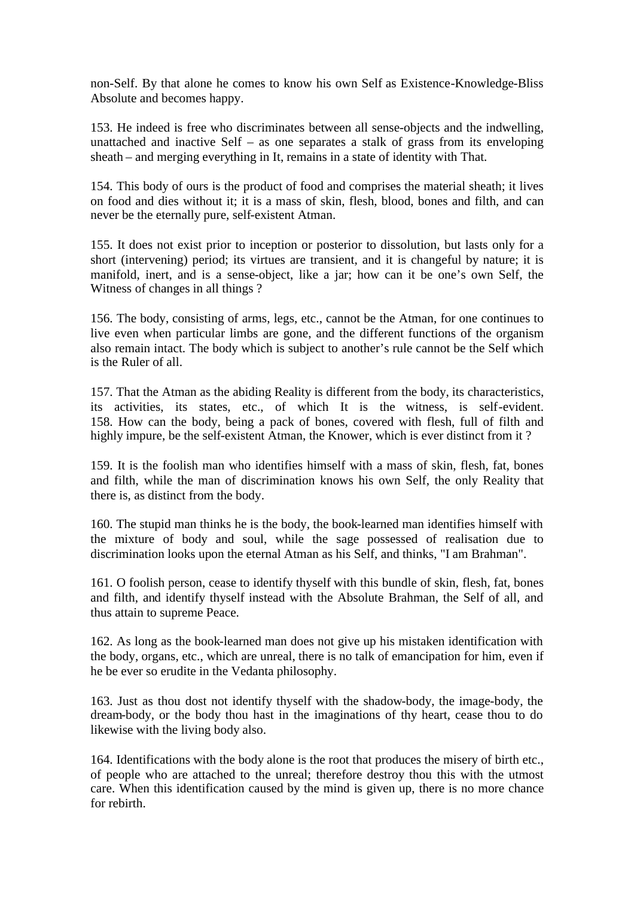non-Self. By that alone he comes to know his own Self as Existence-Knowledge-Bliss Absolute and becomes happy.

153. He indeed is free who discriminates between all sense-objects and the indwelling, unattached and inactive Self – as one separates a stalk of grass from its enveloping sheath – and merging everything in It, remains in a state of identity with That.

154. This body of ours is the product of food and comprises the material sheath; it lives on food and dies without it; it is a mass of skin, flesh, blood, bones and filth, and can never be the eternally pure, self-existent Atman.

155. It does not exist prior to inception or posterior to dissolution, but lasts only for a short (intervening) period; its virtues are transient, and it is changeful by nature; it is manifold, inert, and is a sense-object, like a jar; how can it be one's own Self, the Witness of changes in all things ?

156. The body, consisting of arms, legs, etc., cannot be the Atman, for one continues to live even when particular limbs are gone, and the different functions of the organism also remain intact. The body which is subject to another's rule cannot be the Self which is the Ruler of all.

157. That the Atman as the abiding Reality is different from the body, its characteristics, its activities, its states, etc., of which It is the witness, is self-evident.
158. How can the body, being a pack of bones, covered with flesh, full of filth and highly impure, be the self-existent Atman, the Knower, which is ever distinct from it ?

159. It is the foolish man who identifies himself with a mass of skin, flesh, fat, bones and filth, while the man of discrimination knows his own Self, the only Reality that there is, as distinct from the body.

160. The stupid man thinks he is the body, the book-learned man identifies himself with the mixture of body and soul, while the sage possessed of realisation due to discrimination looks upon the eternal Atman as his Self, and thinks, "I am Brahman".

161. O foolish person, cease to identify thyself with this bundle of skin, flesh, fat, bones and filth, and identify thyself instead with the Absolute Brahman, the Self of all, and thus attain to supreme Peace.

162. As long as the book-learned man does not give up his mistaken identification with the body, organs, etc., which are unreal, there is no talk of emancipation for him, even if he be ever so erudite in the Vedanta philosophy.

163. Just as thou dost not identify thyself with the shadow-body, the image-body, the dream-body, or the body thou hast in the imaginations of thy heart, cease thou to do likewise with the living body also.

164. Identifications with the body alone is the root that produces the misery of birth etc., of people who are attached to the unreal; therefore destroy thou this with the utmost care. When this identification caused by the mind is given up, there is no more chance for rebirth.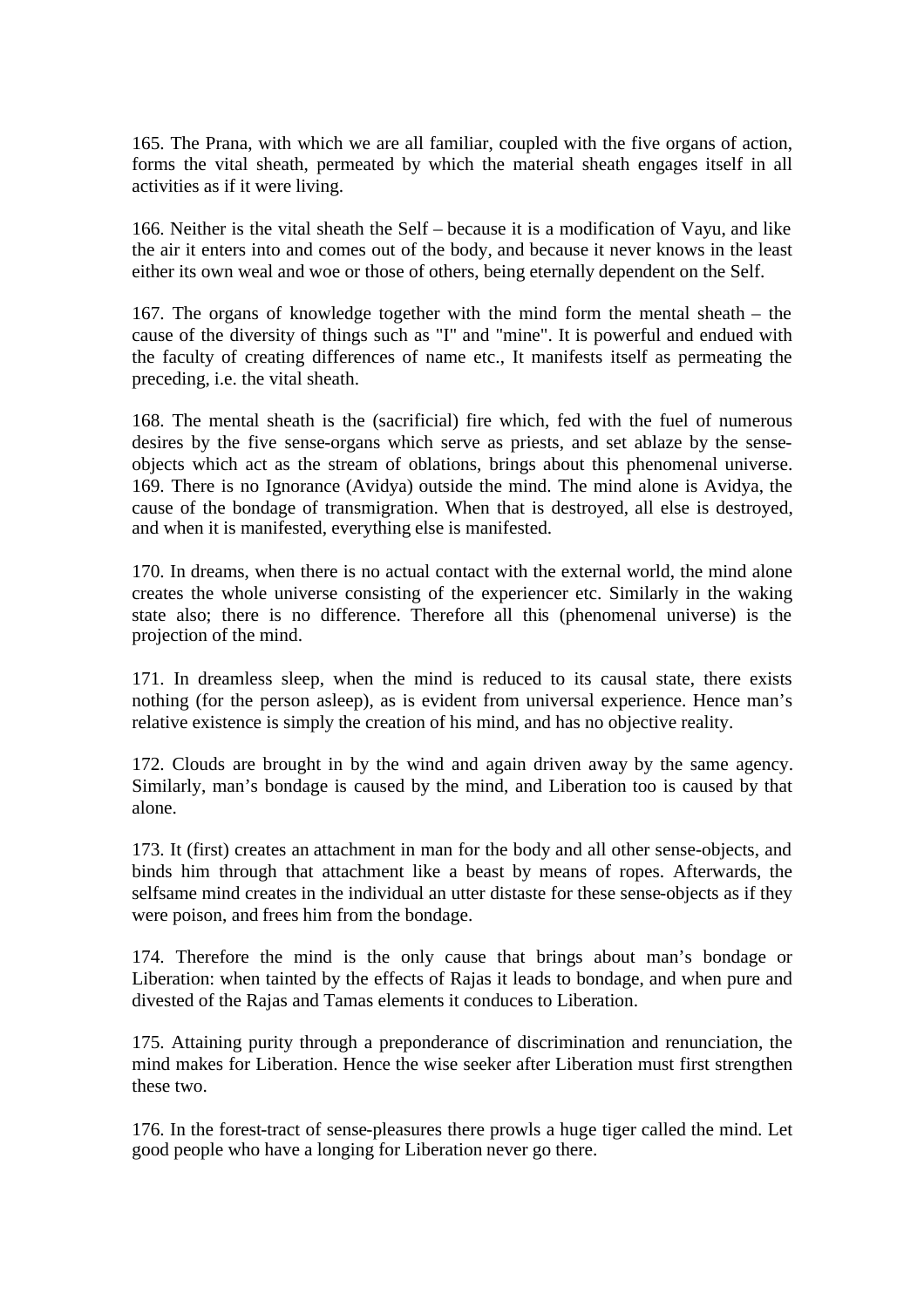165. The Prana, with which we are all familiar, coupled with the five organs of action, forms the vital sheath, permeated by which the material sheath engages itself in all activities as if it were living.

166. Neither is the vital sheath the Self – because it is a modification of Vayu, and like the air it enters into and comes out of the body, and because it never knows in the least either its own weal and woe or those of others, being eternally dependent on the Self.

167. The organs of knowledge together with the mind form the mental sheath – the cause of the diversity of things such as "I" and "mine". It is powerful and endued with the faculty of creating differences of name etc., It manifests itself as permeating the preceding, i.e. the vital sheath.

168. The mental sheath is the (sacrificial) fire which, fed with the fuel of numerous desires by the five sense-organs which serve as priests, and set ablaze by the sense-objects which act as the stream of oblations, brings about this phenomenal universe.
169. There is no Ignorance (Avidya) outside the mind. The mind alone is Avidya, the cause of the bondage of transmigration. When that is destroyed, all else is destroyed, and when it is manifested, everything else is manifested.

170. In dreams, when there is no actual contact with the external world, the mind alone creates the whole universe consisting of the experiencer etc. Similarly in the waking state also; there is no difference. Therefore all this (phenomenal universe) is the projection of the mind.

171. In dreamless sleep, when the mind is reduced to its causal state, there exists nothing (for the person asleep), as is evident from universal experience. Hence man's relative existence is simply the creation of his mind, and has no objective reality.

172. Clouds are brought in by the wind and again driven away by the same agency. Similarly, man's bondage is caused by the mind, and Liberation too is caused by that alone.

173. It (first) creates an attachment in man for the body and all other sense-objects, and binds him through that attachment like a beast by means of ropes. Afterwards, the selfsame mind creates in the individual an utter distaste for these sense-objects as if they were poison, and frees him from the bondage.

174. Therefore the mind is the only cause that brings about man's bondage or Liberation: when tainted by the effects of Rajas it leads to bondage, and when pure and divested of the Rajas and Tamas elements it conduces to Liberation.

175. Attaining purity through a preponderance of discrimination and renunciation, the mind makes for Liberation. Hence the wise seeker after Liberation must first strengthen these two.

176. In the forest-tract of sense-pleasures there prowls a huge tiger called the mind. Let good people who have a longing for Liberation never go there.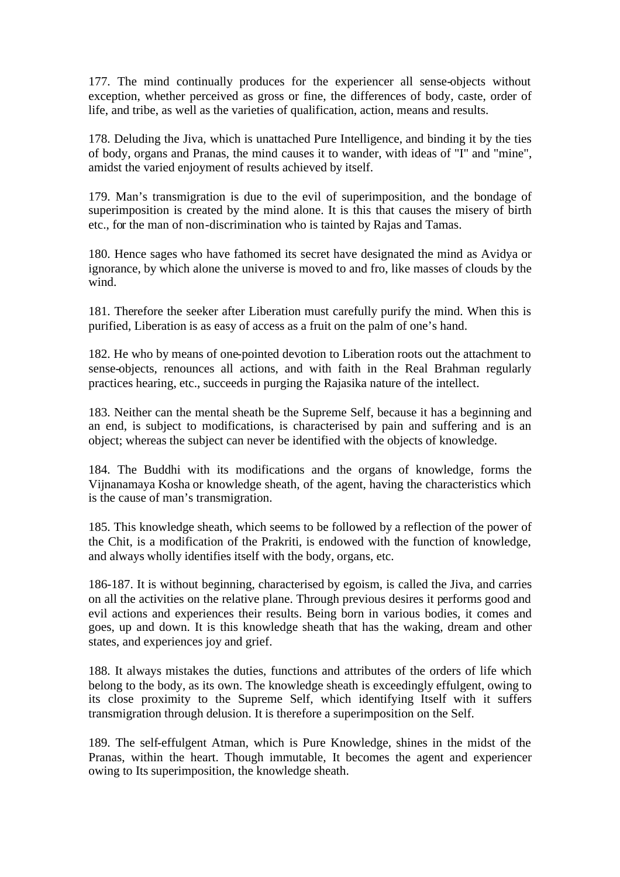177. The mind continually produces for the experiencer all sense-objects without exception, whether perceived as gross or fine, the differences of body, caste, order of life, and tribe, as well as the varieties of qualification, action, means and results.

178. Deluding the Jiva, which is unattached Pure Intelligence, and binding it by the ties of body, organs and Pranas, the mind causes it to wander, with ideas of "I" and "mine", amidst the varied enjoyment of results achieved by itself.

179. Man's transmigration is due to the evil of superimposition, and the bondage of superimposition is created by the mind alone. It is this that causes the misery of birth etc., for the man of non-discrimination who is tainted by Rajas and Tamas.

180. Hence sages who have fathomed its secret have designated the mind as Avidya or ignorance, by which alone the universe is moved to and fro, like masses of clouds by the wind.

181. Therefore the seeker after Liberation must carefully purify the mind. When this is purified, Liberation is as easy of access as a fruit on the palm of one's hand.

182. He who by means of one-pointed devotion to Liberation roots out the attachment to sense-objects, renounces all actions, and with faith in the Real Brahman regularly practices hearing, etc., succeeds in purging the Rajasika nature of the intellect.

183. Neither can the mental sheath be the Supreme Self, because it has a beginning and an end, is subject to modifications, is characterised by pain and suffering and is an object; whereas the subject can never be identified with the objects of knowledge.

184. The Buddhi with its modifications and the organs of knowledge, forms the Vijnanamaya Kosha or knowledge sheath, of the agent, having the characteristics which is the cause of man's transmigration.

185. This knowledge sheath, which seems to be followed by a reflection of the power of the Chit, is a modification of the Prakriti, is endowed with the function of knowledge, and always wholly identifies itself with the body, organs, etc.

186-187. It is without beginning, characterised by egoism, is called the Jiva, and carries on all the activities on the relative plane. Through previous desires it performs good and evil actions and experiences their results. Being born in various bodies, it comes and goes, up and down. It is this knowledge sheath that has the waking, dream and other states, and experiences joy and grief.

188. It always mistakes the duties, functions and attributes of the orders of life which belong to the body, as its own. The knowledge sheath is exceedingly effulgent, owing to its close proximity to the Supreme Self, which identifying Itself with it suffers transmigration through delusion. It is therefore a superimposition on the Self.

189. The self-effulgent Atman, which is Pure Knowledge, shines in the midst of the Pranas, within the heart. Though immutable, It becomes the agent and experiencer owing to Its superimposition, the knowledge sheath.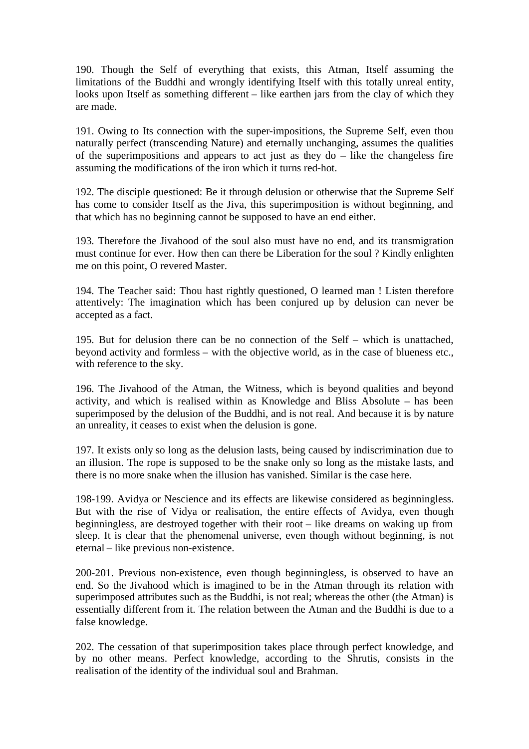190. Though the Self of everything that exists, this Atman, Itself assuming the limitations of the Buddhi and wrongly identifying Itself with this totally unreal entity, looks upon Itself as something different – like earthen jars from the clay of which they are made.

191. Owing to Its connection with the super-impositions, the Supreme Self, even thou naturally perfect (transcending Nature) and eternally unchanging, assumes the qualities of the superimpositions and appears to act just as they do – like the changeless fire assuming the modifications of the iron which it turns red-hot.

192. The disciple questioned: Be it through delusion or otherwise that the Supreme Self has come to consider Itself as the Jiva, this superimposition is without beginning, and that which has no beginning cannot be supposed to have an end either.

193. Therefore the Jivahood of the soul also must have no end, and its transmigration must continue for ever. How then can there be Liberation for the soul ? Kindly enlighten me on this point, O revered Master.

194. The Teacher said: Thou hast rightly questioned, O learned man ! Listen therefore attentively: The imagination which has been conjured up by delusion can never be accepted as a fact.

195. But for delusion there can be no connection of the Self – which is unattached, beyond activity and formless – with the objective world, as in the case of blueness etc., with reference to the sky.

196. The Jivahood of the Atman, the Witness, which is beyond qualities and beyond activity, and which is realised within as Knowledge and Bliss Absolute – has been superimposed by the delusion of the Buddhi, and is not real. And because it is by nature an unreality, it ceases to exist when the delusion is gone.

197. It exists only so long as the delusion lasts, being caused by indiscrimination due to an illusion. The rope is supposed to be the snake only so long as the mistake lasts, and there is no more snake when the illusion has vanished. Similar is the case here.

198-199. Avidya or Nescience and its effects are likewise considered as beginningless. But with the rise of Vidya or realisation, the entire effects of Avidya, even though beginningless, are destroyed together with their root – like dreams on waking up from sleep. It is clear that the phenomenal universe, even though without beginning, is not eternal – like previous non-existence.

200-201. Previous non-existence, even though beginningless, is observed to have an end. So the Jivahood which is imagined to be in the Atman through its relation with superimposed attributes such as the Buddhi, is not real; whereas the other (the Atman) is essentially different from it. The relation between the Atman and the Buddhi is due to a false knowledge.

202. The cessation of that superimposition takes place through perfect knowledge, and by no other means. Perfect knowledge, according to the Shrutis, consists in the realisation of the identity of the individual soul and Brahman.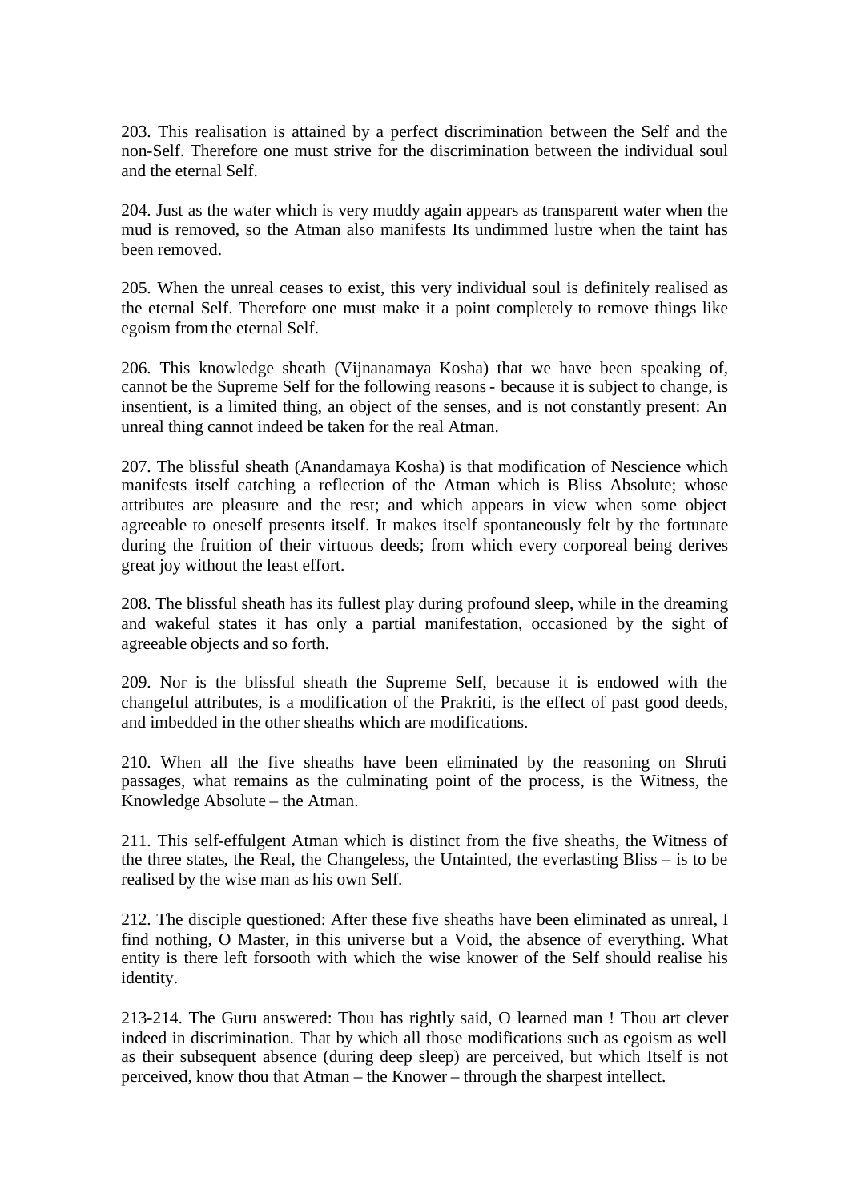203. This realisation is attained by a perfect discrimination between the Self and the non-Self. Therefore one must strive for the discrimination between the individual soul and the eternal Self.

204. Just as the water which is very muddy again appears as transparent water when the mud is removed, so the Atman also manifests Its undimmed lustre when the taint has been removed.

205. When the unreal ceases to exist, this very individual soul is definitely realised as the eternal Self. Therefore one must make it a point completely to remove things like egoism from the eternal Self.

206. This knowledge sheath (Vijnanamaya Kosha) that we have been speaking of, cannot be the Supreme Self for the following reasons - because it is subject to change, is insentient, is a limited thing, an object of the senses, and is not constantly present: An unreal thing cannot indeed be taken for the real Atman.

207. The blissful sheath (Anandamaya Kosha) is that modification of Nescience which manifests itself catching a reflection of the Atman which is Bliss Absolute; whose attributes are pleasure and the rest; and which appears in view when some object agreeable to oneself presents itself. It makes itself spontaneously felt by the fortunate during the fruition of their virtuous deeds; from which every corporeal being derives great joy without the least effort.

208. The blissful sheath has its fullest play during profound sleep, while in the dreaming and wakeful states it has only a partial manifestation, occasioned by the sight of agreeable objects and so forth.

209. Nor is the blissful sheath the Supreme Self, because it is endowed with the changeful attributes, is a modification of the Prakriti, is the effect of past good deeds, and imbedded in the other sheaths which are modifications.

210. When all the five sheaths have been eliminated by the reasoning on Shruti passages, what remains as the culminating point of the process, is the Witness, the Knowledge Absolute – the Atman.

211. This self-effulgent Atman which is distinct from the five sheaths, the Witness of the three states, the Real, the Changeless, the Untainted, the everlasting Bliss – is to be realised by the wise man as his own Self.

212. The disciple questioned: After these five sheaths have been eliminated as unreal, I find nothing, O Master, in this universe but a Void, the absence of everything. What entity is there left forsooth with which the wise knower of the Self should realise his identity.

213-214. The Guru answered: Thou has rightly said, O learned man ! Thou art clever indeed in discrimination. That by which all those modifications such as egoism as well as their subsequent absence (during deep sleep) are perceived, but which Itself is not perceived, know thou that Atman – the Knower – through the sharpest intellect.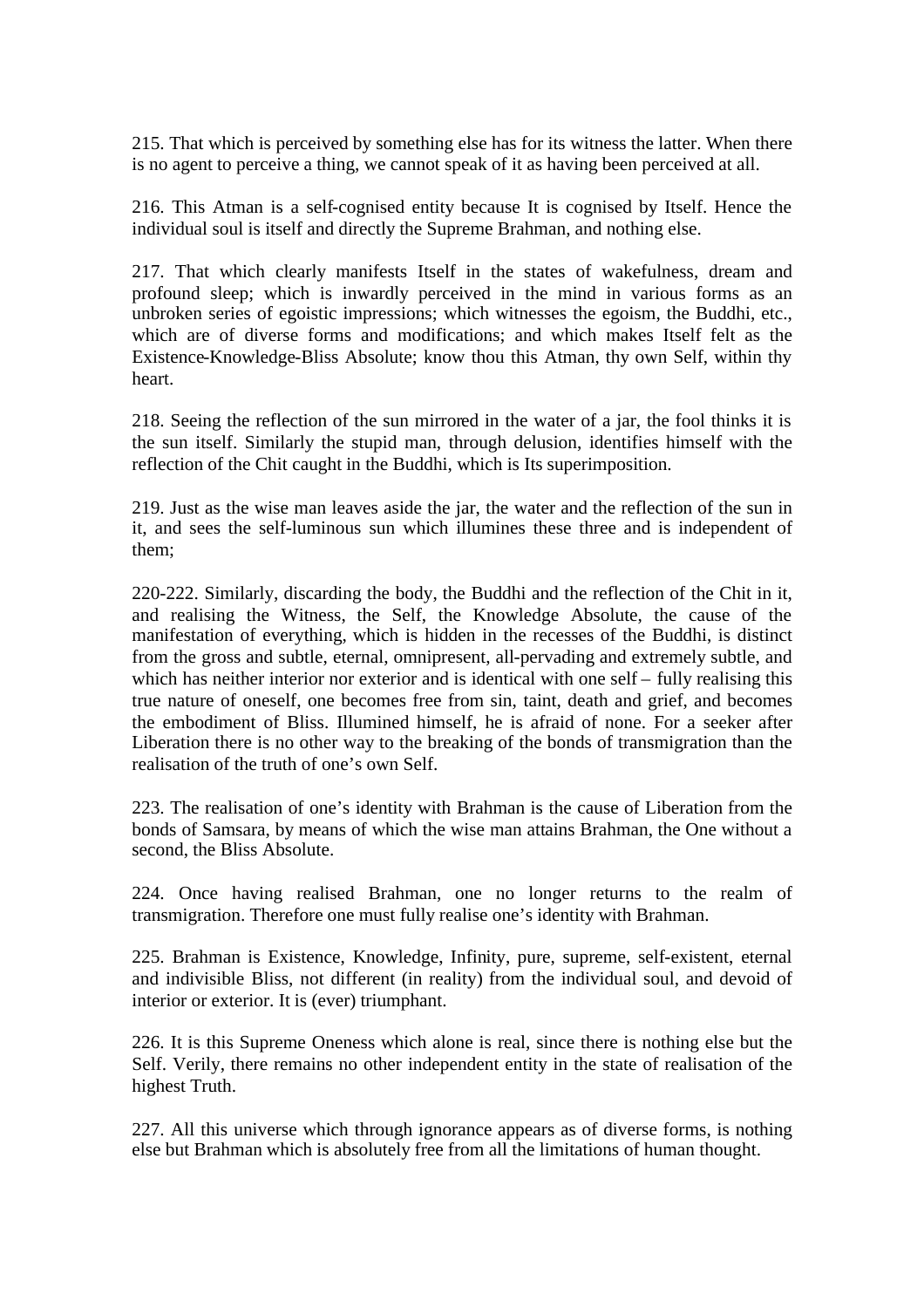215. That which is perceived by something else has for its witness the latter. When there is no agent to perceive a thing, we cannot speak of it as having been perceived at all.

216. This Atman is a self-cognised entity because It is cognised by Itself. Hence the individual soul is itself and directly the Supreme Brahman, and nothing else.

217. That which clearly manifests Itself in the states of wakefulness, dream and profound sleep; which is inwardly perceived in the mind in various forms as an unbroken series of egoistic impressions; which witnesses the egoism, the Buddhi, etc., which are of diverse forms and modifications; and which makes Itself felt as the Existence-Knowledge-Bliss Absolute; know thou this Atman, thy own Self, within thy heart.

218. Seeing the reflection of the sun mirrored in the water of a jar, the fool thinks it is the sun itself. Similarly the stupid man, through delusion, identifies himself with the reflection of the Chit caught in the Buddhi, which is Its superimposition.

219. Just as the wise man leaves aside the jar, the water and the reflection of the sun in it, and sees the self-luminous sun which illumines these three and is independent of them;

220-222. Similarly, discarding the body, the Buddhi and the reflection of the Chit in it, and realising the Witness, the Self, the Knowledge Absolute, the cause of the manifestation of everything, which is hidden in the recesses of the Buddhi, is distinct from the gross and subtle, eternal, omnipresent, all-pervading and extremely subtle, and which has neither interior nor exterior and is identical with one self – fully realising this true nature of oneself, one becomes free from sin, taint, death and grief, and becomes the embodiment of Bliss. Illumined himself, he is afraid of none. For a seeker after Liberation there is no other way to the breaking of the bonds of transmigration than the realisation of the truth of one's own Self.

223. The realisation of one's identity with Brahman is the cause of Liberation from the bonds of Samsara, by means of which the wise man attains Brahman, the One without a second, the Bliss Absolute.

224. Once having realised Brahman, one no longer returns to the realm of transmigration. Therefore one must fully realise one's identity with Brahman.

225. Brahman is Existence, Knowledge, Infinity, pure, supreme, self-existent, eternal and indivisible Bliss, not different (in reality) from the individual soul, and devoid of interior or exterior. It is (ever) triumphant.

226. It is this Supreme Oneness which alone is real, since there is nothing else but the Self. Verily, there remains no other independent entity in the state of realisation of the highest Truth.

227. All this universe which through ignorance appears as of diverse forms, is nothing else but Brahman which is absolutely free from all the limitations of human thought.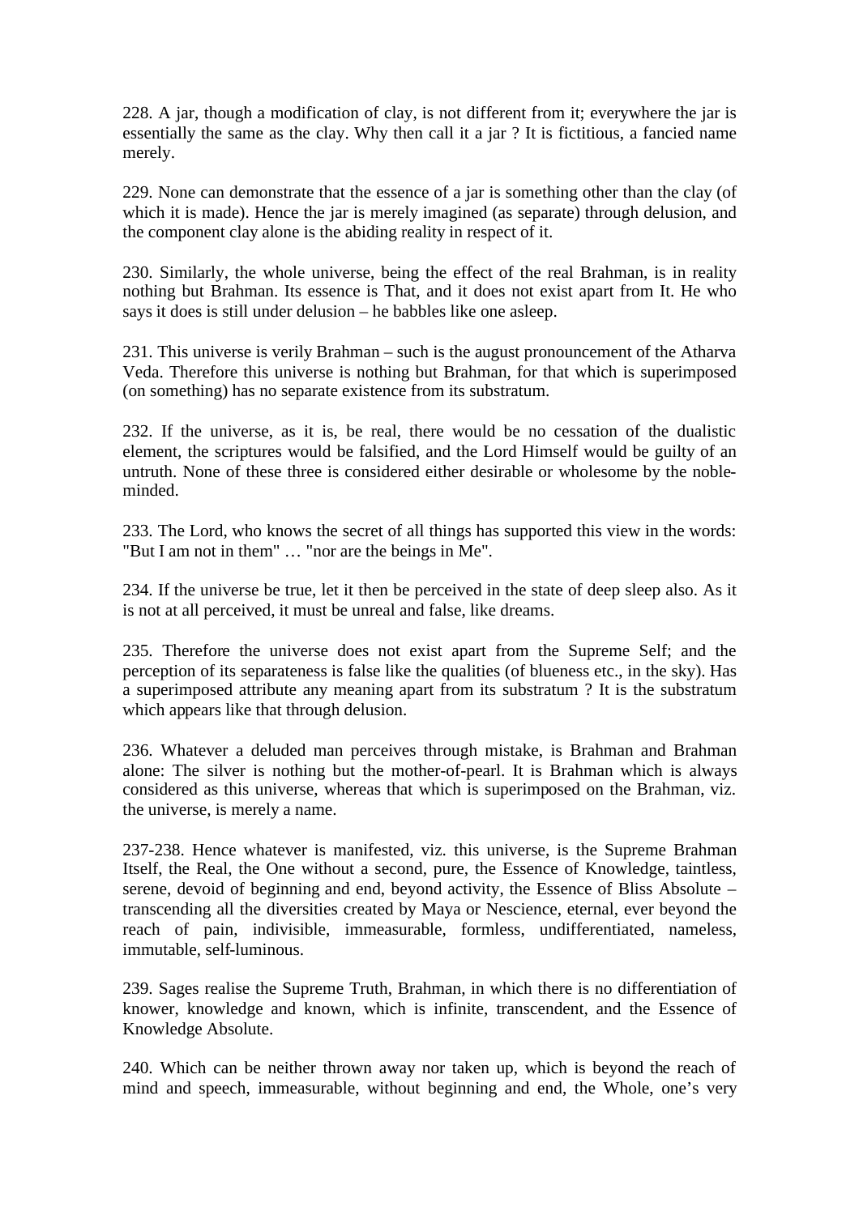228. A jar, though a modification of clay, is not different from it; everywhere the jar is essentially the same as the clay. Why then call it a jar ? It is fictitious, a fancied name merely.

229. None can demonstrate that the essence of a jar is something other than the clay (of which it is made). Hence the jar is merely imagined (as separate) through delusion, and the component clay alone is the abiding reality in respect of it.

230. Similarly, the whole universe, being the effect of the real Brahman, is in reality nothing but Brahman. Its essence is That, and it does not exist apart from It. He who says it does is still under delusion – he babbles like one asleep.

231. This universe is verily Brahman – such is the august pronouncement of the Atharva Veda. Therefore this universe is nothing but Brahman, for that which is superimposed (on something) has no separate existence from its substratum.

232. If the universe, as it is, be real, there would be no cessation of the dualistic element, the scriptures would be falsified, and the Lord Himself would be guilty of an untruth. None of these three is considered either desirable or wholesome by the noble-minded.

233. The Lord, who knows the secret of all things has supported this view in the words: "But I am not in them" … "nor are the beings in Me".

234. If the universe be true, let it then be perceived in the state of deep sleep also. As it is not at all perceived, it must be unreal and false, like dreams.

235. Therefore the universe does not exist apart from the Supreme Self; and the perception of its separateness is false like the qualities (of blueness etc., in the sky). Has a superimposed attribute any meaning apart from its substratum ? It is the substratum which appears like that through delusion.

236. Whatever a deluded man perceives through mistake, is Brahman and Brahman alone: The silver is nothing but the mother-of-pearl. It is Brahman which is always considered as this universe, whereas that which is superimposed on the Brahman, viz. the universe, is merely a name.

237-238. Hence whatever is manifested, viz. this universe, is the Supreme Brahman Itself, the Real, the One without a second, pure, the Essence of Knowledge, taintless, serene, devoid of beginning and end, beyond activity, the Essence of Bliss Absolute – transcending all the diversities created by Maya or Nescience, eternal, ever beyond the reach of pain, indivisible, immeasurable, formless, undifferentiated, nameless, immutable, self-luminous.

239. Sages realise the Supreme Truth, Brahman, in which there is no differentiation of knower, knowledge and known, which is infinite, transcendent, and the Essence of Knowledge Absolute.

240. Which can be neither thrown away nor taken up, which is beyond the reach of mind and speech, immeasurable, without beginning and end, the Whole, one's very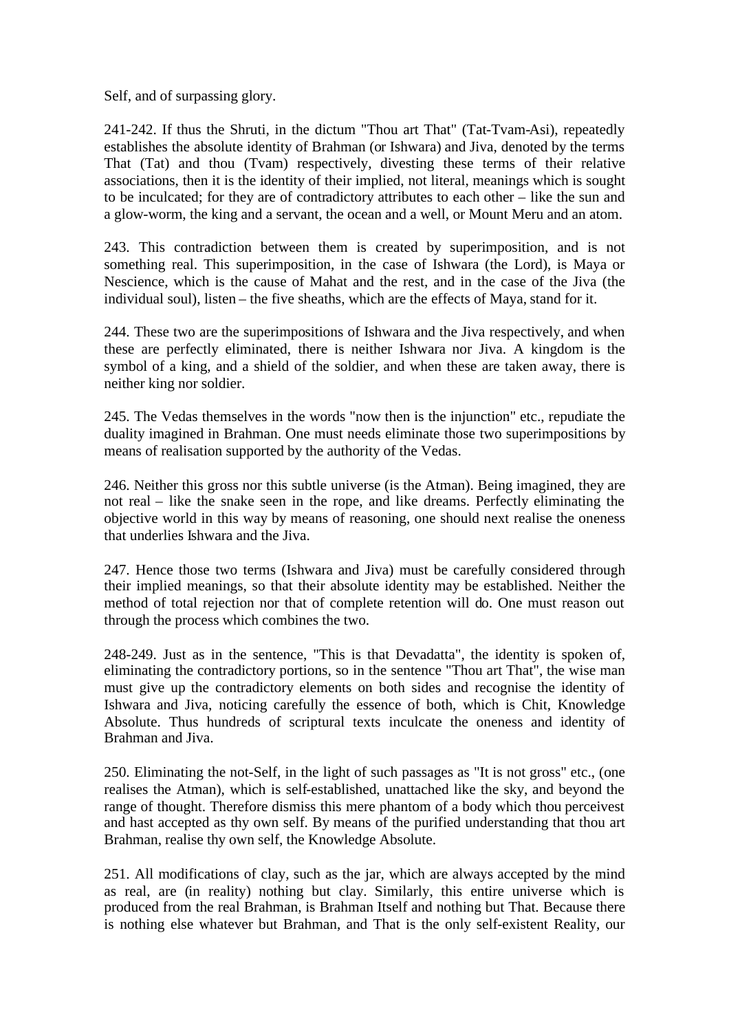Self, and of surpassing glory.

241-242. If thus the Shruti, in the dictum "Thou art That" (Tat-Tvam-Asi), repeatedly establishes the absolute identity of Brahman (or Ishwara) and Jiva, denoted by the terms That (Tat) and thou (Tvam) respectively, divesting these terms of their relative associations, then it is the identity of their implied, not literal, meanings which is sought to be inculcated; for they are of contradictory attributes to each other – like the sun and a glow-worm, the king and a servant, the ocean and a well, or Mount Meru and an atom.

243. This contradiction between them is created by superimposition, and is not something real. This superimposition, in the case of Ishwara (the Lord), is Maya or Nescience, which is the cause of Mahat and the rest, and in the case of the Jiva (the individual soul), listen – the five sheaths, which are the effects of Maya, stand for it.

244. These two are the superimpositions of Ishwara and the Jiva respectively, and when these are perfectly eliminated, there is neither Ishwara nor Jiva. A kingdom is the symbol of a king, and a shield of the soldier, and when these are taken away, there is neither king nor soldier.

245. The Vedas themselves in the words "now then is the injunction" etc., repudiate the duality imagined in Brahman. One must needs eliminate those two superimpositions by means of realisation supported by the authority of the Vedas.

246. Neither this gross nor this subtle universe (is the Atman). Being imagined, they are not real – like the snake seen in the rope, and like dreams. Perfectly eliminating the objective world in this way by means of reasoning, one should next realise the oneness that underlies Ishwara and the Jiva.

247. Hence those two terms (Ishwara and Jiva) must be carefully considered through their implied meanings, so that their absolute identity may be established. Neither the method of total rejection nor that of complete retention will do. One must reason out through the process which combines the two.

248-249. Just as in the sentence, "This is that Devadatta", the identity is spoken of, eliminating the contradictory portions, so in the sentence "Thou art That", the wise man must give up the contradictory elements on both sides and recognise the identity of Ishwara and Jiva, noticing carefully the essence of both, which is Chit, Knowledge Absolute. Thus hundreds of scriptural texts inculcate the oneness and identity of Brahman and Jiva.

250. Eliminating the not-Self, in the light of such passages as "It is not gross" etc., (one realises the Atman), which is self-established, unattached like the sky, and beyond the range of thought. Therefore dismiss this mere phantom of a body which thou perceivest and hast accepted as thy own self. By means of the purified understanding that thou art Brahman, realise thy own self, the Knowledge Absolute.

251. All modifications of clay, such as the jar, which are always accepted by the mind as real, are (in reality) nothing but clay. Similarly, this entire universe which is produced from the real Brahman, is Brahman Itself and nothing but That. Because there is nothing else whatever but Brahman, and That is the only self-existent Reality, our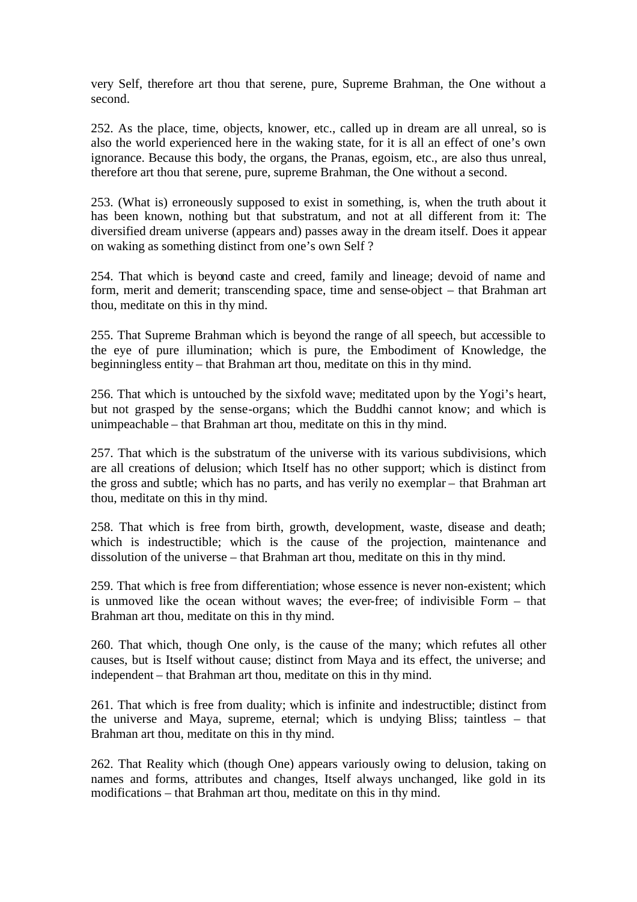very Self, therefore art thou that serene, pure, Supreme Brahman, the One without a second.

252. As the place, time, objects, knower, etc., called up in dream are all unreal, so is also the world experienced here in the waking state, for it is all an effect of one's own ignorance. Because this body, the organs, the Pranas, egoism, etc., are also thus unreal, therefore art thou that serene, pure, supreme Brahman, the One without a second.

253. (What is) erroneously supposed to exist in something, is, when the truth about it has been known, nothing but that substratum, and not at all different from it: The diversified dream universe (appears and) passes away in the dream itself. Does it appear on waking as something distinct from one's own Self ?

254. That which is beyond caste and creed, family and lineage; devoid of name and form, merit and demerit; transcending space, time and sense-object – that Brahman art thou, meditate on this in thy mind.

255. That Supreme Brahman which is beyond the range of all speech, but accessible to the eye of pure illumination; which is pure, the Embodiment of Knowledge, the beginningless entity – that Brahman art thou, meditate on this in thy mind.

256. That which is untouched by the sixfold wave; meditated upon by the Yogi's heart, but not grasped by the sense-organs; which the Buddhi cannot know; and which is unimpeachable – that Brahman art thou, meditate on this in thy mind.

257. That which is the substratum of the universe with its various subdivisions, which are all creations of delusion; which Itself has no other support; which is distinct from the gross and subtle; which has no parts, and has verily no exemplar – that Brahman art thou, meditate on this in thy mind.

258. That which is free from birth, growth, development, waste, disease and death; which is indestructible; which is the cause of the projection, maintenance and dissolution of the universe – that Brahman art thou, meditate on this in thy mind.

259. That which is free from differentiation; whose essence is never non-existent; which is unmoved like the ocean without waves; the ever-free; of indivisible Form – that Brahman art thou, meditate on this in thy mind.

260. That which, though One only, is the cause of the many; which refutes all other causes, but is Itself without cause; distinct from Maya and its effect, the universe; and independent – that Brahman art thou, meditate on this in thy mind.

261. That which is free from duality; which is infinite and indestructible; distinct from the universe and Maya, supreme, eternal; which is undying Bliss; taintless – that Brahman art thou, meditate on this in thy mind.

262. That Reality which (though One) appears variously owing to delusion, taking on names and forms, attributes and changes, Itself always unchanged, like gold in its modifications – that Brahman art thou, meditate on this in thy mind.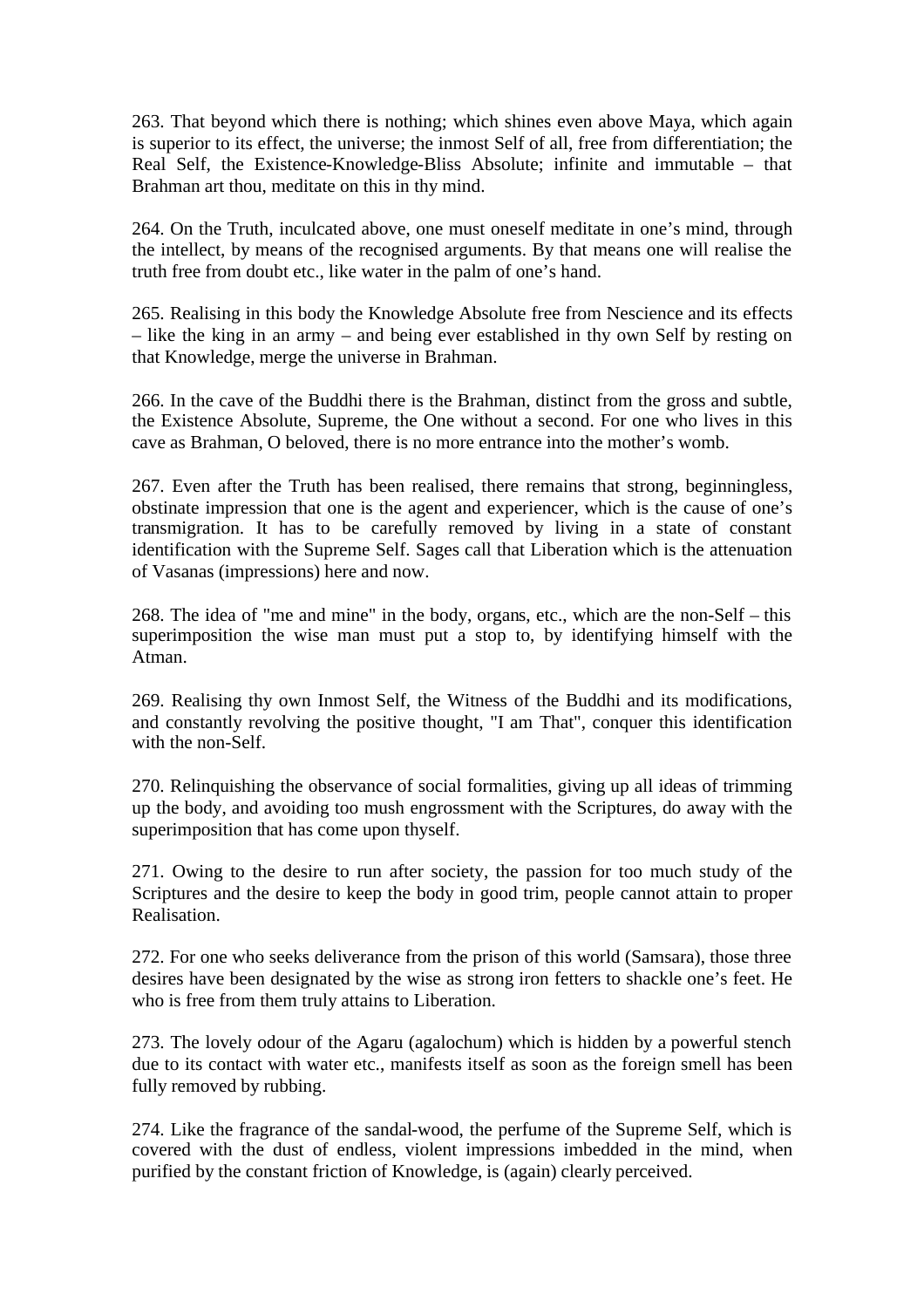263. That beyond which there is nothing; which shines even above Maya, which again is superior to its effect, the universe; the inmost Self of all, free from differentiation; the Real Self, the Existence-Knowledge-Bliss Absolute; infinite and immutable – that Brahman art thou, meditate on this in thy mind.

264. On the Truth, inculcated above, one must oneself meditate in one's mind, through the intellect, by means of the recognised arguments. By that means one will realise the truth free from doubt etc., like water in the palm of one's hand.

265. Realising in this body the Knowledge Absolute free from Nescience and its effects – like the king in an army – and being ever established in thy own Self by resting on that Knowledge, merge the universe in Brahman.

266. In the cave of the Buddhi there is the Brahman, distinct from the gross and subtle, the Existence Absolute, Supreme, the One without a second. For one who lives in this cave as Brahman, O beloved, there is no more entrance into the mother's womb.

267. Even after the Truth has been realised, there remains that strong, beginningless, obstinate impression that one is the agent and experiencer, which is the cause of one's transmigration. It has to be carefully removed by living in a state of constant identification with the Supreme Self. Sages call that Liberation which is the attenuation of Vasanas (impressions) here and now.

268. The idea of "me and mine" in the body, organs, etc., which are the non-Self – this superimposition the wise man must put a stop to, by identifying himself with the Atman.

269. Realising thy own Inmost Self, the Witness of the Buddhi and its modifications, and constantly revolving the positive thought, "I am That", conquer this identification with the non-Self.

270. Relinquishing the observance of social formalities, giving up all ideas of trimming up the body, and avoiding too mush engrossment with the Scriptures, do away with the superimposition that has come upon thyself.

271. Owing to the desire to run after society, the passion for too much study of the Scriptures and the desire to keep the body in good trim, people cannot attain to proper Realisation.

272. For one who seeks deliverance from the prison of this world (Samsara), those three desires have been designated by the wise as strong iron fetters to shackle one's feet. He who is free from them truly attains to Liberation.

273. The lovely odour of the Agaru (agalochum) which is hidden by a powerful stench due to its contact with water etc., manifests itself as soon as the foreign smell has been fully removed by rubbing.

274. Like the fragrance of the sandal-wood, the perfume of the Supreme Self, which is covered with the dust of endless, violent impressions imbedded in the mind, when purified by the constant friction of Knowledge, is (again) clearly perceived.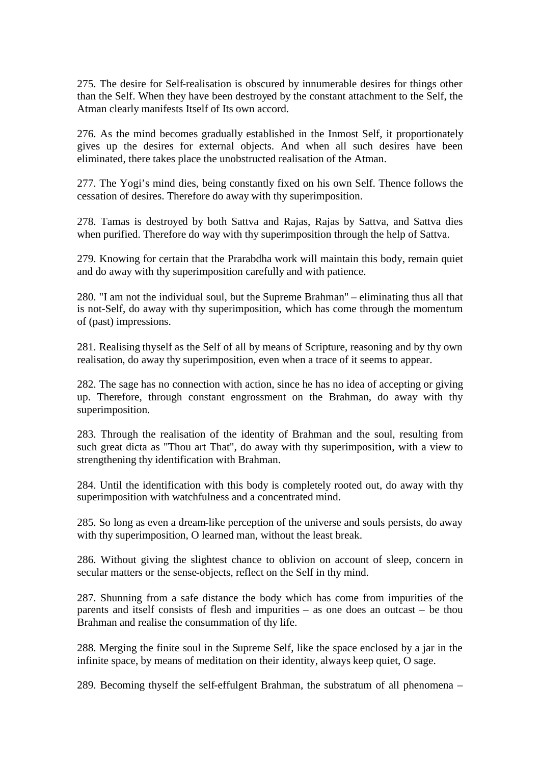275. The desire for Self-realisation is obscured by innumerable desires for things other than the Self. When they have been destroyed by the constant attachment to the Self, the Atman clearly manifests Itself of Its own accord.

276. As the mind becomes gradually established in the Inmost Self, it proportionately gives up the desires for external objects. And when all such desires have been eliminated, there takes place the unobstructed realisation of the Atman.

277. The Yogi's mind dies, being constantly fixed on his own Self. Thence follows the cessation of desires. Therefore do away with thy superimposition.

278. Tamas is destroyed by both Sattva and Rajas, Rajas by Sattva, and Sattva dies when purified. Therefore do way with thy superimposition through the help of Sattva.

279. Knowing for certain that the Prarabdha work will maintain this body, remain quiet and do away with thy superimposition carefully and with patience.

280. "I am not the individual soul, but the Supreme Brahman" – eliminating thus all that is not-Self, do away with thy superimposition, which has come through the momentum of (past) impressions.

281. Realising thyself as the Self of all by means of Scripture, reasoning and by thy own realisation, do away thy superimposition, even when a trace of it seems to appear.

282. The sage has no connection with action, since he has no idea of accepting or giving up. Therefore, through constant engrossment on the Brahman, do away with thy superimposition.

283. Through the realisation of the identity of Brahman and the soul, resulting from such great dicta as "Thou art That", do away with thy superimposition, with a view to strengthening thy identification with Brahman.

284. Until the identification with this body is completely rooted out, do away with thy superimposition with watchfulness and a concentrated mind.

285. So long as even a dream-like perception of the universe and souls persists, do away with thy superimposition, O learned man, without the least break.

286. Without giving the slightest chance to oblivion on account of sleep, concern in secular matters or the sense-objects, reflect on the Self in thy mind.

287. Shunning from a safe distance the body which has come from impurities of the parents and itself consists of flesh and impurities – as one does an outcast – be thou Brahman and realise the consummation of thy life.

288. Merging the finite soul in the Supreme Self, like the space enclosed by a jar in the infinite space, by means of meditation on their identity, always keep quiet, O sage.

289. Becoming thyself the self-effulgent Brahman, the substratum of all phenomena –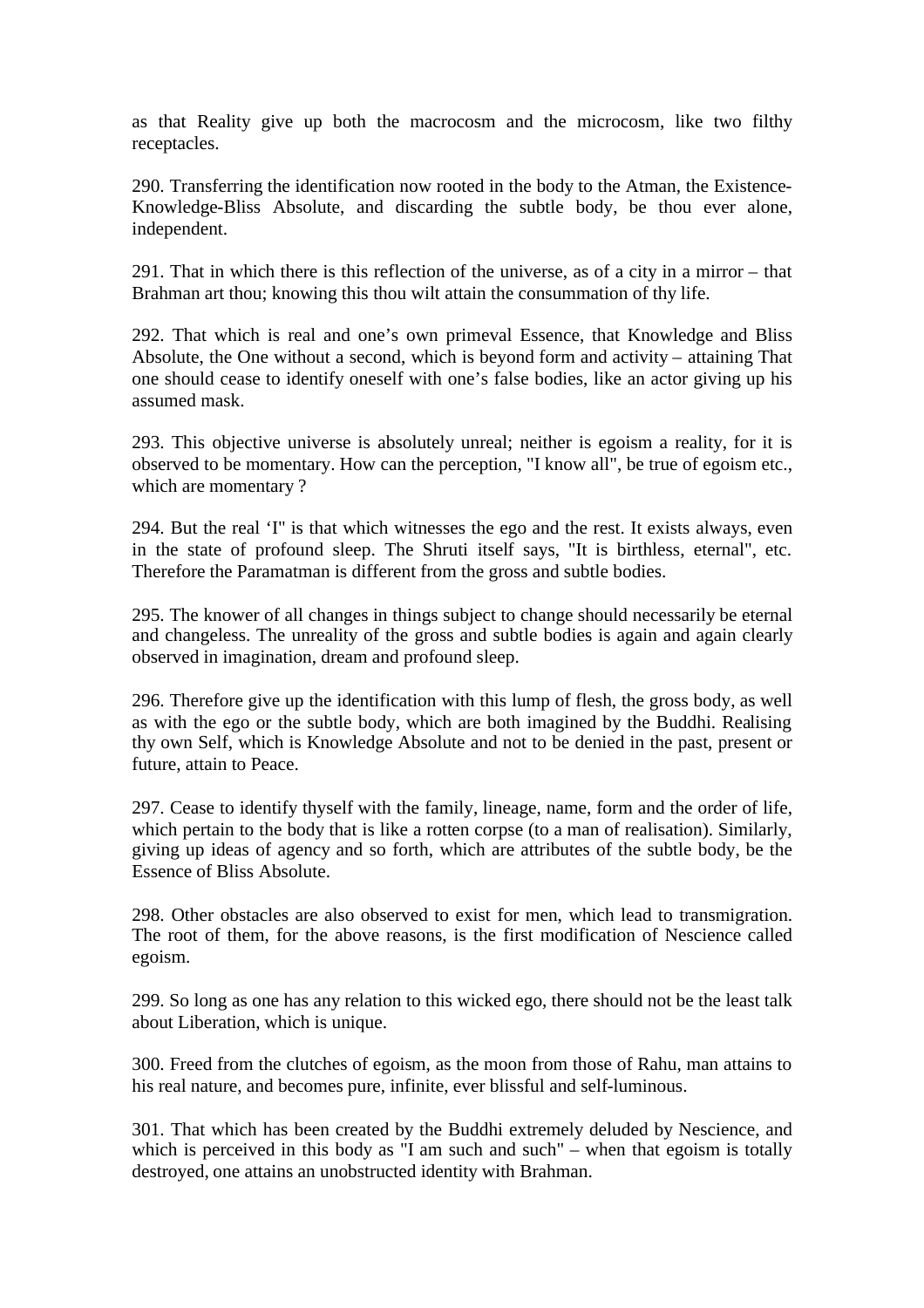as that Reality give up both the macrocosm and the microcosm, like two filthy receptacles.

290. Transferring the identification now rooted in the body to the Atman, the Existence-Knowledge-Bliss Absolute, and discarding the subtle body, be thou ever alone, independent.

291. That in which there is this reflection of the universe, as of a city in a mirror – that Brahman art thou; knowing this thou wilt attain the consummation of thy life.

292. That which is real and one's own primeval Essence, that Knowledge and Bliss Absolute, the One without a second, which is beyond form and activity – attaining That one should cease to identify oneself with one's false bodies, like an actor giving up his assumed mask.

293. This objective universe is absolutely unreal; neither is egoism a reality, for it is observed to be momentary. How can the perception, "I know all", be true of egoism etc., which are momentary ?

294. But the real 'I' is that which witnesses the ego and the rest. It exists always, even in the state of profound sleep. The Shruti itself says, "It is birthless, eternal", etc. Therefore the Paramatman is different from the gross and subtle bodies.

295. The knower of all changes in things subject to change should necessarily be eternal and changeless. The unreality of the gross and subtle bodies is again and again clearly observed in imagination, dream and profound sleep.

296. Therefore give up the identification with this lump of flesh, the gross body, as well as with the ego or the subtle body, which are both imagined by the Buddhi. Realising thy own Self, which is Knowledge Absolute and not to be denied in the past, present or future, attain to Peace.

297. Cease to identify thyself with the family, lineage, name, form and the order of life, which pertain to the body that is like a rotten corpse (to a man of realisation). Similarly, giving up ideas of agency and so forth, which are attributes of the subtle body, be the Essence of Bliss Absolute.

298. Other obstacles are also observed to exist for men, which lead to transmigration. The root of them, for the above reasons, is the first modification of Nescience called egoism.

299. So long as one has any relation to this wicked ego, there should not be the least talk about Liberation, which is unique.

300. Freed from the clutches of egoism, as the moon from those of Rahu, man attains to his real nature, and becomes pure, infinite, ever blissful and self-luminous.

301. That which has been created by the Buddhi extremely deluded by Nescience, and which is perceived in this body as "I am such and such" – when that egoism is totally destroyed, one attains an unobstructed identity with Brahman.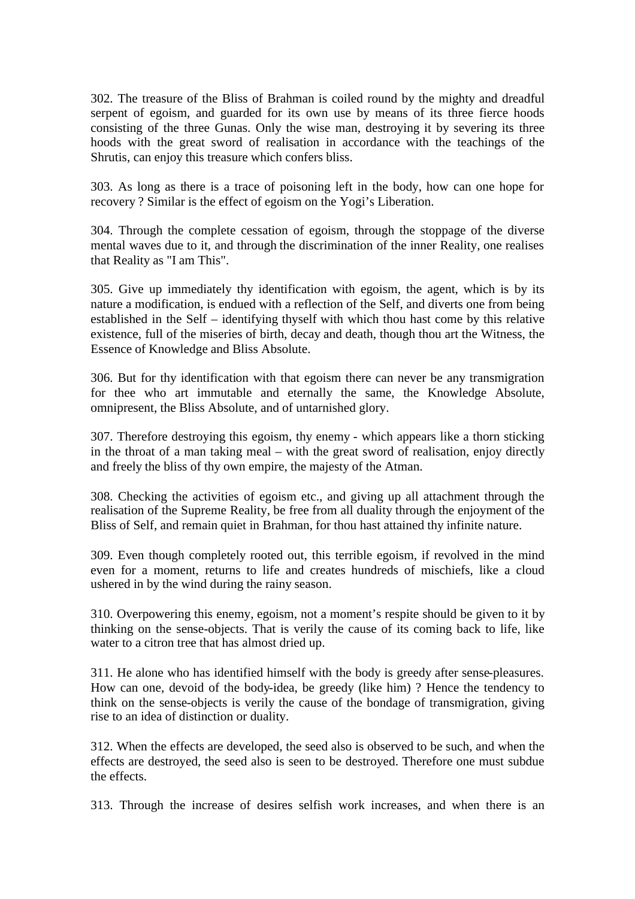302. The treasure of the Bliss of Brahman is coiled round by the mighty and dreadful serpent of egoism, and guarded for its own use by means of its three fierce hoods consisting of the three Gunas. Only the wise man, destroying it by severing its three hoods with the great sword of realisation in accordance with the teachings of the Shrutis, can enjoy this treasure which confers bliss.

303. As long as there is a trace of poisoning left in the body, how can one hope for recovery ? Similar is the effect of egoism on the Yogi's Liberation.

304. Through the complete cessation of egoism, through the stoppage of the diverse mental waves due to it, and through the discrimination of the inner Reality, one realises that Reality as "I am This".

305. Give up immediately thy identification with egoism, the agent, which is by its nature a modification, is endued with a reflection of the Self, and diverts one from being established in the Self – identifying thyself with which thou hast come by this relative existence, full of the miseries of birth, decay and death, though thou art the Witness, the Essence of Knowledge and Bliss Absolute.

306. But for thy identification with that egoism there can never be any transmigration for thee who art immutable and eternally the same, the Knowledge Absolute, omnipresent, the Bliss Absolute, and of untarnished glory.

307. Therefore destroying this egoism, thy enemy - which appears like a thorn sticking in the throat of a man taking meal – with the great sword of realisation, enjoy directly and freely the bliss of thy own empire, the majesty of the Atman.

308. Checking the activities of egoism etc., and giving up all attachment through the realisation of the Supreme Reality, be free from all duality through the enjoyment of the Bliss of Self, and remain quiet in Brahman, for thou hast attained thy infinite nature.

309. Even though completely rooted out, this terrible egoism, if revolved in the mind even for a moment, returns to life and creates hundreds of mischiefs, like a cloud ushered in by the wind during the rainy season.

310. Overpowering this enemy, egoism, not a moment's respite should be given to it by thinking on the sense-objects. That is verily the cause of its coming back to life, like water to a citron tree that has almost dried up.

311. He alone who has identified himself with the body is greedy after sense-pleasures. How can one, devoid of the body-idea, be greedy (like him) ? Hence the tendency to think on the sense-objects is verily the cause of the bondage of transmigration, giving rise to an idea of distinction or duality.

312. When the effects are developed, the seed also is observed to be such, and when the effects are destroyed, the seed also is seen to be destroyed. Therefore one must subdue the effects.

313. Through the increase of desires selfish work increases, and when there is an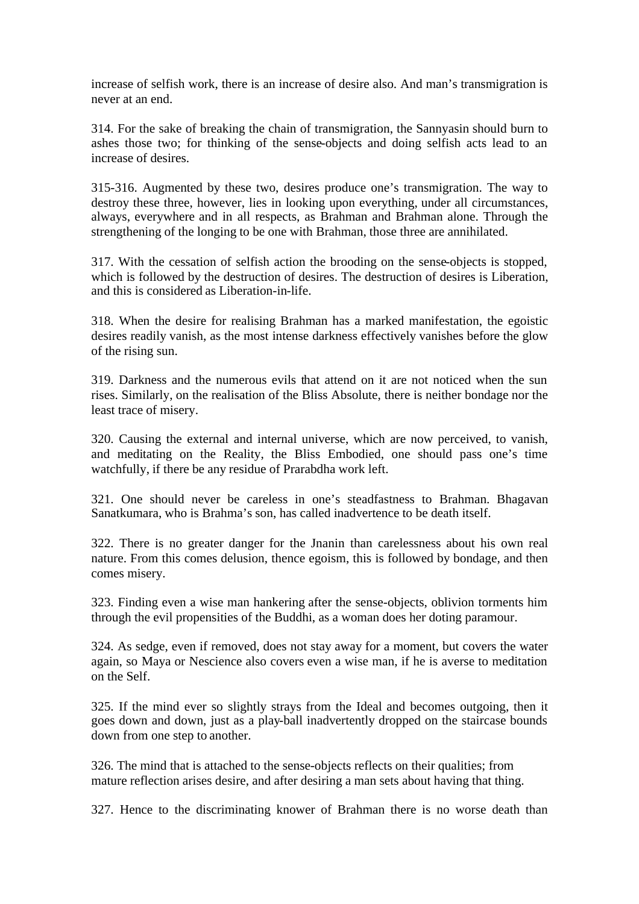increase of selfish work, there is an increase of desire also. And man's transmigration is never at an end.

314. For the sake of breaking the chain of transmigration, the Sannyasin should burn to ashes those two; for thinking of the sense-objects and doing selfish acts lead to an increase of desires.

315-316. Augmented by these two, desires produce one's transmigration. The way to destroy these three, however, lies in looking upon everything, under all circumstances, always, everywhere and in all respects, as Brahman and Brahman alone. Through the strengthening of the longing to be one with Brahman, those three are annihilated.

317. With the cessation of selfish action the brooding on the sense-objects is stopped, which is followed by the destruction of desires. The destruction of desires is Liberation, and this is considered as Liberation-in-life.

318. When the desire for realising Brahman has a marked manifestation, the egoistic desires readily vanish, as the most intense darkness effectively vanishes before the glow of the rising sun.

319. Darkness and the numerous evils that attend on it are not noticed when the sun rises. Similarly, on the realisation of the Bliss Absolute, there is neither bondage nor the least trace of misery.

320. Causing the external and internal universe, which are now perceived, to vanish, and meditating on the Reality, the Bliss Embodied, one should pass one's time watchfully, if there be any residue of Prarabdha work left.

321. One should never be careless in one's steadfastness to Brahman. Bhagavan Sanatkumara, who is Brahma's son, has called inadvertence to be death itself.

322. There is no greater danger for the Jnanin than carelessness about his own real nature. From this comes delusion, thence egoism, this is followed by bondage, and then comes misery.

323. Finding even a wise man hankering after the sense-objects, oblivion torments him through the evil propensities of the Buddhi, as a woman does her doting paramour.

324. As sedge, even if removed, does not stay away for a moment, but covers the water again, so Maya or Nescience also covers even a wise man, if he is averse to meditation on the Self.

325. If the mind ever so slightly strays from the Ideal and becomes outgoing, then it goes down and down, just as a play-ball inadvertently dropped on the staircase bounds down from one step to another.

326. The mind that is attached to the sense-objects reflects on their qualities; from mature reflection arises desire, and after desiring a man sets about having that thing.

327. Hence to the discriminating knower of Brahman there is no worse death than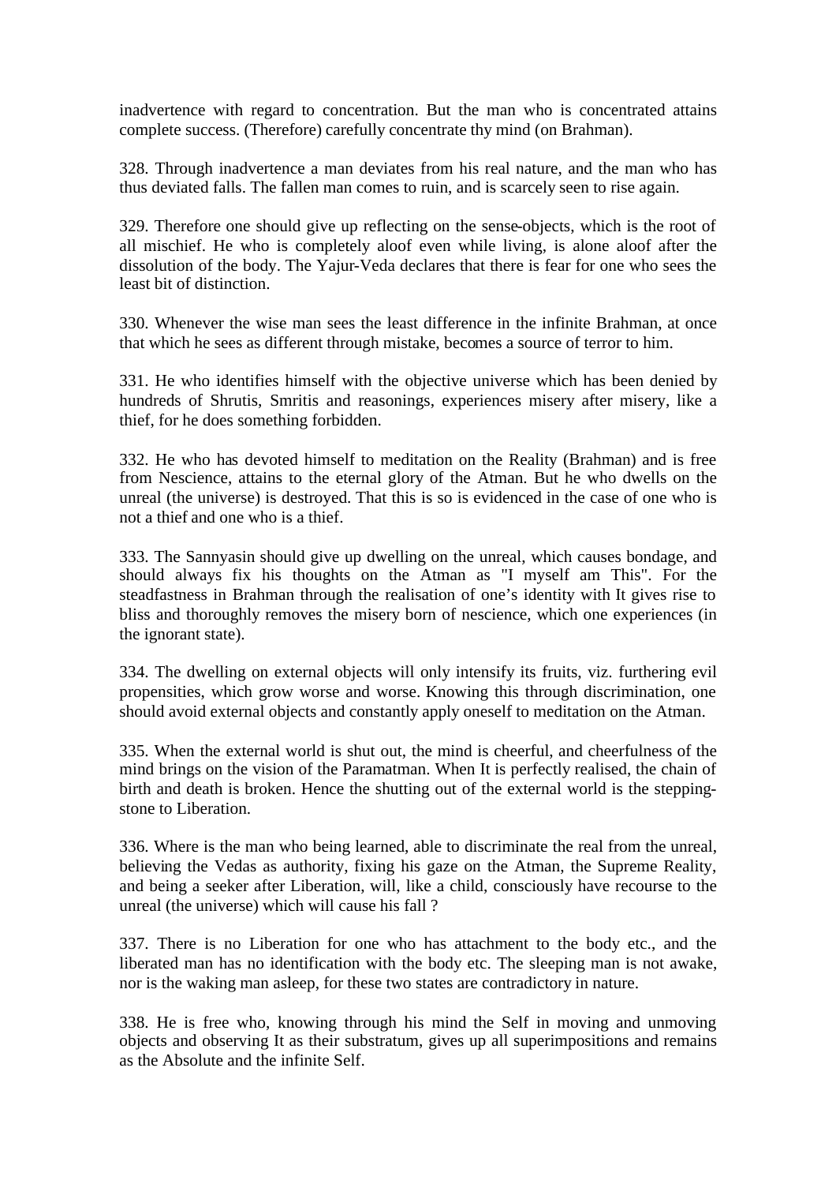inadvertence with regard to concentration. But the man who is concentrated attains complete success. (Therefore) carefully concentrate thy mind (on Brahman).

328. Through inadvertence a man deviates from his real nature, and the man who has thus deviated falls. The fallen man comes to ruin, and is scarcely seen to rise again.

329. Therefore one should give up reflecting on the sense-objects, which is the root of all mischief. He who is completely aloof even while living, is alone aloof after the dissolution of the body. The Yajur-Veda declares that there is fear for one who sees the least bit of distinction.

330. Whenever the wise man sees the least difference in the infinite Brahman, at once that which he sees as different through mistake, becomes a source of terror to him.

331. He who identifies himself with the objective universe which has been denied by hundreds of Shrutis, Smritis and reasonings, experiences misery after misery, like a thief, for he does something forbidden.

332. He who has devoted himself to meditation on the Reality (Brahman) and is free from Nescience, attains to the eternal glory of the Atman. But he who dwells on the unreal (the universe) is destroyed. That this is so is evidenced in the case of one who is not a thief and one who is a thief.

333. The Sannyasin should give up dwelling on the unreal, which causes bondage, and should always fix his thoughts on the Atman as "I myself am This". For the steadfastness in Brahman through the realisation of one's identity with It gives rise to bliss and thoroughly removes the misery born of nescience, which one experiences (in the ignorant state).

334. The dwelling on external objects will only intensify its fruits, viz. furthering evil propensities, which grow worse and worse. Knowing this through discrimination, one should avoid external objects and constantly apply oneself to meditation on the Atman.

335. When the external world is shut out, the mind is cheerful, and cheerfulness of the mind brings on the vision of the Paramatman. When It is perfectly realised, the chain of birth and death is broken. Hence the shutting out of the external world is the stepping-stone to Liberation.

336. Where is the man who being learned, able to discriminate the real from the unreal, believing the Vedas as authority, fixing his gaze on the Atman, the Supreme Reality, and being a seeker after Liberation, will, like a child, consciously have recourse to the unreal (the universe) which will cause his fall ?

337. There is no Liberation for one who has attachment to the body etc., and the liberated man has no identification with the body etc. The sleeping man is not awake, nor is the waking man asleep, for these two states are contradictory in nature.

338. He is free who, knowing through his mind the Self in moving and unmoving objects and observing It as their substratum, gives up all superimpositions and remains as the Absolute and the infinite Self.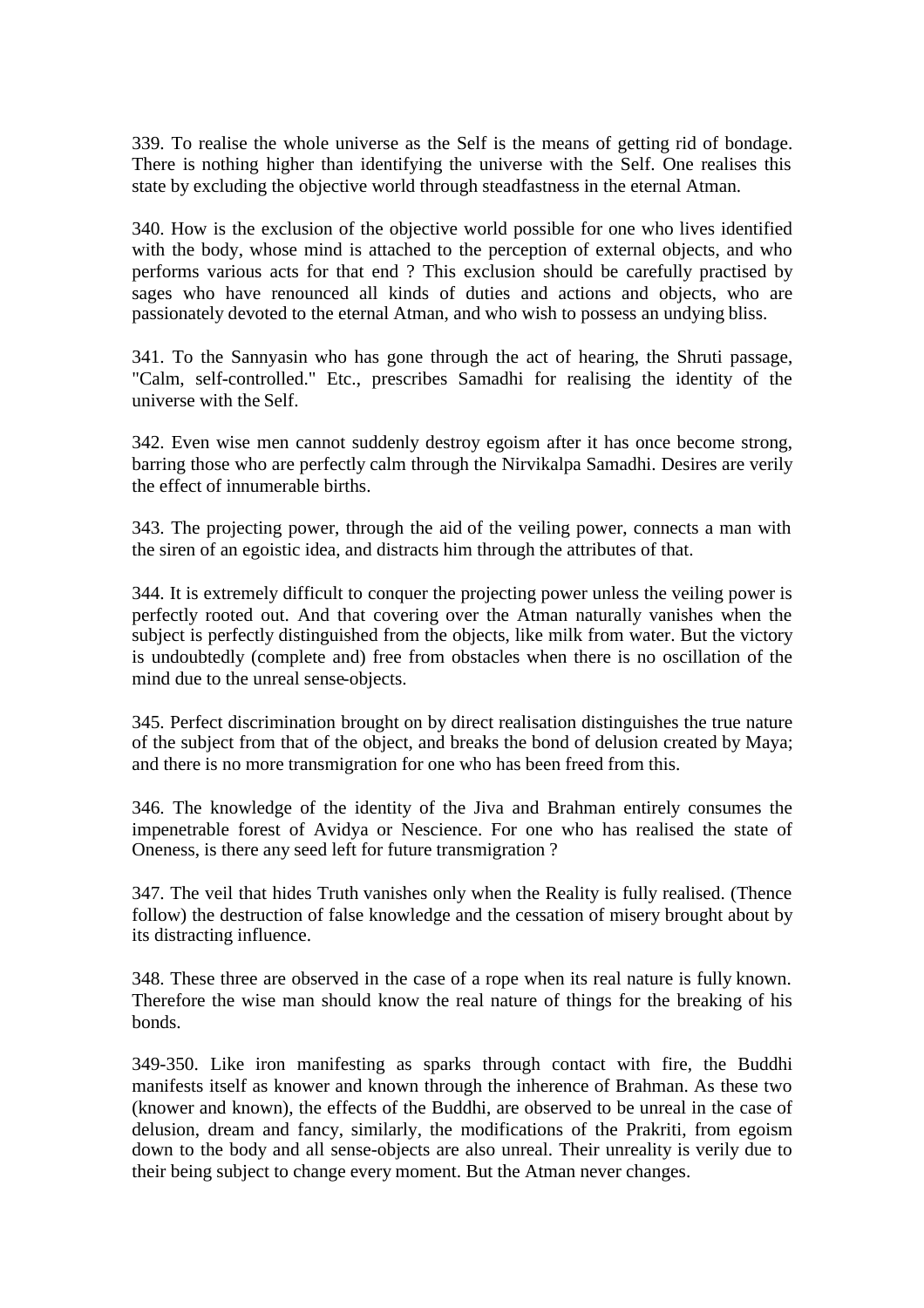339. To realise the whole universe as the Self is the means of getting rid of bondage. There is nothing higher than identifying the universe with the Self. One realises this state by excluding the objective world through steadfastness in the eternal Atman.

340. How is the exclusion of the objective world possible for one who lives identified with the body, whose mind is attached to the perception of external objects, and who performs various acts for that end ? This exclusion should be carefully practised by sages who have renounced all kinds of duties and actions and objects, who are passionately devoted to the eternal Atman, and who wish to possess an undying bliss.

341. To the Sannyasin who has gone through the act of hearing, the Shruti passage, "Calm, self-controlled." Etc., prescribes Samadhi for realising the identity of the universe with the Self.

342. Even wise men cannot suddenly destroy egoism after it has once become strong, barring those who are perfectly calm through the Nirvikalpa Samadhi. Desires are verily the effect of innumerable births.

343. The projecting power, through the aid of the veiling power, connects a man with the siren of an egoistic idea, and distracts him through the attributes of that.

344. It is extremely difficult to conquer the projecting power unless the veiling power is perfectly rooted out. And that covering over the Atman naturally vanishes when the subject is perfectly distinguished from the objects, like milk from water. But the victory is undoubtedly (complete and) free from obstacles when there is no oscillation of the mind due to the unreal sense-objects.

345. Perfect discrimination brought on by direct realisation distinguishes the true nature of the subject from that of the object, and breaks the bond of delusion created by Maya; and there is no more transmigration for one who has been freed from this.

346. The knowledge of the identity of the Jiva and Brahman entirely consumes the impenetrable forest of Avidya or Nescience. For one who has realised the state of Oneness, is there any seed left for future transmigration ?

347. The veil that hides Truth vanishes only when the Reality is fully realised. (Thence follow) the destruction of false knowledge and the cessation of misery brought about by its distracting influence.

348. These three are observed in the case of a rope when its real nature is fully known. Therefore the wise man should know the real nature of things for the breaking of his bonds.

349-350. Like iron manifesting as sparks through contact with fire, the Buddhi manifests itself as knower and known through the inherence of Brahman. As these two (knower and known), the effects of the Buddhi, are observed to be unreal in the case of delusion, dream and fancy, similarly, the modifications of the Prakriti, from egoism down to the body and all sense-objects are also unreal. Their unreality is verily due to their being subject to change every moment. But the Atman never changes.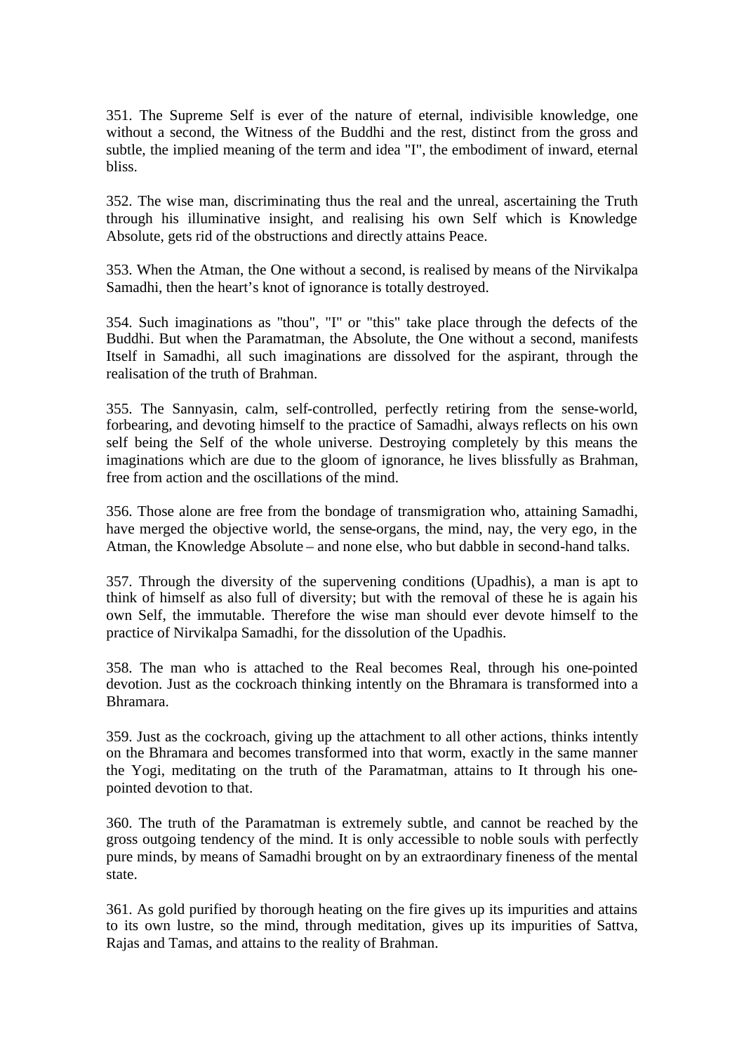351. The Supreme Self is ever of the nature of eternal, indivisible knowledge, one without a second, the Witness of the Buddhi and the rest, distinct from the gross and subtle, the implied meaning of the term and idea "I", the embodiment of inward, eternal bliss.

352. The wise man, discriminating thus the real and the unreal, ascertaining the Truth through his illuminative insight, and realising his own Self which is Knowledge Absolute, gets rid of the obstructions and directly attains Peace.

353. When the Atman, the One without a second, is realised by means of the Nirvikalpa Samadhi, then the heart's knot of ignorance is totally destroyed.

354. Such imaginations as "thou", "I" or "this" take place through the defects of the Buddhi. But when the Paramatman, the Absolute, the One without a second, manifests Itself in Samadhi, all such imaginations are dissolved for the aspirant, through the realisation of the truth of Brahman.

355. The Sannyasin, calm, self-controlled, perfectly retiring from the sense-world, forbearing, and devoting himself to the practice of Samadhi, always reflects on his own self being the Self of the whole universe. Destroying completely by this means the imaginations which are due to the gloom of ignorance, he lives blissfully as Brahman, free from action and the oscillations of the mind.

356. Those alone are free from the bondage of transmigration who, attaining Samadhi, have merged the objective world, the sense-organs, the mind, nay, the very ego, in the Atman, the Knowledge Absolute – and none else, who but dabble in second-hand talks.

357. Through the diversity of the supervening conditions (Upadhis), a man is apt to think of himself as also full of diversity; but with the removal of these he is again his own Self, the immutable. Therefore the wise man should ever devote himself to the practice of Nirvikalpa Samadhi, for the dissolution of the Upadhis.

358. The man who is attached to the Real becomes Real, through his one-pointed devotion. Just as the cockroach thinking intently on the Bhramara is transformed into a Bhramara.

359. Just as the cockroach, giving up the attachment to all other actions, thinks intently on the Bhramara and becomes transformed into that worm, exactly in the same manner the Yogi, meditating on the truth of the Paramatman, attains to It through his one-pointed devotion to that.

360. The truth of the Paramatman is extremely subtle, and cannot be reached by the gross outgoing tendency of the mind. It is only accessible to noble souls with perfectly pure minds, by means of Samadhi brought on by an extraordinary fineness of the mental state.

361. As gold purified by thorough heating on the fire gives up its impurities and attains to its own lustre, so the mind, through meditation, gives up its impurities of Sattva, Rajas and Tamas, and attains to the reality of Brahman.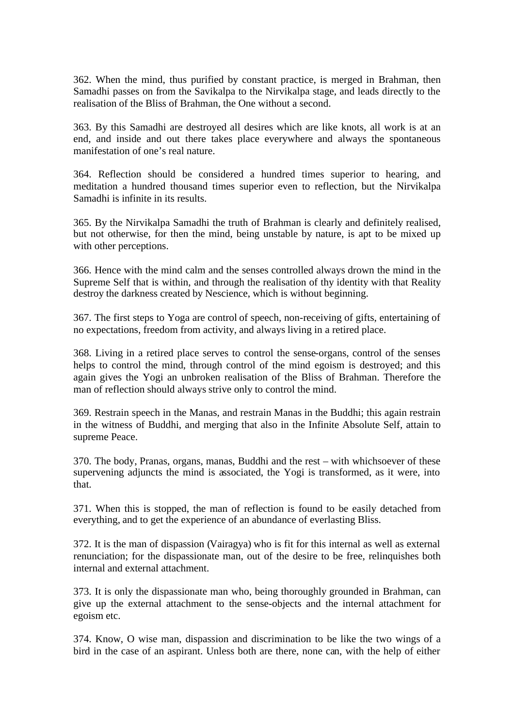362. When the mind, thus purified by constant practice, is merged in Brahman, then Samadhi passes on from the Savikalpa to the Nirvikalpa stage, and leads directly to the realisation of the Bliss of Brahman, the One without a second.

363. By this Samadhi are destroyed all desires which are like knots, all work is at an end, and inside and out there takes place everywhere and always the spontaneous manifestation of one's real nature.

364. Reflection should be considered a hundred times superior to hearing, and meditation a hundred thousand times superior even to reflection, but the Nirvikalpa Samadhi is infinite in its results.

365. By the Nirvikalpa Samadhi the truth of Brahman is clearly and definitely realised, but not otherwise, for then the mind, being unstable by nature, is apt to be mixed up with other perceptions.

366. Hence with the mind calm and the senses controlled always drown the mind in the Supreme Self that is within, and through the realisation of thy identity with that Reality destroy the darkness created by Nescience, which is without beginning.

367. The first steps to Yoga are control of speech, non-receiving of gifts, entertaining of no expectations, freedom from activity, and always living in a retired place.

368. Living in a retired place serves to control the sense-organs, control of the senses helps to control the mind, through control of the mind egoism is destroyed; and this again gives the Yogi an unbroken realisation of the Bliss of Brahman. Therefore the man of reflection should always strive only to control the mind.

369. Restrain speech in the Manas, and restrain Manas in the Buddhi; this again restrain in the witness of Buddhi, and merging that also in the Infinite Absolute Self, attain to supreme Peace.

370. The body, Pranas, organs, manas, Buddhi and the rest – with whichsoever of these supervening adjuncts the mind is associated, the Yogi is transformed, as it were, into that.

371. When this is stopped, the man of reflection is found to be easily detached from everything, and to get the experience of an abundance of everlasting Bliss.

372. It is the man of dispassion (Vairagya) who is fit for this internal as well as external renunciation; for the dispassionate man, out of the desire to be free, relinquishes both internal and external attachment.

373. It is only the dispassionate man who, being thoroughly grounded in Brahman, can give up the external attachment to the sense-objects and the internal attachment for egoism etc.

374. Know, O wise man, dispassion and discrimination to be like the two wings of a bird in the case of an aspirant. Unless both are there, none can, with the help of either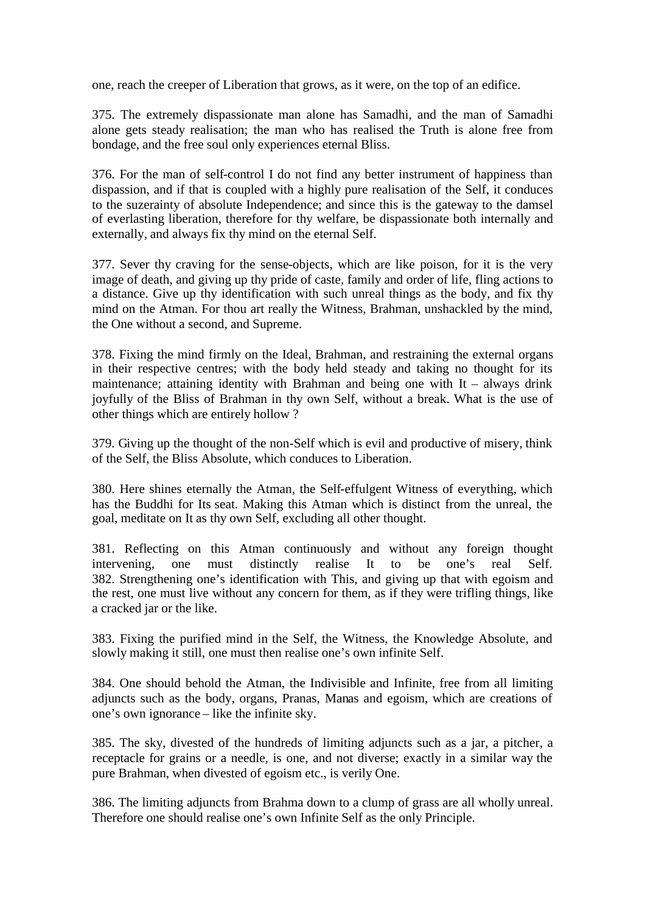one, reach the creeper of Liberation that grows, as it were, on the top of an edifice.

375. The extremely dispassionate man alone has Samadhi, and the man of Samadhi alone gets steady realisation; the man who has realised the Truth is alone free from bondage, and the free soul only experiences eternal Bliss.

376. For the man of self-control I do not find any better instrument of happiness than dispassion, and if that is coupled with a highly pure realisation of the Self, it conduces to the suzerainty of absolute Independence; and since this is the gateway to the damsel of everlasting liberation, therefore for thy welfare, be dispassionate both internally and externally, and always fix thy mind on the eternal Self.

377. Sever thy craving for the sense-objects, which are like poison, for it is the very image of death, and giving up thy pride of caste, family and order of life, fling actions to a distance. Give up thy identification with such unreal things as the body, and fix thy mind on the Atman. For thou art really the Witness, Brahman, unshackled by the mind, the One without a second, and Supreme.

378. Fixing the mind firmly on the Ideal, Brahman, and restraining the external organs in their respective centres; with the body held steady and taking no thought for its maintenance; attaining identity with Brahman and being one with It – always drink joyfully of the Bliss of Brahman in thy own Self, without a break. What is the use of other things which are entirely hollow ?

379. Giving up the thought of the non-Self which is evil and productive of misery, think of the Self, the Bliss Absolute, which conduces to Liberation.

380. Here shines eternally the Atman, the Self-effulgent Witness of everything, which has the Buddhi for Its seat. Making this Atman which is distinct from the unreal, the goal, meditate on It as thy own Self, excluding all other thought.

381. Reflecting on this Atman continuously and without any foreign thought intervening, one must distinctly realise It to be one's real Self.

382. Strengthening one's identification with This, and giving up that with egoism and the rest, one must live without any concern for them, as if they were trifling things, like a cracked jar or the like.

383. Fixing the purified mind in the Self, the Witness, the Knowledge Absolute, and slowly making it still, one must then realise one's own infinite Self.

384. One should behold the Atman, the Indivisible and Infinite, free from all limiting adjuncts such as the body, organs, Pranas, Manas and egoism, which are creations of one's own ignorance – like the infinite sky.

385. The sky, divested of the hundreds of limiting adjuncts such as a jar, a pitcher, a receptacle for grains or a needle, is one, and not diverse; exactly in a similar way the pure Brahman, when divested of egoism etc., is verily One.

386. The limiting adjuncts from Brahma down to a clump of grass are all wholly unreal. Therefore one should realise one's own Infinite Self as the only Principle.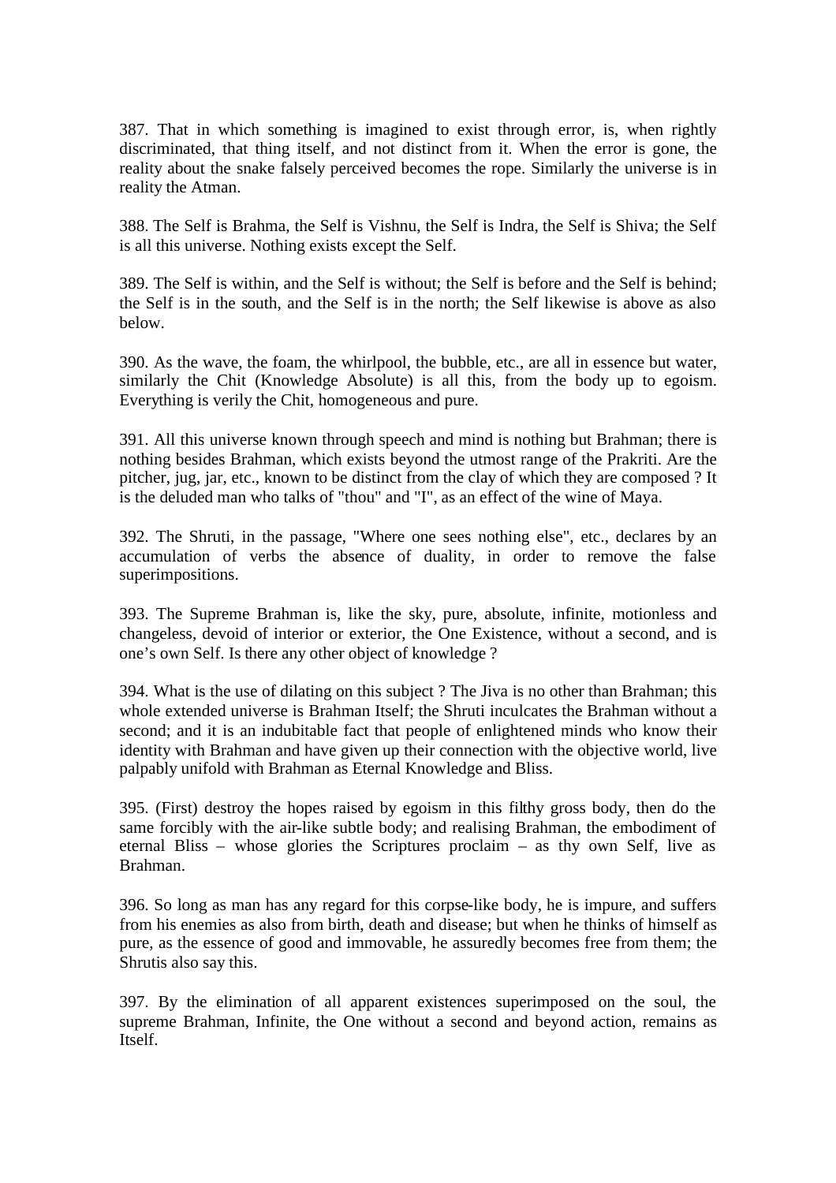387. That in which something is imagined to exist through error, is, when rightly discriminated, that thing itself, and not distinct from it. When the error is gone, the reality about the snake falsely perceived becomes the rope. Similarly the universe is in reality the Atman.

388. The Self is Brahma, the Self is Vishnu, the Self is Indra, the Self is Shiva; the Self is all this universe. Nothing exists except the Self.

389. The Self is within, and the Self is without; the Self is before and the Self is behind; the Self is in the south, and the Self is in the north; the Self likewise is above as also below.

390. As the wave, the foam, the whirlpool, the bubble, etc., are all in essence but water, similarly the Chit (Knowledge Absolute) is all this, from the body up to egoism. Everything is verily the Chit, homogeneous and pure.

391. All this universe known through speech and mind is nothing but Brahman; there is nothing besides Brahman, which exists beyond the utmost range of the Prakriti. Are the pitcher, jug, jar, etc., known to be distinct from the clay of which they are composed ? It is the deluded man who talks of "thou" and "I", as an effect of the wine of Maya.

392. The Shruti, in the passage, "Where one sees nothing else", etc., declares by an accumulation of verbs the absence of duality, in order to remove the false superimpositions.

393. The Supreme Brahman is, like the sky, pure, absolute, infinite, motionless and changeless, devoid of interior or exterior, the One Existence, without a second, and is one's own Self. Is there any other object of knowledge ?

394. What is the use of dilating on this subject ? The Jiva is no other than Brahman; this whole extended universe is Brahman Itself; the Shruti inculcates the Brahman without a second; and it is an indubitable fact that people of enlightened minds who know their identity with Brahman and have given up their connection with the objective world, live palpably unifold with Brahman as Eternal Knowledge and Bliss.

395. (First) destroy the hopes raised by egoism in this filthy gross body, then do the same forcibly with the air-like subtle body; and realising Brahman, the embodiment of eternal Bliss – whose glories the Scriptures proclaim – as thy own Self, live as Brahman.

396. So long as man has any regard for this corpse-like body, he is impure, and suffers from his enemies as also from birth, death and disease; but when he thinks of himself as pure, as the essence of good and immovable, he assuredly becomes free from them; the Shrutis also say this.

397. By the elimination of all apparent existences superimposed on the soul, the supreme Brahman, Infinite, the One without a second and beyond action, remains as Itself.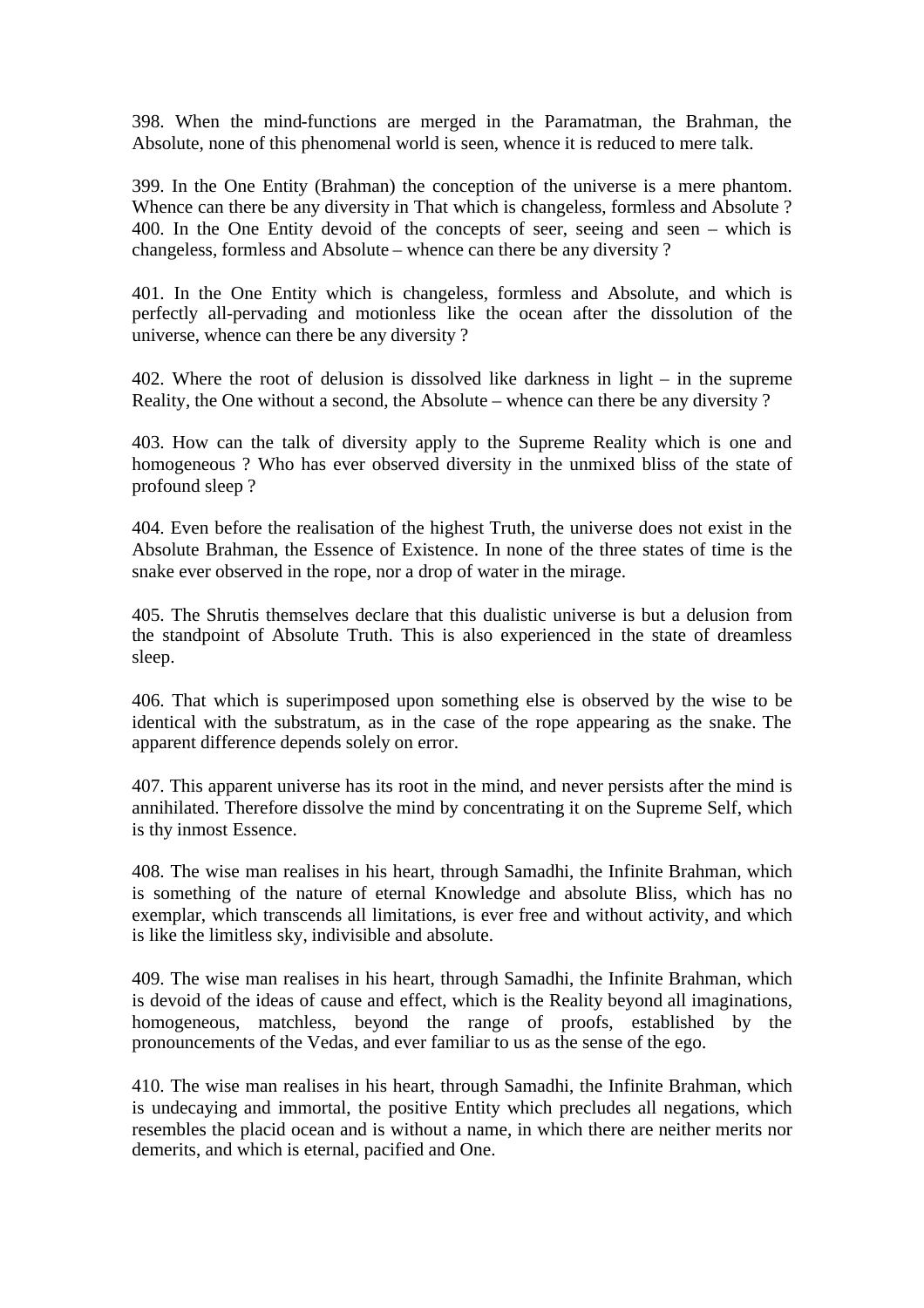398. When the mind-functions are merged in the Paramatman, the Brahman, the Absolute, none of this phenomenal world is seen, whence it is reduced to mere talk.

399. In the One Entity (Brahman) the conception of the universe is a mere phantom. Whence can there be any diversity in That which is changeless, formless and Absolute ?
400. In the One Entity devoid of the concepts of seer, seeing and seen – which is changeless, formless and Absolute – whence can there be any diversity ?

401. In the One Entity which is changeless, formless and Absolute, and which is perfectly all-pervading and motionless like the ocean after the dissolution of the universe, whence can there be any diversity ?

402. Where the root of delusion is dissolved like darkness in light – in the supreme Reality, the One without a second, the Absolute – whence can there be any diversity ?

403. How can the talk of diversity apply to the Supreme Reality which is one and homogeneous ? Who has ever observed diversity in the unmixed bliss of the state of profound sleep ?

404. Even before the realisation of the highest Truth, the universe does not exist in the Absolute Brahman, the Essence of Existence. In none of the three states of time is the snake ever observed in the rope, nor a drop of water in the mirage.

405. The Shrutis themselves declare that this dualistic universe is but a delusion from the standpoint of Absolute Truth. This is also experienced in the state of dreamless sleep.

406. That which is superimposed upon something else is observed by the wise to be identical with the substratum, as in the case of the rope appearing as the snake. The apparent difference depends solely on error.

407. This apparent universe has its root in the mind, and never persists after the mind is annihilated. Therefore dissolve the mind by concentrating it on the Supreme Self, which is thy inmost Essence.

408. The wise man realises in his heart, through Samadhi, the Infinite Brahman, which is something of the nature of eternal Knowledge and absolute Bliss, which has no exemplar, which transcends all limitations, is ever free and without activity, and which is like the limitless sky, indivisible and absolute.

409. The wise man realises in his heart, through Samadhi, the Infinite Brahman, which is devoid of the ideas of cause and effect, which is the Reality beyond all imaginations, homogeneous, matchless, beyond the range of proofs, established by the pronouncements of the Vedas, and ever familiar to us as the sense of the ego.

410. The wise man realises in his heart, through Samadhi, the Infinite Brahman, which is undecaying and immortal, the positive Entity which precludes all negations, which resembles the placid ocean and is without a name, in which there are neither merits nor demerits, and which is eternal, pacified and One.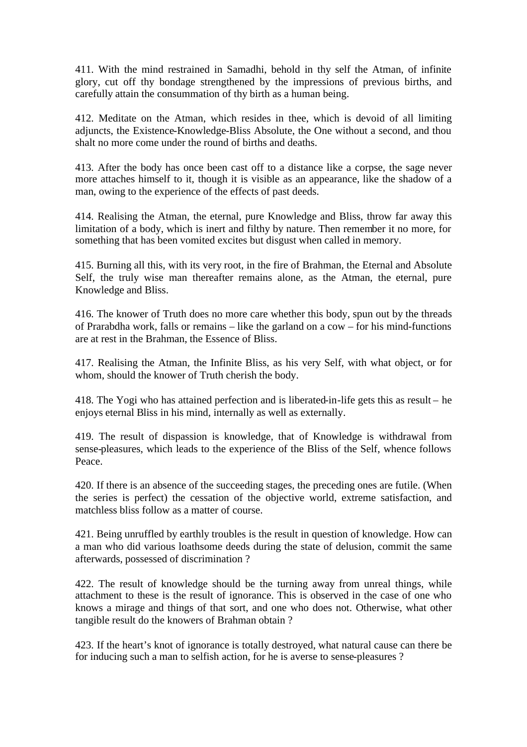411. With the mind restrained in Samadhi, behold in thy self the Atman, of infinite glory, cut off thy bondage strengthened by the impressions of previous births, and carefully attain the consummation of thy birth as a human being.

412. Meditate on the Atman, which resides in thee, which is devoid of all limiting adjuncts, the Existence-Knowledge-Bliss Absolute, the One without a second, and thou shalt no more come under the round of births and deaths.

413. After the body has once been cast off to a distance like a corpse, the sage never more attaches himself to it, though it is visible as an appearance, like the shadow of a man, owing to the experience of the effects of past deeds.

414. Realising the Atman, the eternal, pure Knowledge and Bliss, throw far away this limitation of a body, which is inert and filthy by nature. Then remember it no more, for something that has been vomited excites but disgust when called in memory.

415. Burning all this, with its very root, in the fire of Brahman, the Eternal and Absolute Self, the truly wise man thereafter remains alone, as the Atman, the eternal, pure Knowledge and Bliss.

416. The knower of Truth does no more care whether this body, spun out by the threads of Prarabdha work, falls or remains – like the garland on a cow – for his mind-functions are at rest in the Brahman, the Essence of Bliss.

417. Realising the Atman, the Infinite Bliss, as his very Self, with what object, or for whom, should the knower of Truth cherish the body.

418. The Yogi who has attained perfection and is liberated-in-life gets this as result – he enjoys eternal Bliss in his mind, internally as well as externally.

419. The result of dispassion is knowledge, that of Knowledge is withdrawal from sense-pleasures, which leads to the experience of the Bliss of the Self, whence follows Peace.

420. If there is an absence of the succeeding stages, the preceding ones are futile. (When the series is perfect) the cessation of the objective world, extreme satisfaction, and matchless bliss follow as a matter of course.

421. Being unruffled by earthly troubles is the result in question of knowledge. How can a man who did various loathsome deeds during the state of delusion, commit the same afterwards, possessed of discrimination ?

422. The result of knowledge should be the turning away from unreal things, while attachment to these is the result of ignorance. This is observed in the case of one who knows a mirage and things of that sort, and one who does not. Otherwise, what other tangible result do the knowers of Brahman obtain ?

423. If the heart's knot of ignorance is totally destroyed, what natural cause can there be for inducing such a man to selfish action, for he is averse to sense-pleasures ?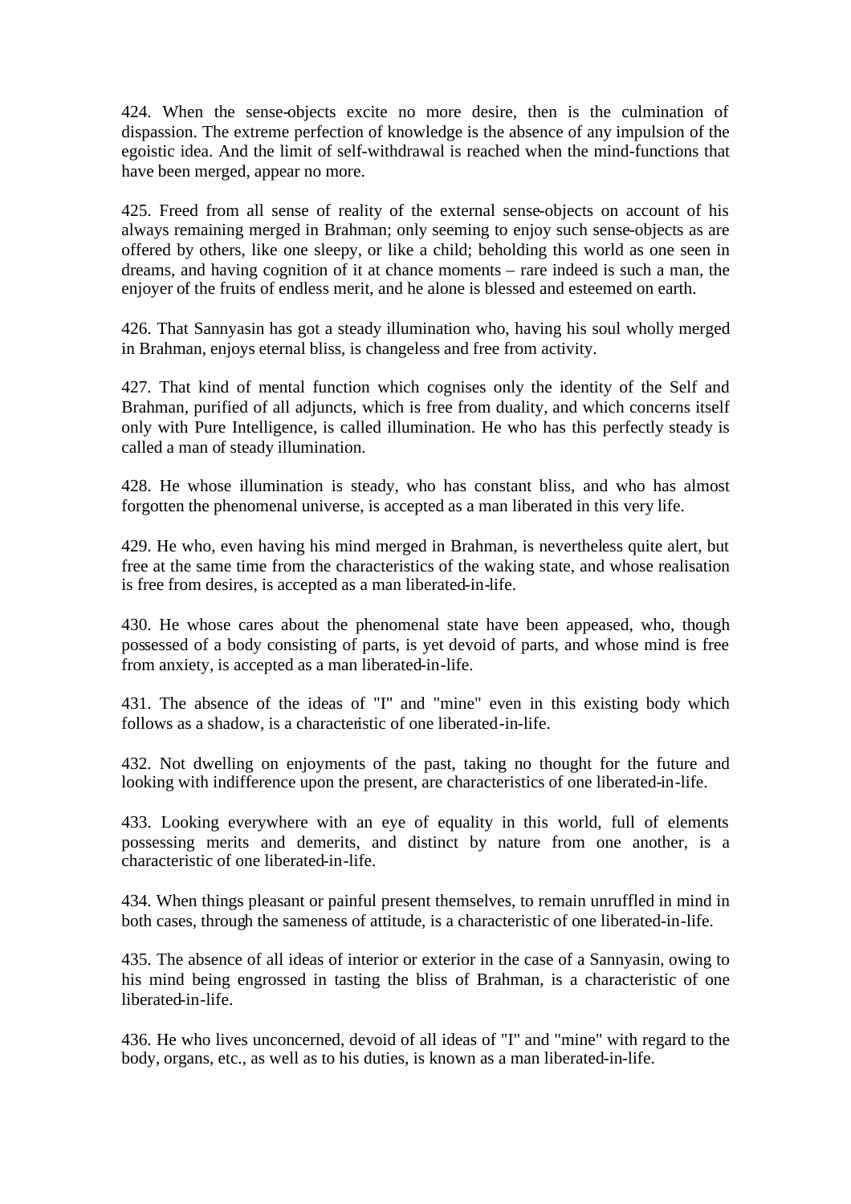424. When the sense-objects excite no more desire, then is the culmination of dispassion. The extreme perfection of knowledge is the absence of any impulsion of the egoistic idea. And the limit of self-withdrawal is reached when the mind-functions that have been merged, appear no more.

425. Freed from all sense of reality of the external sense-objects on account of his always remaining merged in Brahman; only seeming to enjoy such sense-objects as are offered by others, like one sleepy, or like a child; beholding this world as one seen in dreams, and having cognition of it at chance moments – rare indeed is such a man, the enjoyer of the fruits of endless merit, and he alone is blessed and esteemed on earth.

426. That Sannyasin has got a steady illumination who, having his soul wholly merged in Brahman, enjoys eternal bliss, is changeless and free from activity.

427. That kind of mental function which cognises only the identity of the Self and Brahman, purified of all adjuncts, which is free from duality, and which concerns itself only with Pure Intelligence, is called illumination. He who has this perfectly steady is called a man of steady illumination.

428. He whose illumination is steady, who has constant bliss, and who has almost forgotten the phenomenal universe, is accepted as a man liberated in this very life.

429. He who, even having his mind merged in Brahman, is nevertheless quite alert, but free at the same time from the characteristics of the waking state, and whose realisation is free from desires, is accepted as a man liberated-in-life.

430. He whose cares about the phenomenal state have been appeased, who, though possessed of a body consisting of parts, is yet devoid of parts, and whose mind is free from anxiety, is accepted as a man liberated-in-life.

431. The absence of the ideas of "I" and "mine" even in this existing body which follows as a shadow, is a characteristic of one liberated-in-life.

432. Not dwelling on enjoyments of the past, taking no thought for the future and looking with indifference upon the present, are characteristics of one liberated-in-life.

433. Looking everywhere with an eye of equality in this world, full of elements possessing merits and demerits, and distinct by nature from one another, is a characteristic of one liberated-in-life.

434. When things pleasant or painful present themselves, to remain unruffled in mind in both cases, through the sameness of attitude, is a characteristic of one liberated-in-life.

435. The absence of all ideas of interior or exterior in the case of a Sannyasin, owing to his mind being engrossed in tasting the bliss of Brahman, is a characteristic of one liberated-in-life.

436. He who lives unconcerned, devoid of all ideas of "I" and "mine" with regard to the body, organs, etc., as well as to his duties, is known as a man liberated-in-life.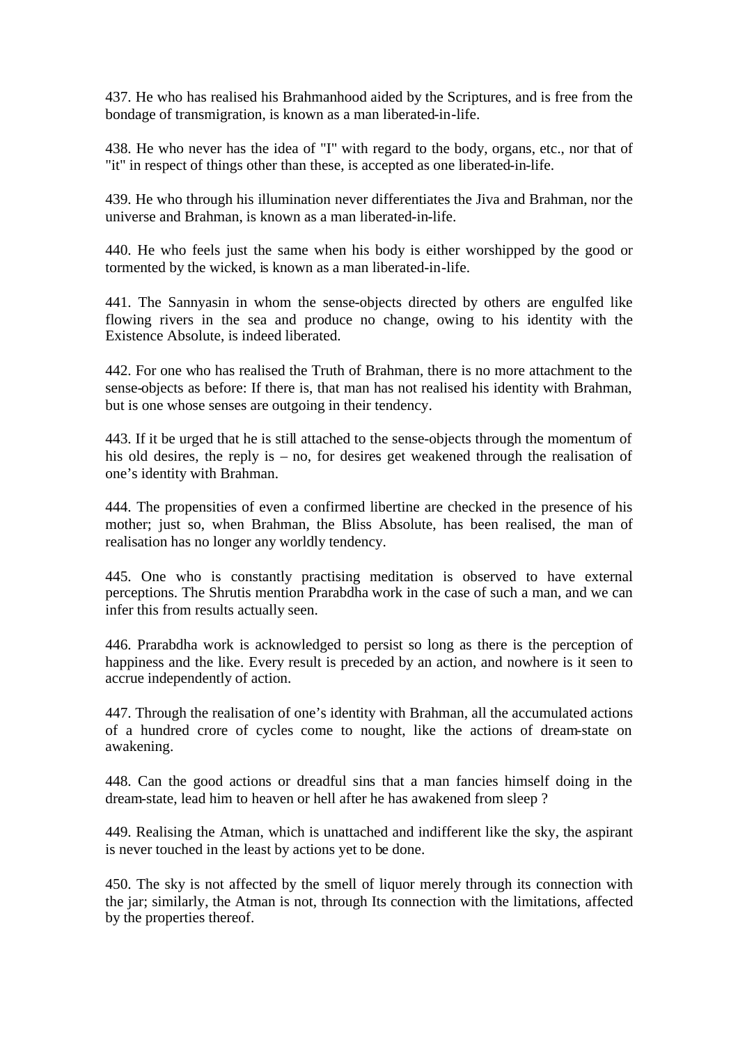437. He who has realised his Brahmanhood aided by the Scriptures, and is free from the bondage of transmigration, is known as a man liberated-in-life.

438. He who never has the idea of "I" with regard to the body, organs, etc., nor that of "it" in respect of things other than these, is accepted as one liberated-in-life.

439. He who through his illumination never differentiates the Jiva and Brahman, nor the universe and Brahman, is known as a man liberated-in-life.

440. He who feels just the same when his body is either worshipped by the good or tormented by the wicked, is known as a man liberated-in-life.

441. The Sannyasin in whom the sense-objects directed by others are engulfed like flowing rivers in the sea and produce no change, owing to his identity with the Existence Absolute, is indeed liberated.

442. For one who has realised the Truth of Brahman, there is no more attachment to the sense-objects as before: If there is, that man has not realised his identity with Brahman, but is one whose senses are outgoing in their tendency.

443. If it be urged that he is still attached to the sense-objects through the momentum of his old desires, the reply is – no, for desires get weakened through the realisation of one's identity with Brahman.

444. The propensities of even a confirmed libertine are checked in the presence of his mother; just so, when Brahman, the Bliss Absolute, has been realised, the man of realisation has no longer any worldly tendency.

445. One who is constantly practising meditation is observed to have external perceptions. The Shrutis mention Prarabdha work in the case of such a man, and we can infer this from results actually seen.

446. Prarabdha work is acknowledged to persist so long as there is the perception of happiness and the like. Every result is preceded by an action, and nowhere is it seen to accrue independently of action.

447. Through the realisation of one's identity with Brahman, all the accumulated actions of a hundred crore of cycles come to nought, like the actions of dream-state on awakening.

448. Can the good actions or dreadful sins that a man fancies himself doing in the dream-state, lead him to heaven or hell after he has awakened from sleep ?

449. Realising the Atman, which is unattached and indifferent like the sky, the aspirant is never touched in the least by actions yet to be done.

450. The sky is not affected by the smell of liquor merely through its connection with the jar; similarly, the Atman is not, through Its connection with the limitations, affected by the properties thereof.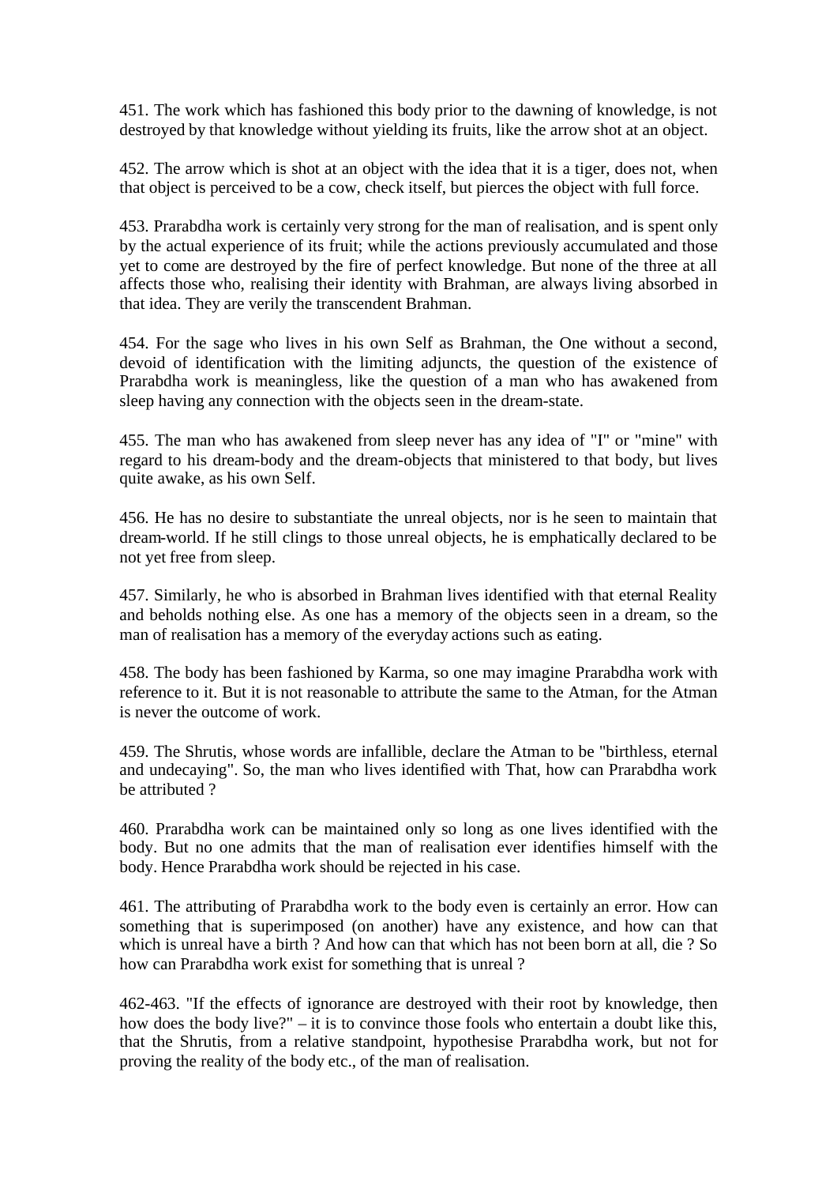451. The work which has fashioned this body prior to the dawning of knowledge, is not destroyed by that knowledge without yielding its fruits, like the arrow shot at an object.

452. The arrow which is shot at an object with the idea that it is a tiger, does not, when that object is perceived to be a cow, check itself, but pierces the object with full force.

453. Prarabdha work is certainly very strong for the man of realisation, and is spent only by the actual experience of its fruit; while the actions previously accumulated and those yet to come are destroyed by the fire of perfect knowledge. But none of the three at all affects those who, realising their identity with Brahman, are always living absorbed in that idea. They are verily the transcendent Brahman.

454. For the sage who lives in his own Self as Brahman, the One without a second, devoid of identification with the limiting adjuncts, the question of the existence of Prarabdha work is meaningless, like the question of a man who has awakened from sleep having any connection with the objects seen in the dream-state.

455. The man who has awakened from sleep never has any idea of "I" or "mine" with regard to his dream-body and the dream-objects that ministered to that body, but lives quite awake, as his own Self.

456. He has no desire to substantiate the unreal objects, nor is he seen to maintain that dream-world. If he still clings to those unreal objects, he is emphatically declared to be not yet free from sleep.

457. Similarly, he who is absorbed in Brahman lives identified with that eternal Reality and beholds nothing else. As one has a memory of the objects seen in a dream, so the man of realisation has a memory of the everyday actions such as eating.

458. The body has been fashioned by Karma, so one may imagine Prarabdha work with reference to it. But it is not reasonable to attribute the same to the Atman, for the Atman is never the outcome of work.

459. The Shrutis, whose words are infallible, declare the Atman to be "birthless, eternal and undecaying". So, the man who lives identified with That, how can Prarabdha work be attributed ?

460. Prarabdha work can be maintained only so long as one lives identified with the body. But no one admits that the man of realisation ever identifies himself with the body. Hence Prarabdha work should be rejected in his case.

461. The attributing of Prarabdha work to the body even is certainly an error. How can something that is superimposed (on another) have any existence, and how can that which is unreal have a birth ? And how can that which has not been born at all, die ? So how can Prarabdha work exist for something that is unreal ?

462-463. "If the effects of ignorance are destroyed with their root by knowledge, then how does the body live?" – it is to convince those fools who entertain a doubt like this, that the Shrutis, from a relative standpoint, hypothesise Prarabdha work, but not for proving the reality of the body etc., of the man of realisation.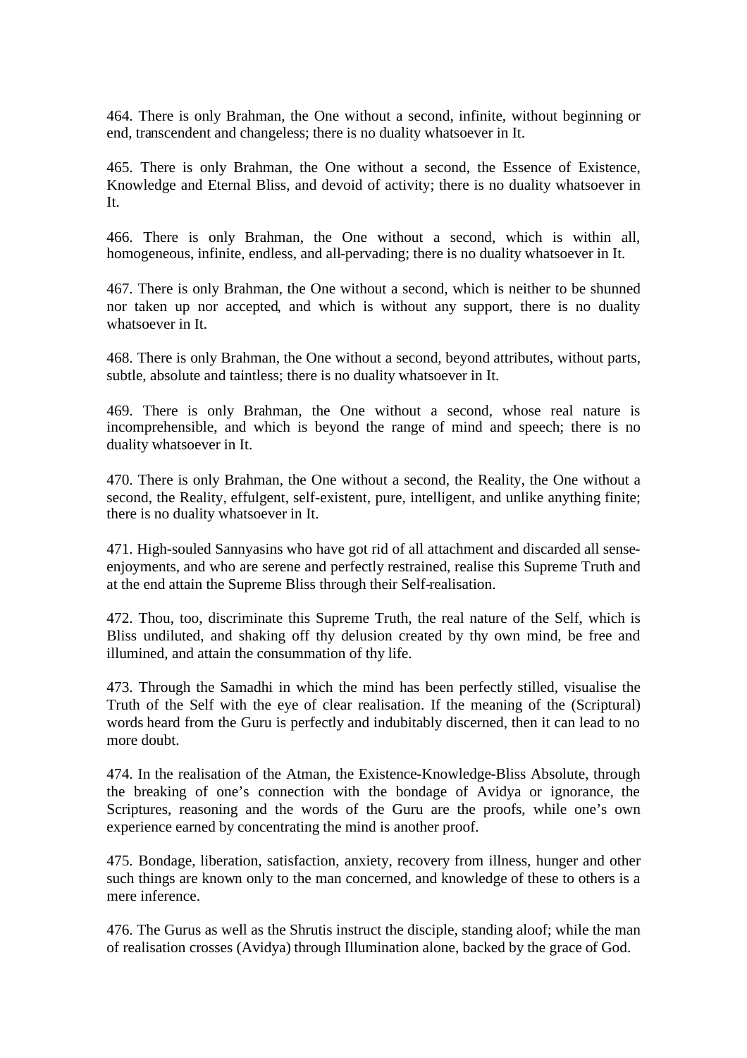464. There is only Brahman, the One without a second, infinite, without beginning or end, transcendent and changeless; there is no duality whatsoever in It.

465. There is only Brahman, the One without a second, the Essence of Existence, Knowledge and Eternal Bliss, and devoid of activity; there is no duality whatsoever in It.

466. There is only Brahman, the One without a second, which is within all, homogeneous, infinite, endless, and all-pervading; there is no duality whatsoever in It.

467. There is only Brahman, the One without a second, which is neither to be shunned nor taken up nor accepted, and which is without any support, there is no duality whatsoever in It.

468. There is only Brahman, the One without a second, beyond attributes, without parts, subtle, absolute and taintless; there is no duality whatsoever in It.

469. There is only Brahman, the One without a second, whose real nature is incomprehensible, and which is beyond the range of mind and speech; there is no duality whatsoever in It.

470. There is only Brahman, the One without a second, the Reality, the One without a second, the Reality, effulgent, self-existent, pure, intelligent, and unlike anything finite; there is no duality whatsoever in It.

471. High-souled Sannyasins who have got rid of all attachment and discarded all sense-enjoyments, and who are serene and perfectly restrained, realise this Supreme Truth and at the end attain the Supreme Bliss through their Self-realisation.

472. Thou, too, discriminate this Supreme Truth, the real nature of the Self, which is Bliss undiluted, and shaking off thy delusion created by thy own mind, be free and illumined, and attain the consummation of thy life.

473. Through the Samadhi in which the mind has been perfectly stilled, visualise the Truth of the Self with the eye of clear realisation. If the meaning of the (Scriptural) words heard from the Guru is perfectly and indubitably discerned, then it can lead to no more doubt.

474. In the realisation of the Atman, the Existence-Knowledge-Bliss Absolute, through the breaking of one's connection with the bondage of Avidya or ignorance, the Scriptures, reasoning and the words of the Guru are the proofs, while one's own experience earned by concentrating the mind is another proof.

475. Bondage, liberation, satisfaction, anxiety, recovery from illness, hunger and other such things are known only to the man concerned, and knowledge of these to others is a mere inference.

476. The Gurus as well as the Shrutis instruct the disciple, standing aloof; while the man of realisation crosses (Avidya) through Illumination alone, backed by the grace of God.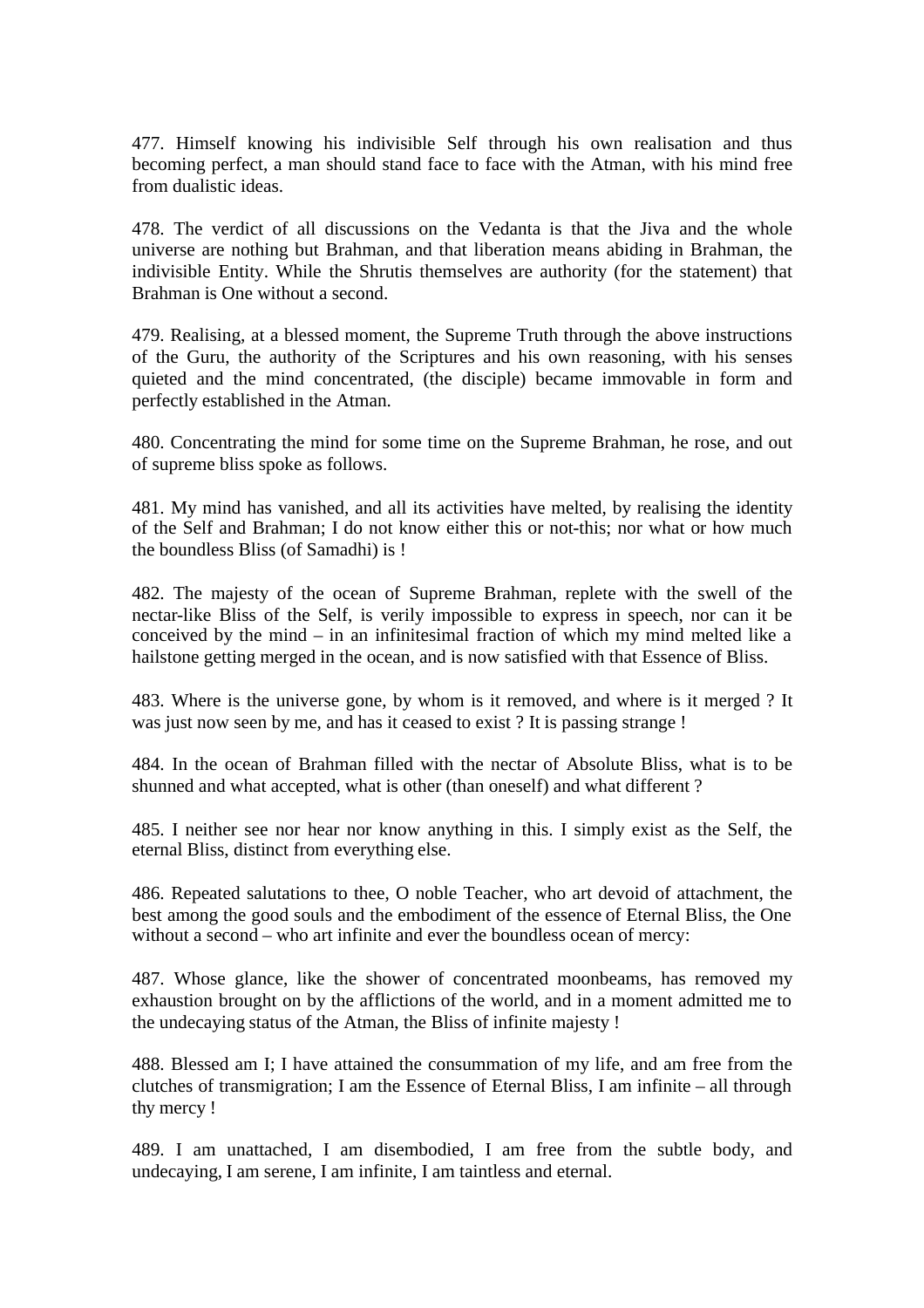477. Himself knowing his indivisible Self through his own realisation and thus becoming perfect, a man should stand face to face with the Atman, with his mind free from dualistic ideas.

478. The verdict of all discussions on the Vedanta is that the Jiva and the whole universe are nothing but Brahman, and that liberation means abiding in Brahman, the indivisible Entity. While the Shrutis themselves are authority (for the statement) that Brahman is One without a second.

479. Realising, at a blessed moment, the Supreme Truth through the above instructions of the Guru, the authority of the Scriptures and his own reasoning, with his senses quieted and the mind concentrated, (the disciple) became immovable in form and perfectly established in the Atman.

480. Concentrating the mind for some time on the Supreme Brahman, he rose, and out of supreme bliss spoke as follows.

481. My mind has vanished, and all its activities have melted, by realising the identity of the Self and Brahman; I do not know either this or not-this; nor what or how much the boundless Bliss (of Samadhi) is !

482. The majesty of the ocean of Supreme Brahman, replete with the swell of the nectar-like Bliss of the Self, is verily impossible to express in speech, nor can it be conceived by the mind – in an infinitesimal fraction of which my mind melted like a hailstone getting merged in the ocean, and is now satisfied with that Essence of Bliss.

483. Where is the universe gone, by whom is it removed, and where is it merged ? It was just now seen by me, and has it ceased to exist ? It is passing strange !

484. In the ocean of Brahman filled with the nectar of Absolute Bliss, what is to be shunned and what accepted, what is other (than oneself) and what different ?

485. I neither see nor hear nor know anything in this. I simply exist as the Self, the eternal Bliss, distinct from everything else.

486. Repeated salutations to thee, O noble Teacher, who art devoid of attachment, the best among the good souls and the embodiment of the essence of Eternal Bliss, the One without a second – who art infinite and ever the boundless ocean of mercy:

487. Whose glance, like the shower of concentrated moonbeams, has removed my exhaustion brought on by the afflictions of the world, and in a moment admitted me to the undecaying status of the Atman, the Bliss of infinite majesty !

488. Blessed am I; I have attained the consummation of my life, and am free from the clutches of transmigration; I am the Essence of Eternal Bliss, I am infinite – all through thy mercy !

489. I am unattached, I am disembodied, I am free from the subtle body, and undecaying, I am serene, I am infinite, I am taintless and eternal.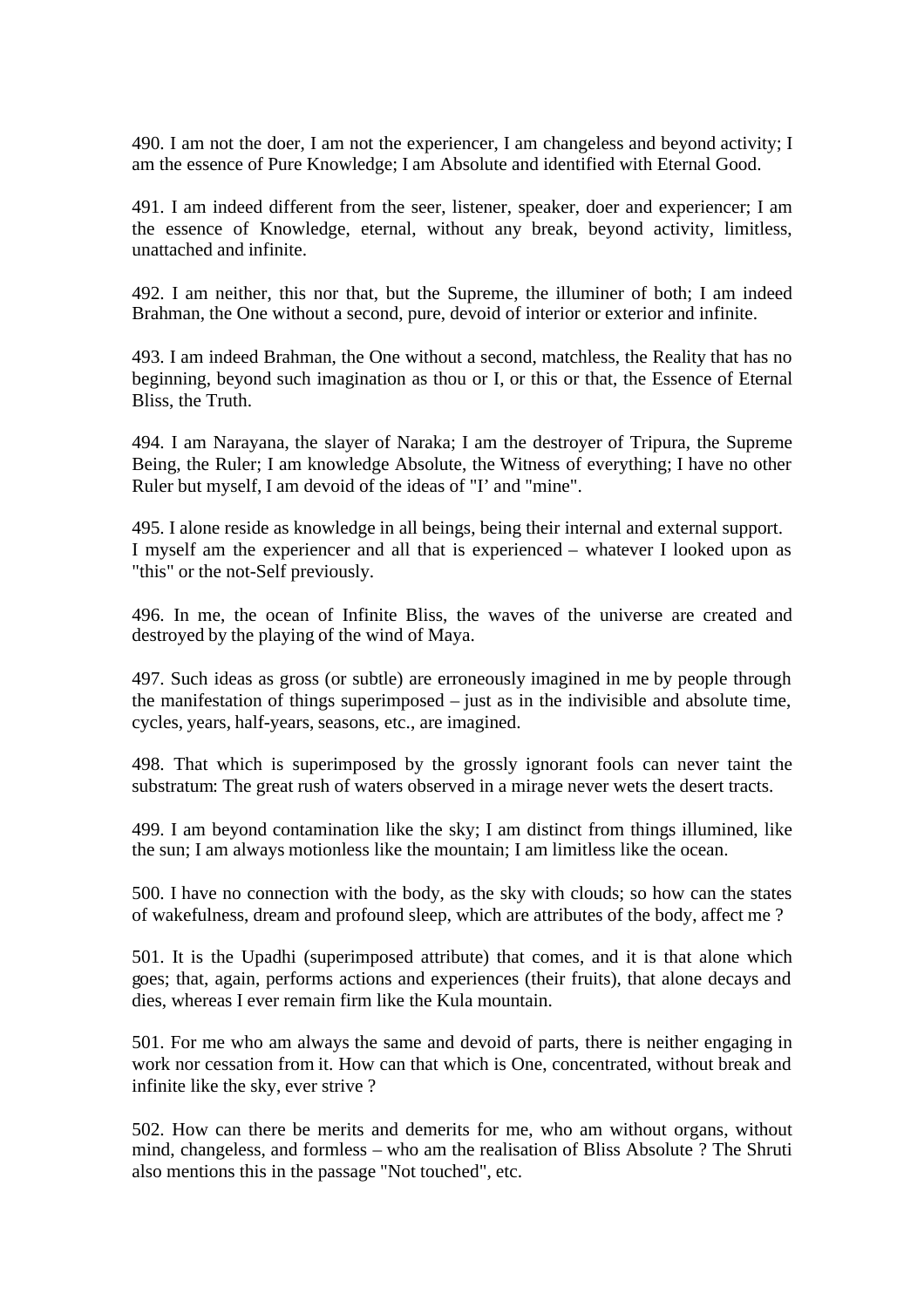490. I am not the doer, I am not the experiencer, I am changeless and beyond activity; I am the essence of Pure Knowledge; I am Absolute and identified with Eternal Good.

491. I am indeed different from the seer, listener, speaker, doer and experiencer; I am the essence of Knowledge, eternal, without any break, beyond activity, limitless, unattached and infinite.

492. I am neither, this nor that, but the Supreme, the illuminer of both; I am indeed Brahman, the One without a second, pure, devoid of interior or exterior and infinite.

493. I am indeed Brahman, the One without a second, matchless, the Reality that has no beginning, beyond such imagination as thou or I, or this or that, the Essence of Eternal Bliss, the Truth.

494. I am Narayana, the slayer of Naraka; I am the destroyer of Tripura, the Supreme Being, the Ruler; I am knowledge Absolute, the Witness of everything; I have no other Ruler but myself, I am devoid of the ideas of "I' and "mine".

495. I alone reside as knowledge in all beings, being their internal and external support. I myself am the experiencer and all that is experienced – whatever I looked upon as "this" or the not-Self previously.

496. In me, the ocean of Infinite Bliss, the waves of the universe are created and destroyed by the playing of the wind of Maya.

497. Such ideas as gross (or subtle) are erroneously imagined in me by people through the manifestation of things superimposed – just as in the indivisible and absolute time, cycles, years, half-years, seasons, etc., are imagined.

498. That which is superimposed by the grossly ignorant fools can never taint the substratum: The great rush of waters observed in a mirage never wets the desert tracts.

499. I am beyond contamination like the sky; I am distinct from things illumined, like the sun; I am always motionless like the mountain; I am limitless like the ocean.

500. I have no connection with the body, as the sky with clouds; so how can the states of wakefulness, dream and profound sleep, which are attributes of the body, affect me ?

501. It is the Upadhi (superimposed attribute) that comes, and it is that alone which goes; that, again, performs actions and experiences (their fruits), that alone decays and dies, whereas I ever remain firm like the Kula mountain.

501. For me who am always the same and devoid of parts, there is neither engaging in work nor cessation from it. How can that which is One, concentrated, without break and infinite like the sky, ever strive ?

502. How can there be merits and demerits for me, who am without organs, without mind, changeless, and formless – who am the realisation of Bliss Absolute ? The Shruti also mentions this in the passage "Not touched", etc.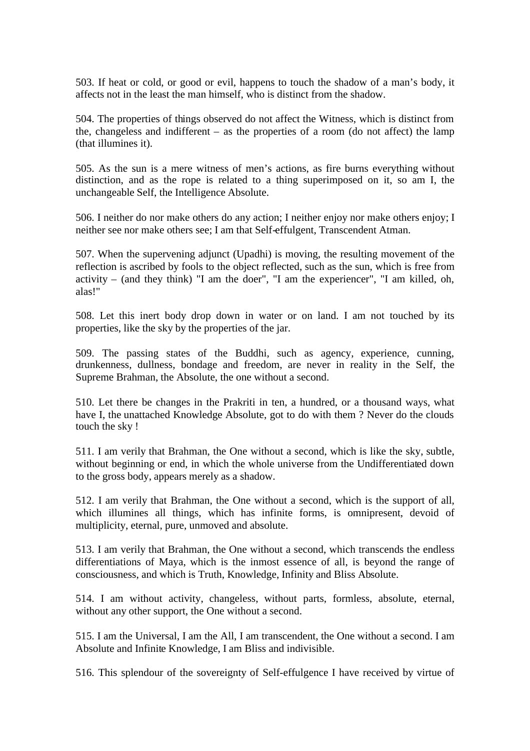503. If heat or cold, or good or evil, happens to touch the shadow of a man's body, it affects not in the least the man himself, who is distinct from the shadow.

504. The properties of things observed do not affect the Witness, which is distinct from the, changeless and indifferent – as the properties of a room (do not affect) the lamp (that illumines it).

505. As the sun is a mere witness of men's actions, as fire burns everything without distinction, and as the rope is related to a thing superimposed on it, so am I, the unchangeable Self, the Intelligence Absolute.

506. I neither do nor make others do any action; I neither enjoy nor make others enjoy; I neither see nor make others see; I am that Self-effulgent, Transcendent Atman.

507. When the supervening adjunct (Upadhi) is moving, the resulting movement of the reflection is ascribed by fools to the object reflected, such as the sun, which is free from activity – (and they think) "I am the doer", "I am the experiencer", "I am killed, oh, alas!"

508. Let this inert body drop down in water or on land. I am not touched by its properties, like the sky by the properties of the jar.

509. The passing states of the Buddhi, such as agency, experience, cunning, drunkenness, dullness, bondage and freedom, are never in reality in the Self, the Supreme Brahman, the Absolute, the one without a second.

510. Let there be changes in the Prakriti in ten, a hundred, or a thousand ways, what have I, the unattached Knowledge Absolute, got to do with them ? Never do the clouds touch the sky !

511. I am verily that Brahman, the One without a second, which is like the sky, subtle, without beginning or end, in which the whole universe from the Undifferentiated down to the gross body, appears merely as a shadow.

512. I am verily that Brahman, the One without a second, which is the support of all, which illumines all things, which has infinite forms, is omnipresent, devoid of multiplicity, eternal, pure, unmoved and absolute.

513. I am verily that Brahman, the One without a second, which transcends the endless differentiations of Maya, which is the inmost essence of all, is beyond the range of consciousness, and which is Truth, Knowledge, Infinity and Bliss Absolute.

514. I am without activity, changeless, without parts, formless, absolute, eternal, without any other support, the One without a second.

515. I am the Universal, I am the All, I am transcendent, the One without a second. I am Absolute and Infinite Knowledge, I am Bliss and indivisible.

516. This splendour of the sovereignty of Self-effulgence I have received by virtue of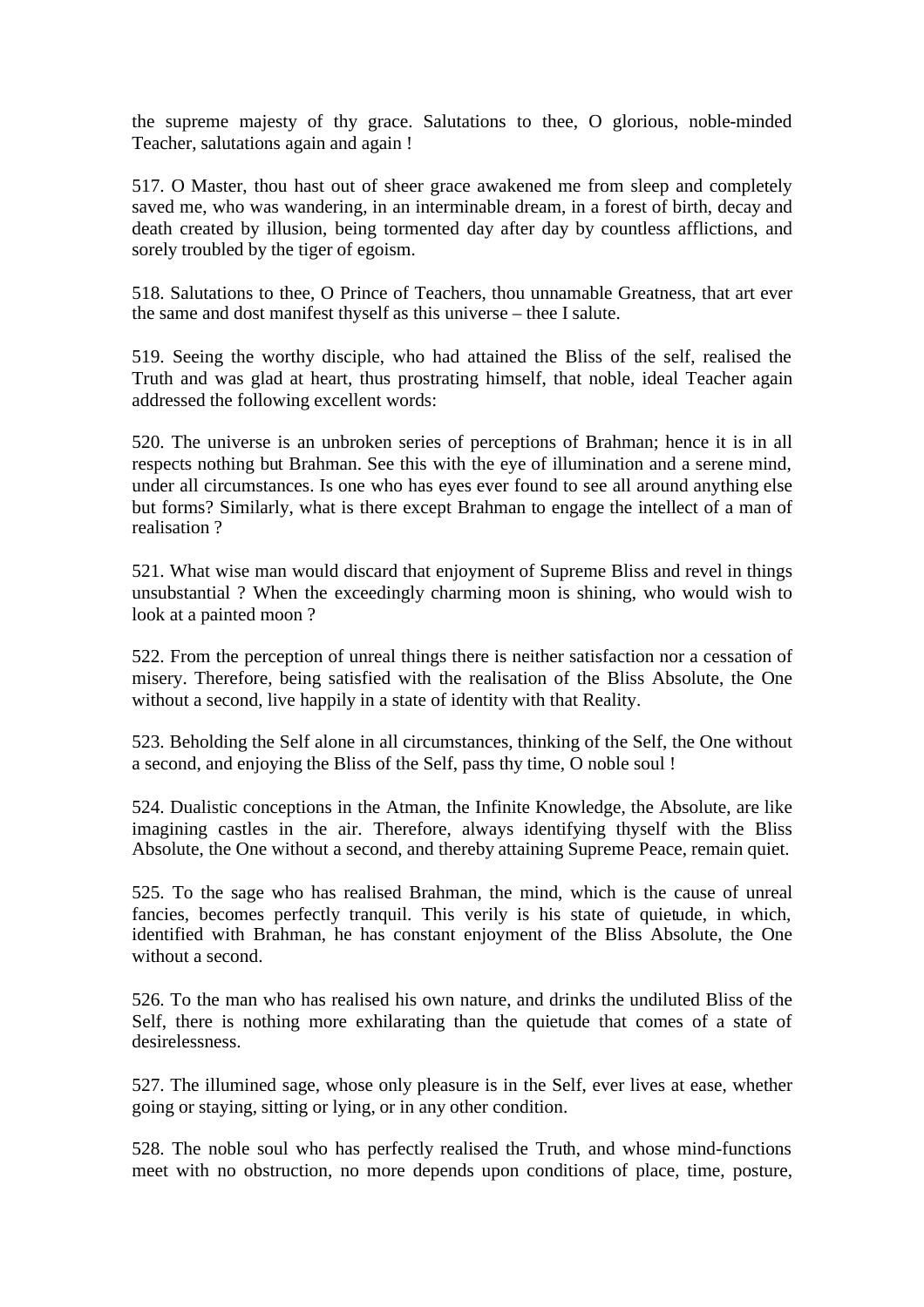the supreme majesty of thy grace. Salutations to thee, O glorious, noble-minded Teacher, salutations again and again !

517. O Master, thou hast out of sheer grace awakened me from sleep and completely saved me, who was wandering, in an interminable dream, in a forest of birth, decay and death created by illusion, being tormented day after day by countless afflictions, and sorely troubled by the tiger of egoism.

518. Salutations to thee, O Prince of Teachers, thou unnamable Greatness, that art ever the same and dost manifest thyself as this universe – thee I salute.

519. Seeing the worthy disciple, who had attained the Bliss of the self, realised the Truth and was glad at heart, thus prostrating himself, that noble, ideal Teacher again addressed the following excellent words:

520. The universe is an unbroken series of perceptions of Brahman; hence it is in all respects nothing but Brahman. See this with the eye of illumination and a serene mind, under all circumstances. Is one who has eyes ever found to see all around anything else but forms? Similarly, what is there except Brahman to engage the intellect of a man of realisation ?

521. What wise man would discard that enjoyment of Supreme Bliss and revel in things unsubstantial ? When the exceedingly charming moon is shining, who would wish to look at a painted moon ?

522. From the perception of unreal things there is neither satisfaction nor a cessation of misery. Therefore, being satisfied with the realisation of the Bliss Absolute, the One without a second, live happily in a state of identity with that Reality.

523. Beholding the Self alone in all circumstances, thinking of the Self, the One without a second, and enjoying the Bliss of the Self, pass thy time, O noble soul !

524. Dualistic conceptions in the Atman, the Infinite Knowledge, the Absolute, are like imagining castles in the air. Therefore, always identifying thyself with the Bliss Absolute, the One without a second, and thereby attaining Supreme Peace, remain quiet.

525. To the sage who has realised Brahman, the mind, which is the cause of unreal fancies, becomes perfectly tranquil. This verily is his state of quietude, in which, identified with Brahman, he has constant enjoyment of the Bliss Absolute, the One without a second.

526. To the man who has realised his own nature, and drinks the undiluted Bliss of the Self, there is nothing more exhilarating than the quietude that comes of a state of desirelessness.

527. The illumined sage, whose only pleasure is in the Self, ever lives at ease, whether going or staying, sitting or lying, or in any other condition.

528. The noble soul who has perfectly realised the Truth, and whose mind-functions meet with no obstruction, no more depends upon conditions of place, time, posture,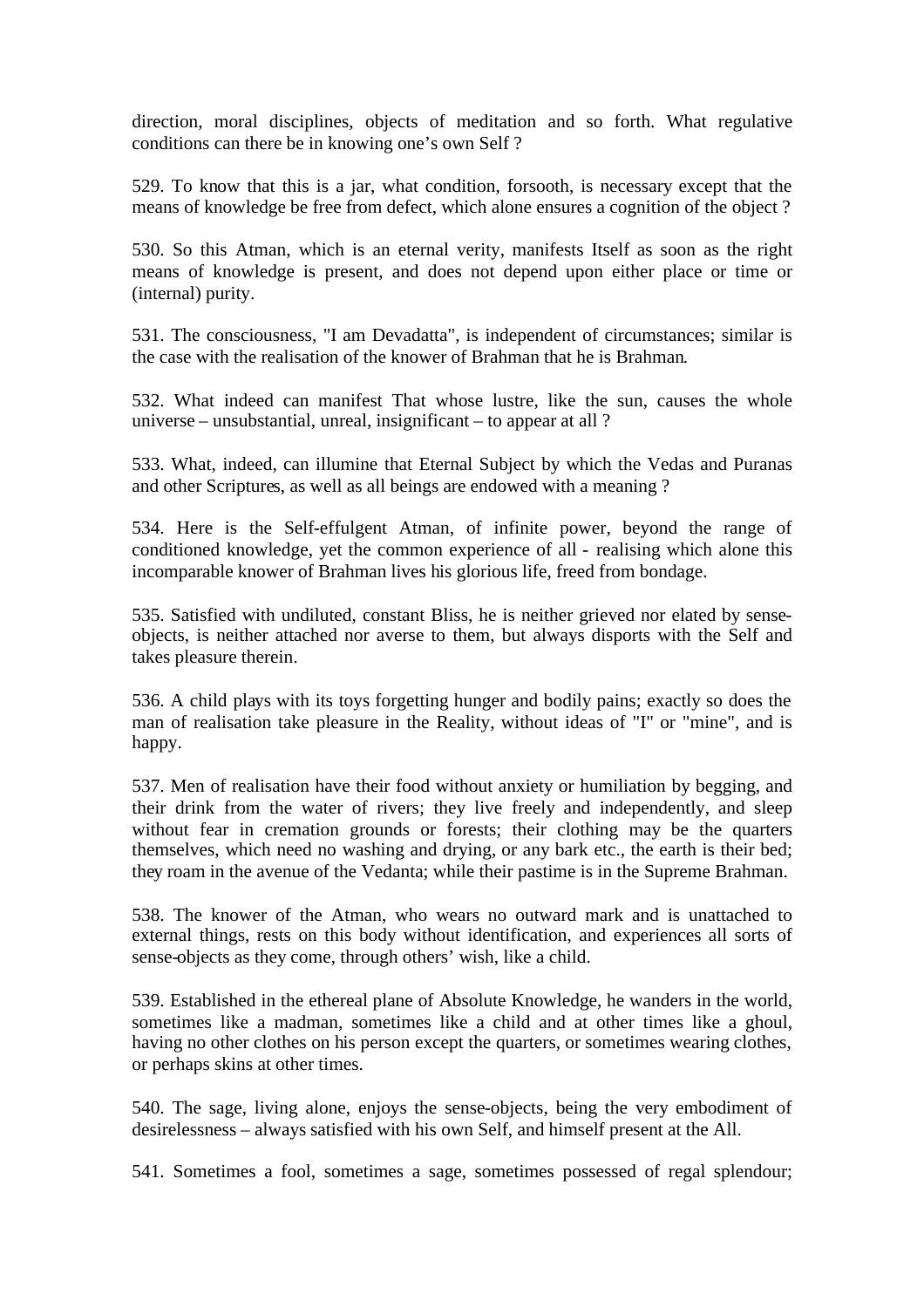direction, moral disciplines, objects of meditation and so forth. What regulative conditions can there be in knowing one's own Self ?

529. To know that this is a jar, what condition, forsooth, is necessary except that the means of knowledge be free from defect, which alone ensures a cognition of the object ?

530. So this Atman, which is an eternal verity, manifests Itself as soon as the right means of knowledge is present, and does not depend upon either place or time or (internal) purity.

531. The consciousness, "I am Devadatta", is independent of circumstances; similar is the case with the realisation of the knower of Brahman that he is Brahman.

532. What indeed can manifest That whose lustre, like the sun, causes the whole universe – unsubstantial, unreal, insignificant – to appear at all ?

533. What, indeed, can illumine that Eternal Subject by which the Vedas and Puranas and other Scriptures, as well as all beings are endowed with a meaning ?

534. Here is the Self-effulgent Atman, of infinite power, beyond the range of conditioned knowledge, yet the common experience of all - realising which alone this incomparable knower of Brahman lives his glorious life, freed from bondage.

535. Satisfied with undiluted, constant Bliss, he is neither grieved nor elated by sense-objects, is neither attached nor averse to them, but always disports with the Self and takes pleasure therein.

536. A child plays with its toys forgetting hunger and bodily pains; exactly so does the man of realisation take pleasure in the Reality, without ideas of "I" or "mine", and is happy.

537. Men of realisation have their food without anxiety or humiliation by begging, and their drink from the water of rivers; they live freely and independently, and sleep without fear in cremation grounds or forests; their clothing may be the quarters themselves, which need no washing and drying, or any bark etc., the earth is their bed; they roam in the avenue of the Vedanta; while their pastime is in the Supreme Brahman.

538. The knower of the Atman, who wears no outward mark and is unattached to external things, rests on this body without identification, and experiences all sorts of sense-objects as they come, through others' wish, like a child.

539. Established in the ethereal plane of Absolute Knowledge, he wanders in the world, sometimes like a madman, sometimes like a child and at other times like a ghoul, having no other clothes on his person except the quarters, or sometimes wearing clothes, or perhaps skins at other times.

540. The sage, living alone, enjoys the sense-objects, being the very embodiment of desirelessness – always satisfied with his own Self, and himself present at the All.

541. Sometimes a fool, sometimes a sage, sometimes possessed of regal splendour;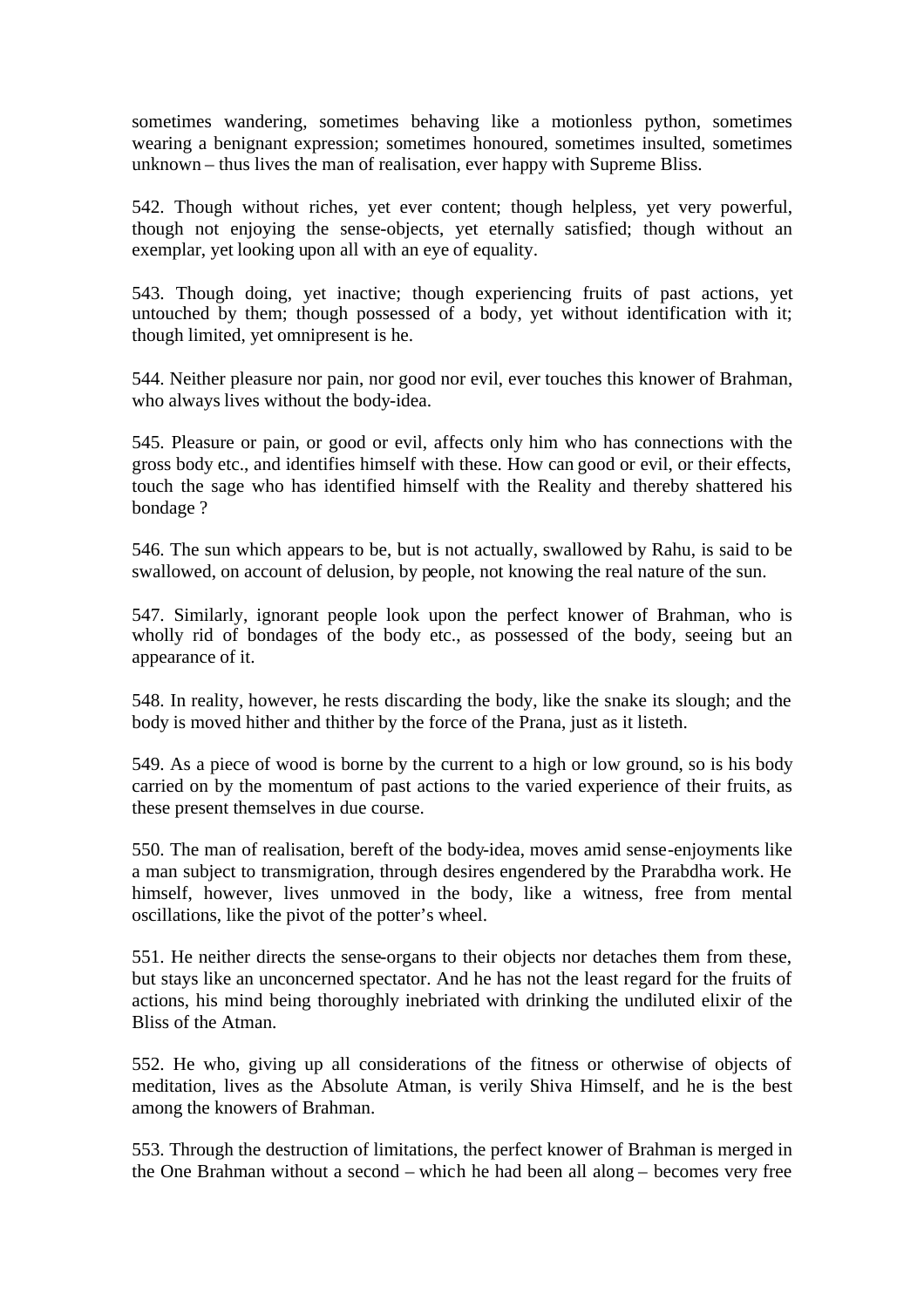sometimes wandering, sometimes behaving like a motionless python, sometimes wearing a benignant expression; sometimes honoured, sometimes insulted, sometimes unknown – thus lives the man of realisation, ever happy with Supreme Bliss.

542. Though without riches, yet ever content; though helpless, yet very powerful, though not enjoying the sense-objects, yet eternally satisfied; though without an exemplar, yet looking upon all with an eye of equality.

543. Though doing, yet inactive; though experiencing fruits of past actions, yet untouched by them; though possessed of a body, yet without identification with it; though limited, yet omnipresent is he.

544. Neither pleasure nor pain, nor good nor evil, ever touches this knower of Brahman, who always lives without the body-idea.

545. Pleasure or pain, or good or evil, affects only him who has connections with the gross body etc., and identifies himself with these. How can good or evil, or their effects, touch the sage who has identified himself with the Reality and thereby shattered his bondage ?

546. The sun which appears to be, but is not actually, swallowed by Rahu, is said to be swallowed, on account of delusion, by people, not knowing the real nature of the sun.

547. Similarly, ignorant people look upon the perfect knower of Brahman, who is wholly rid of bondages of the body etc., as possessed of the body, seeing but an appearance of it.

548. In reality, however, he rests discarding the body, like the snake its slough; and the body is moved hither and thither by the force of the Prana, just as it listeth.

549. As a piece of wood is borne by the current to a high or low ground, so is his body carried on by the momentum of past actions to the varied experience of their fruits, as these present themselves in due course.

550. The man of realisation, bereft of the body-idea, moves amid sense-enjoyments like a man subject to transmigration, through desires engendered by the Prarabdha work. He himself, however, lives unmoved in the body, like a witness, free from mental oscillations, like the pivot of the potter's wheel.

551. He neither directs the sense-organs to their objects nor detaches them from these, but stays like an unconcerned spectator. And he has not the least regard for the fruits of actions, his mind being thoroughly inebriated with drinking the undiluted elixir of the Bliss of the Atman.

552. He who, giving up all considerations of the fitness or otherwise of objects of meditation, lives as the Absolute Atman, is verily Shiva Himself, and he is the best among the knowers of Brahman.

553. Through the destruction of limitations, the perfect knower of Brahman is merged in the One Brahman without a second – which he had been all along – becomes very free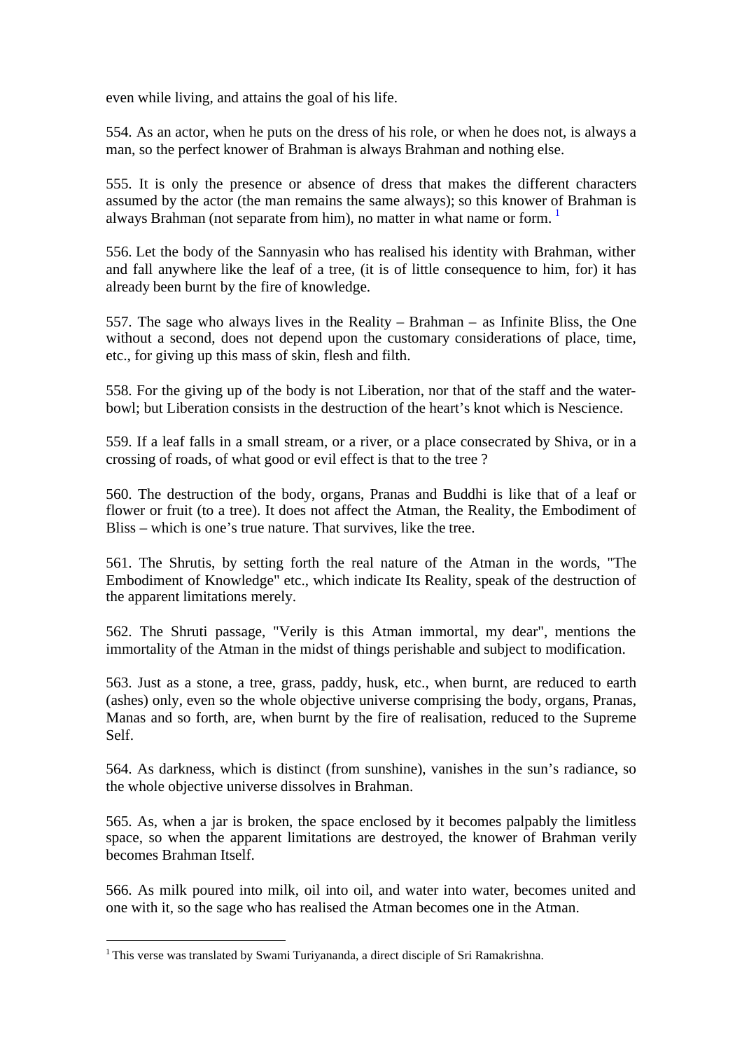even while living, and attains the goal of his life.

554. As an actor, when he puts on the dress of his role, or when he does not, is always a man, so the perfect knower of Brahman is always Brahman and nothing else.

555. It is only the presence or absence of dress that makes the different characters assumed by the actor (the man remains the same always); so this knower of Brahman is always Brahman (not separate from him), no matter in what name or form. [1]

556. Let the body of the Sannyasin who has realised his identity with Brahman, wither and fall anywhere like the leaf of a tree, (it is of little consequence to him, for) it has already been burnt by the fire of knowledge.

557. The sage who always lives in the Reality – Brahman – as Infinite Bliss, the One without a second, does not depend upon the customary considerations of place, time, etc., for giving up this mass of skin, flesh and filth.

558. For the giving up of the body is not Liberation, nor that of the staff and the water-bowl; but Liberation consists in the destruction of the heart's knot which is Nescience.

559. If a leaf falls in a small stream, or a river, or a place consecrated by Shiva, or in a crossing of roads, of what good or evil effect is that to the tree ?

560. The destruction of the body, organs, Pranas and Buddhi is like that of a leaf or flower or fruit (to a tree). It does not affect the Atman, the Reality, the Embodiment of Bliss – which is one's true nature. That survives, like the tree.

561. The Shrutis, by setting forth the real nature of the Atman in the words, "The Embodiment of Knowledge" etc., which indicate Its Reality, speak of the destruction of the apparent limitations merely.

562. The Shruti passage, "Verily is this Atman immortal, my dear", mentions the immortality of the Atman in the midst of things perishable and subject to modification.

563. Just as a stone, a tree, grass, paddy, husk, etc., when burnt, are reduced to earth (ashes) only, even so the whole objective universe comprising the body, organs, Pranas, Manas and so forth, are, when burnt by the fire of realisation, reduced to the Supreme Self.

564. As darkness, which is distinct (from sunshine), vanishes in the sun's radiance, so the whole objective universe dissolves in Brahman.

565. As, when a jar is broken, the space enclosed by it becomes palpably the limitless space, so when the apparent limitations are destroyed, the knower of Brahman verily becomes Brahman Itself.

566. As milk poured into milk, oil into oil, and water into water, becomes united and one with it, so the sage who has realised the Atman becomes one in the Atman.

---

[1] This verse was translated by Swami Turiyananda, a direct disciple of Sri Ramakrishna.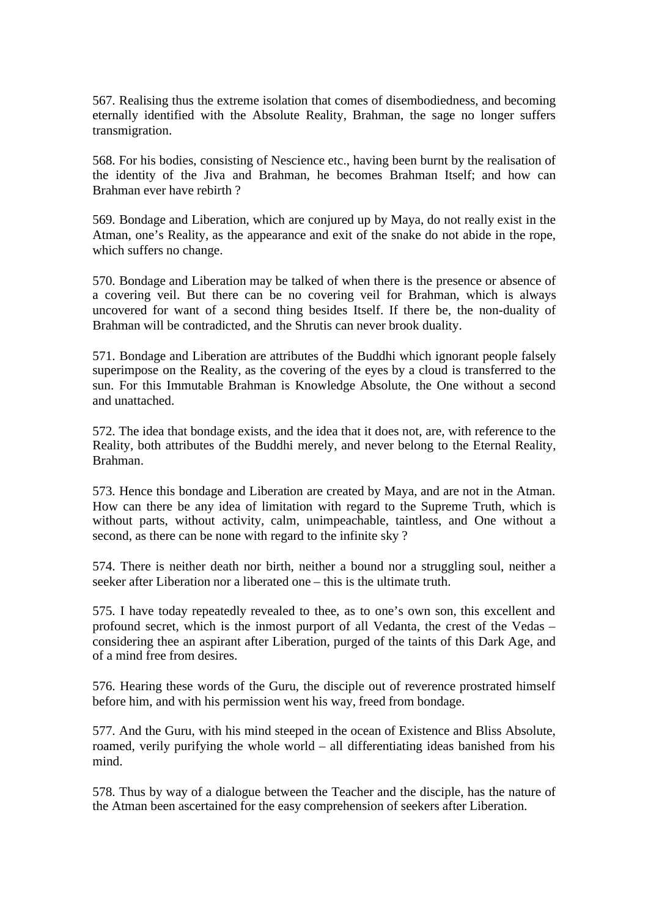567. Realising thus the extreme isolation that comes of disembodiedness, and becoming eternally identified with the Absolute Reality, Brahman, the sage no longer suffers transmigration.

568. For his bodies, consisting of Nescience etc., having been burnt by the realisation of the identity of the Jiva and Brahman, he becomes Brahman Itself; and how can Brahman ever have rebirth ?

569. Bondage and Liberation, which are conjured up by Maya, do not really exist in the Atman, one's Reality, as the appearance and exit of the snake do not abide in the rope, which suffers no change.

570. Bondage and Liberation may be talked of when there is the presence or absence of a covering veil. But there can be no covering veil for Brahman, which is always uncovered for want of a second thing besides Itself. If there be, the non-duality of Brahman will be contradicted, and the Shrutis can never brook duality.

571. Bondage and Liberation are attributes of the Buddhi which ignorant people falsely superimpose on the Reality, as the covering of the eyes by a cloud is transferred to the sun. For this Immutable Brahman is Knowledge Absolute, the One without a second and unattached.

572. The idea that bondage exists, and the idea that it does not, are, with reference to the Reality, both attributes of the Buddhi merely, and never belong to the Eternal Reality, Brahman.

573. Hence this bondage and Liberation are created by Maya, and are not in the Atman. How can there be any idea of limitation with regard to the Supreme Truth, which is without parts, without activity, calm, unimpeachable, taintless, and One without a second, as there can be none with regard to the infinite sky ?

574. There is neither death nor birth, neither a bound nor a struggling soul, neither a seeker after Liberation nor a liberated one – this is the ultimate truth.

575. I have today repeatedly revealed to thee, as to one's own son, this excellent and profound secret, which is the inmost purport of all Vedanta, the crest of the Vedas – considering thee an aspirant after Liberation, purged of the taints of this Dark Age, and of a mind free from desires.

576. Hearing these words of the Guru, the disciple out of reverence prostrated himself before him, and with his permission went his way, freed from bondage.

577. And the Guru, with his mind steeped in the ocean of Existence and Bliss Absolute, roamed, verily purifying the whole world – all differentiating ideas banished from his mind.

578. Thus by way of a dialogue between the Teacher and the disciple, has the nature of the Atman been ascertained for the easy comprehension of seekers after Liberation.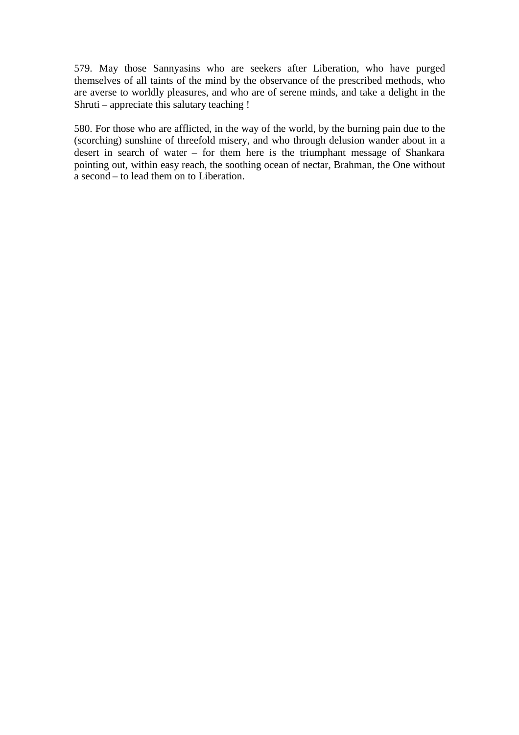579. May those Sannyasins who are seekers after Liberation, who have purged themselves of all taints of the mind by the observance of the prescribed methods, who are averse to worldly pleasures, and who are of serene minds, and take a delight in the Shruti – appreciate this salutary teaching !

580. For those who are afflicted, in the way of the world, by the burning pain due to the (scorching) sunshine of threefold misery, and who through delusion wander about in a desert in search of water – for them here is the triumphant message of Shankara pointing out, within easy reach, the soothing ocean of nectar, Brahman, the One without a second – to lead them on to Liberation.